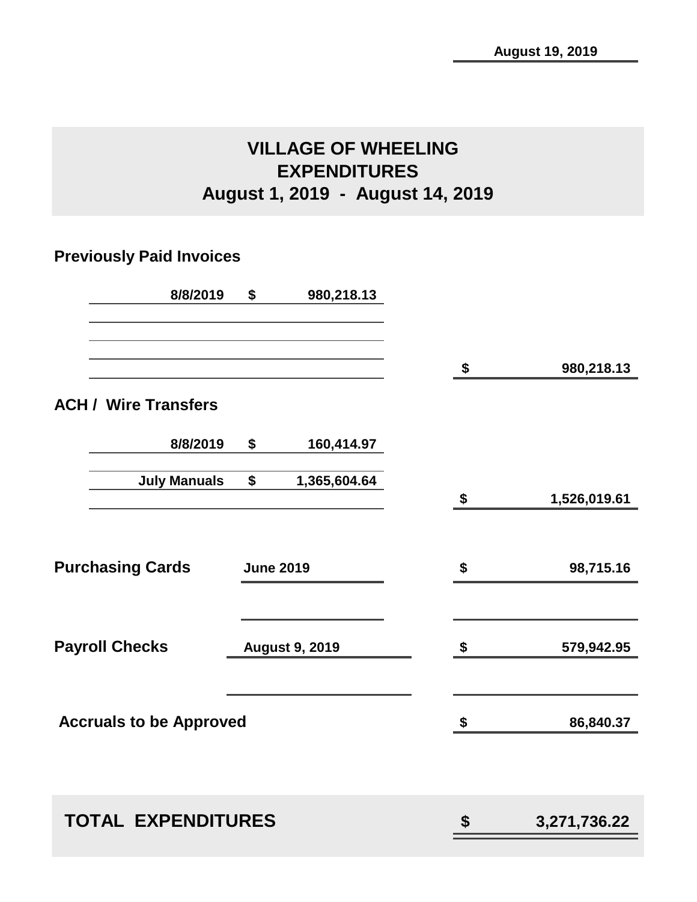August 19, 2019

# VILLAGE OF WHEELING
## EXPENDITURES
## August 1, 2019 - August 14, 2019

| | | | |
|---|---|---|---|
| **Previously Paid Invoices** | | | |
| 8/8/2019 | $ 980,218.13 | | |
| | | $ | 980,218.13 |
| **ACH / Wire Transfers** | | | |
| 8/8/2019 | $ 160,414.97 | | |
| July Manuals | $ 1,365,604.64 | | |
| | | $ | 1,526,019.61 |
| **Purchasing Cards** | June 2019 | $ | 98,715.16 |
| **Payroll Checks** | August 9, 2019 | $ | 579,942.95 |
| **Accruals to be Approved** | | $ | 86,840.37 |
| **TOTAL EXPENDITURES** | | **$** | **3,271,736.22** |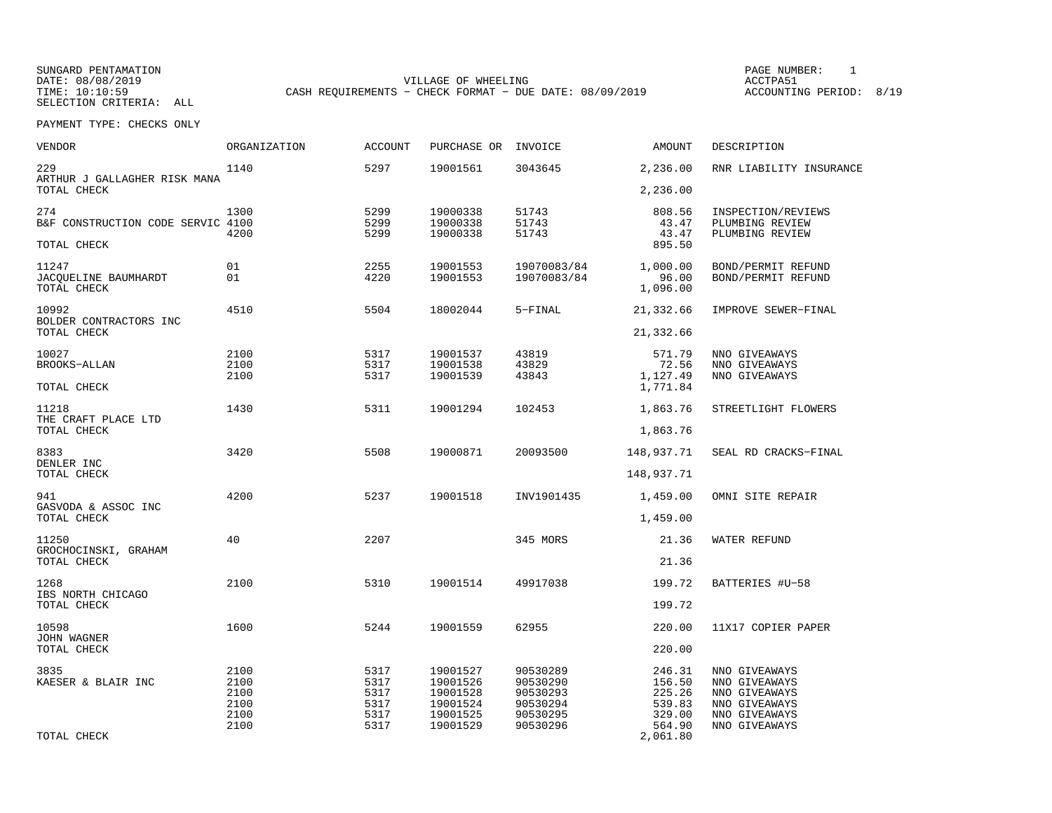SUNGARD PENTAMATION
DATE: 08/08/2019
TIME: 10:10:59
SELECTION CRITERIA: ALL

VILLAGE OF WHEELING
CASH REQUIREMENTS - CHECK FORMAT - DUE DATE: 08/09/2019

PAGE NUMBER: 1
ACCTPA51
ACCOUNTING PERIOD: 8/19

PAYMENT TYPE: CHECKS ONLY

| VENDOR | ORGANIZATION | ACCOUNT | PURCHASE OR | INVOICE | AMOUNT | DESCRIPTION |
|---|---|---|---|---|---|---|
| 229 | 1140 | 5297 | 19001561 | 3043645 | 2,236.00 | RNR LIABILITY INSURANCE |
| ARTHUR J GALLAGHER RISK MANA | | | | | | |
| TOTAL CHECK | | | | | 2,236.00 | |
| 274 | 1300 | 5299 | 19000338 | 51743 | 808.56 | INSPECTION/REVIEWS |
| B&F CONSTRUCTION CODE SERVIC | 4100 | 5299 | 19000338 | 51743 | 43.47 | PLUMBING REVIEW |
| | 4200 | 5299 | 19000338 | 51743 | 43.47 | PLUMBING REVIEW |
| TOTAL CHECK | | | | | 895.50 | |
| 11247 | 01 | 2255 | 19001553 | 19070083/84 | 1,000.00 | BOND/PERMIT REFUND |
| JACQUELINE BAUMHARDT | 01 | 4220 | 19001553 | 19070083/84 | 96.00 | BOND/PERMIT REFUND |
| TOTAL CHECK | | | | | 1,096.00 | |
| 10992 | 4510 | 5504 | 18002044 | 5-FINAL | 21,332.66 | IMPROVE SEWER-FINAL |
| BOLDER CONTRACTORS INC | | | | | | |
| TOTAL CHECK | | | | | 21,332.66 | |
| 10027 | 2100 | 5317 | 19001537 | 43819 | 571.79 | NNO GIVEAWAYS |
| BROOKS-ALLAN | 2100 | 5317 | 19001538 | 43829 | 72.56 | NNO GIVEAWAYS |
| | 2100 | 5317 | 19001539 | 43843 | 1,127.49 | NNO GIVEAWAYS |
| TOTAL CHECK | | | | | 1,771.84 | |
| 11218 | 1430 | 5311 | 19001294 | 102453 | 1,863.76 | STREETLIGHT FLOWERS |
| THE CRAFT PLACE LTD | | | | | | |
| TOTAL CHECK | | | | | 1,863.76 | |
| 8383 | 3420 | 5508 | 19000871 | 20093500 | 148,937.71 | SEAL RD CRACKS-FINAL |
| DENLER INC | | | | | | |
| TOTAL CHECK | | | | | 148,937.71 | |
| 941 | 4200 | 5237 | 19001518 | INV1901435 | 1,459.00 | OMNI SITE REPAIR |
| GASVODA & ASSOC INC | | | | | | |
| TOTAL CHECK | | | | | 1,459.00 | |
| 11250 | 40 | 2207 | | 345 MORS | 21.36 | WATER REFUND |
| GROCHOCINSKI, GRAHAM | | | | | | |
| TOTAL CHECK | | | | | 21.36 | |
| 1268 | 2100 | 5310 | 19001514 | 49917038 | 199.72 | BATTERIES #U-58 |
| IBS NORTH CHICAGO | | | | | | |
| TOTAL CHECK | | | | | 199.72 | |
| 10598 | 1600 | 5244 | 19001559 | 62955 | 220.00 | 11X17 COPIER PAPER |
| JOHN WAGNER | | | | | | |
| TOTAL CHECK | | | | | 220.00 | |
| 3835 | 2100 | 5317 | 19001527 | 90530289 | 246.31 | NNO GIVEAWAYS |
| KAESER & BLAIR INC | 2100 | 5317 | 19001526 | 90530290 | 156.50 | NNO GIVEAWAYS |
| | 2100 | 5317 | 19001528 | 90530293 | 225.26 | NNO GIVEAWAYS |
| | 2100 | 5317 | 19001524 | 90530294 | 539.83 | NNO GIVEAWAYS |
| | 2100 | 5317 | 19001525 | 90530295 | 329.00 | NNO GIVEAWAYS |
| | 2100 | 5317 | 19001529 | 90530296 | 564.90 | NNO GIVEAWAYS |
| TOTAL CHECK | | | | | 2,061.80 | |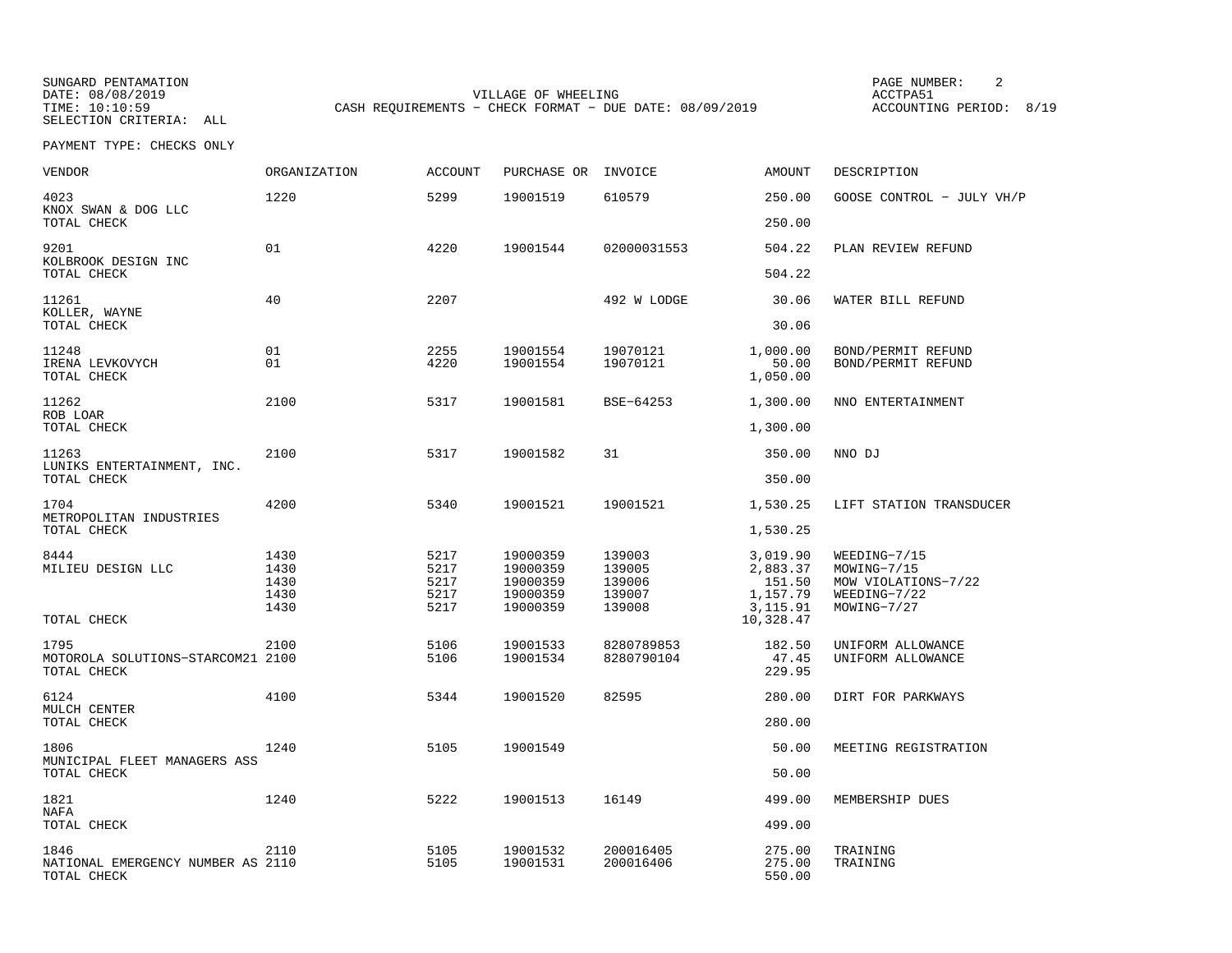SUNGARD PENTAMATION
DATE: 08/08/2019
TIME: 10:10:59
SELECTION CRITERIA: ALL

VILLAGE OF WHEELING
CASH REQUIREMENTS - CHECK FORMAT - DUE DATE: 08/09/2019

PAGE NUMBER: 2
ACCTPA51
ACCOUNTING PERIOD: 8/19

PAYMENT TYPE: CHECKS ONLY

| VENDOR | ORGANIZATION | ACCOUNT | PURCHASE OR | INVOICE | AMOUNT | DESCRIPTION |
|---|---|---|---|---|---|---|
| 4023 | 1220 | 5299 | 19001519 | 610579 | 250.00 | GOOSE CONTROL - JULY VH/P |
| KNOX SWAN & DOG LLC | | | | | | |
| TOTAL CHECK | | | | | 250.00 | |
| 9201 | 01 | 4220 | 19001544 | 02000031553 | 504.22 | PLAN REVIEW REFUND |
| KOLBROOK DESIGN INC | | | | | | |
| TOTAL CHECK | | | | | 504.22 | |
| 11261 | 40 | 2207 | | 492 W LODGE | 30.06 | WATER BILL REFUND |
| KOLLER, WAYNE | | | | | | |
| TOTAL CHECK | | | | | 30.06 | |
| 11248 | 01 | 2255 | 19001554 | 19070121 | 1,000.00 | BOND/PERMIT REFUND |
| IRENA LEVKOVYCH | 01 | 4220 | 19001554 | 19070121 | 50.00 | BOND/PERMIT REFUND |
| TOTAL CHECK | | | | | 1,050.00 | |
| 11262 | 2100 | 5317 | 19001581 | BSE-64253 | 1,300.00 | NNO ENTERTAINMENT |
| ROB LOAR | | | | | | |
| TOTAL CHECK | | | | | 1,300.00 | |
| 11263 | 2100 | 5317 | 19001582 | 31 | 350.00 | NNO DJ |
| LUNIKS ENTERTAINMENT, INC. | | | | | | |
| TOTAL CHECK | | | | | 350.00 | |
| 1704 | 4200 | 5340 | 19001521 | 19001521 | 1,530.25 | LIFT STATION TRANSDUCER |
| METROPOLITAN INDUSTRIES | | | | | | |
| TOTAL CHECK | | | | | 1,530.25 | |
| 8444 | 1430 | 5217 | 19000359 | 139003 | 3,019.90 | WEEDING-7/15 |
| MILIEU DESIGN LLC | 1430 | 5217 | 19000359 | 139005 | 2,883.37 | MOWING-7/15 |
| | 1430 | 5217 | 19000359 | 139006 | 151.50 | MOW VIOLATIONS-7/22 |
| | 1430 | 5217 | 19000359 | 139007 | 1,157.79 | WEEDING-7/22 |
| | 1430 | 5217 | 19000359 | 139008 | 3,115.91 | MOWING-7/27 |
| TOTAL CHECK | | | | | 10,328.47 | |
| 1795 | 2100 | 5106 | 19001533 | 8280789853 | 182.50 | UNIFORM ALLOWANCE |
| MOTOROLA SOLUTIONS-STARCOM21 | 2100 | 5106 | 19001534 | 8280790104 | 47.45 | UNIFORM ALLOWANCE |
| TOTAL CHECK | | | | | 229.95 | |
| 6124 | 4100 | 5344 | 19001520 | 82595 | 280.00 | DIRT FOR PARKWAYS |
| MULCH CENTER | | | | | | |
| TOTAL CHECK | | | | | 280.00 | |
| 1806 | 1240 | 5105 | 19001549 | | 50.00 | MEETING REGISTRATION |
| MUNICIPAL FLEET MANAGERS ASS | | | | | | |
| TOTAL CHECK | | | | | 50.00 | |
| 1821 | 1240 | 5222 | 19001513 | 16149 | 499.00 | MEMBERSHIP DUES |
| NAFA | | | | | | |
| TOTAL CHECK | | | | | 499.00 | |
| 1846 | 2110 | 5105 | 19001532 | 200016405 | 275.00 | TRAINING |
| NATIONAL EMERGENCY NUMBER AS | 2110 | 5105 | 19001531 | 200016406 | 275.00 | TRAINING |
| TOTAL CHECK | | | | | 550.00 | |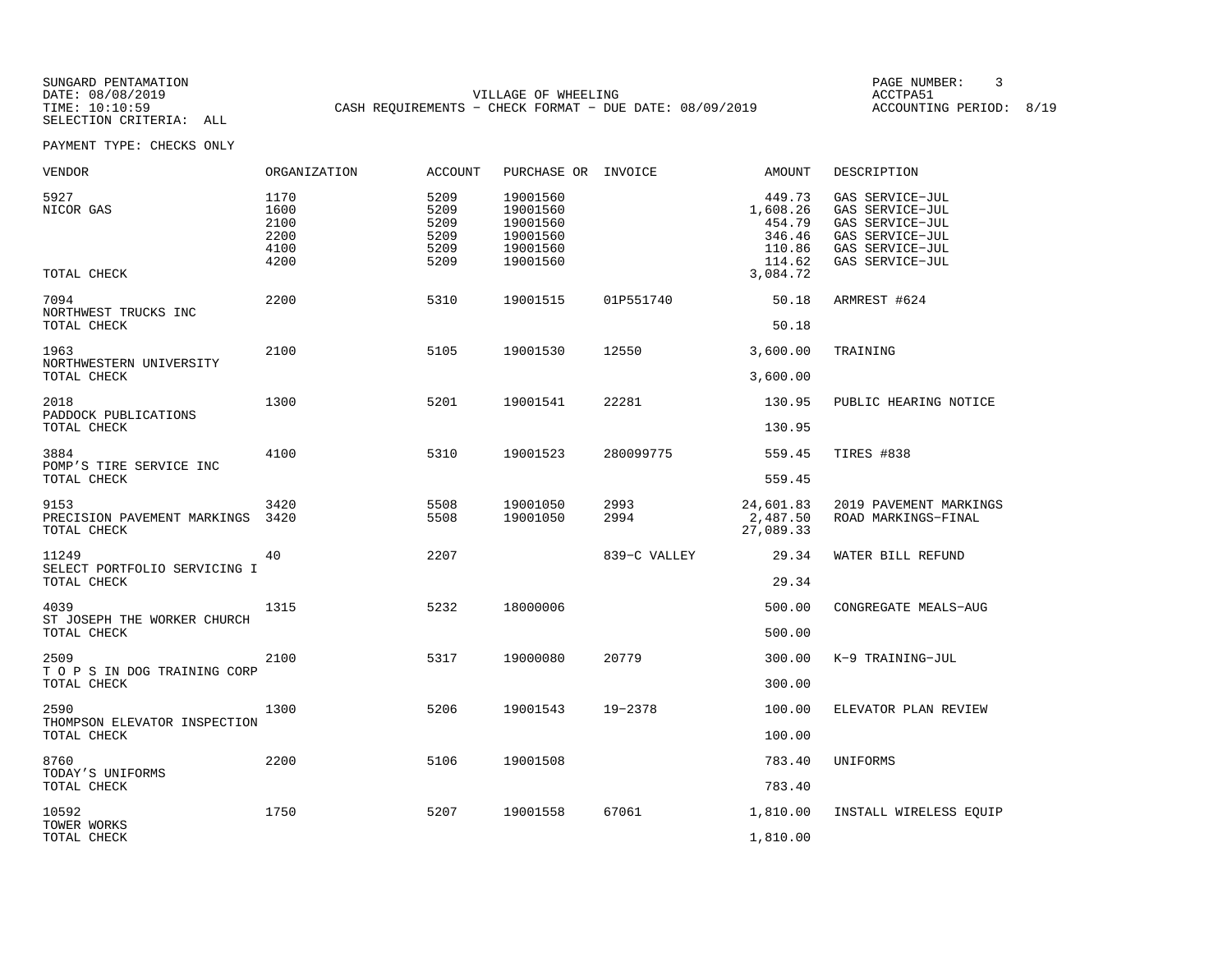SUNGARD PENTAMATION
DATE: 08/08/2019
TIME: 10:10:59
SELECTION CRITERIA: ALL

VILLAGE OF WHEELING
CASH REQUIREMENTS - CHECK FORMAT - DUE DATE: 08/09/2019

PAGE NUMBER: 3
ACCTPA51
ACCOUNTING PERIOD: 8/19

PAYMENT TYPE: CHECKS ONLY

| VENDOR | ORGANIZATION | ACCOUNT | PURCHASE OR | INVOICE | AMOUNT | DESCRIPTION |
|---|---|---|---|---|---|---|
| 5927 | 1170 | 5209 | 19001560 | | 449.73 | GAS SERVICE-JUL |
| NICOR GAS | 1600 | 5209 | 19001560 | | 1,608.26 | GAS SERVICE-JUL |
| | 2100 | 5209 | 19001560 | | 454.79 | GAS SERVICE-JUL |
| | 2200 | 5209 | 19001560 | | 346.46 | GAS SERVICE-JUL |
| | 4100 | 5209 | 19001560 | | 110.86 | GAS SERVICE-JUL |
| | 4200 | 5209 | 19001560 | | 114.62 | GAS SERVICE-JUL |
| TOTAL CHECK | | | | | 3,084.72 | |
| 7094 | 2200 | 5310 | 19001515 | 01P551740 | 50.18 | ARMREST #624 |
| NORTHWEST TRUCKS INC | | | | | | |
| TOTAL CHECK | | | | | 50.18 | |
| 1963 | 2100 | 5105 | 19001530 | 12550 | 3,600.00 | TRAINING |
| NORTHWESTERN UNIVERSITY | | | | | | |
| TOTAL CHECK | | | | | 3,600.00 | |
| 2018 | 1300 | 5201 | 19001541 | 22281 | 130.95 | PUBLIC HEARING NOTICE |
| PADDOCK PUBLICATIONS | | | | | | |
| TOTAL CHECK | | | | | 130.95 | |
| 3884 | 4100 | 5310 | 19001523 | 280099775 | 559.45 | TIRES #838 |
| POMP'S TIRE SERVICE INC | | | | | | |
| TOTAL CHECK | | | | | 559.45 | |
| 9153 | 3420 | 5508 | 19001050 | 2993 | 24,601.83 | 2019 PAVEMENT MARKINGS |
| PRECISION PAVEMENT MARKINGS | 3420 | 5508 | 19001050 | 2994 | 2,487.50 | ROAD MARKINGS-FINAL |
| TOTAL CHECK | | | | | 27,089.33 | |
| 11249 | 40 | 2207 | | 839-C VALLEY | 29.34 | WATER BILL REFUND |
| SELECT PORTFOLIO SERVICING I | | | | | | |
| TOTAL CHECK | | | | | 29.34 | |
| 4039 | 1315 | 5232 | 18000006 | | 500.00 | CONGREGATE MEALS-AUG |
| ST JOSEPH THE WORKER CHURCH | | | | | | |
| TOTAL CHECK | | | | | 500.00 | |
| 2509 | 2100 | 5317 | 19000080 | 20779 | 300.00 | K-9 TRAINING-JUL |
| T O P S IN DOG TRAINING CORP | | | | | | |
| TOTAL CHECK | | | | | 300.00 | |
| 2590 | 1300 | 5206 | 19001543 | 19-2378 | 100.00 | ELEVATOR PLAN REVIEW |
| THOMPSON ELEVATOR INSPECTION | | | | | | |
| TOTAL CHECK | | | | | 100.00 | |
| 8760 | 2200 | 5106 | 19001508 | | 783.40 | UNIFORMS |
| TODAY'S UNIFORMS | | | | | | |
| TOTAL CHECK | | | | | 783.40 | |
| 10592 | 1750 | 5207 | 19001558 | 67061 | 1,810.00 | INSTALL WIRELESS EQUIP |
| TOWER WORKS | | | | | | |
| TOTAL CHECK | | | | | 1,810.00 | |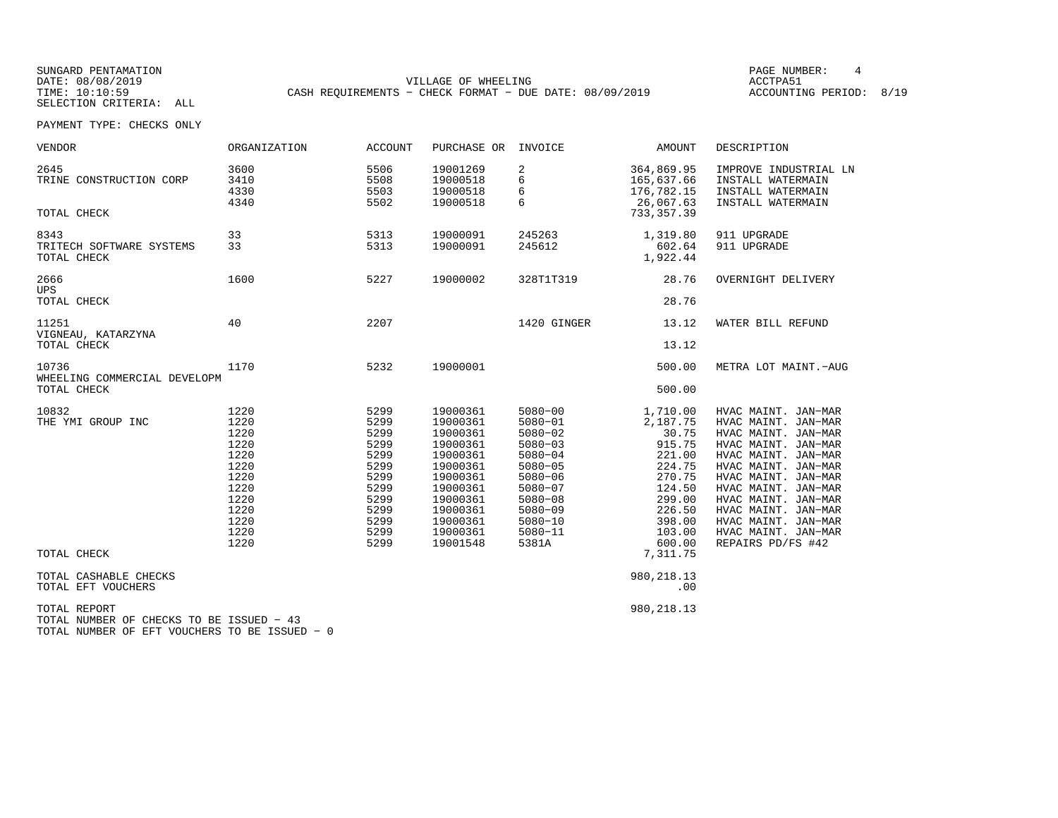SUNGARD PENTAMATION
DATE: 08/08/2019
TIME: 10:10:59
SELECTION CRITERIA: ALL

VILLAGE OF WHEELING
CASH REQUIREMENTS - CHECK FORMAT - DUE DATE: 08/09/2019

PAGE NUMBER: 4
ACCTPA51
ACCOUNTING PERIOD: 8/19

PAYMENT TYPE: CHECKS ONLY

| VENDOR | ORGANIZATION | ACCOUNT | PURCHASE OR | INVOICE | AMOUNT | DESCRIPTION |
|---|---|---|---|---|---|---|
| 2645 | 3600 | 5506 | 19001269 | 2 | 364,869.95 | IMPROVE INDUSTRIAL LN |
| TRINE CONSTRUCTION CORP | 3410 | 5508 | 19000518 | 6 | 165,637.66 | INSTALL WATERMAIN |
| | 4330 | 5503 | 19000518 | 6 | 176,782.15 | INSTALL WATERMAIN |
| | 4340 | 5502 | 19000518 | 6 | 26,067.63 | INSTALL WATERMAIN |
| TOTAL CHECK | | | | | 733,357.39 | |
| 8343 | 33 | 5313 | 19000091 | 245263 | 1,319.80 | 911 UPGRADE |
| TRITECH SOFTWARE SYSTEMS | 33 | 5313 | 19000091 | 245612 | 602.64 | 911 UPGRADE |
| TOTAL CHECK | | | | | 1,922.44 | |
| 2666 | 1600 | 5227 | 19000002 | 328T1T319 | 28.76 | OVERNIGHT DELIVERY |
| UPS | | | | | | |
| TOTAL CHECK | | | | | 28.76 | |
| 11251 | 40 | 2207 | | 1420 GINGER | 13.12 | WATER BILL REFUND |
| VIGNEAU, KATARZYNA | | | | | | |
| TOTAL CHECK | | | | | 13.12 | |
| 10736 | 1170 | 5232 | 19000001 | | 500.00 | METRA LOT MAINT.-AUG |
| WHEELING COMMERCIAL DEVELOPM | | | | | | |
| TOTAL CHECK | | | | | 500.00 | |
| 10832 | 1220 | 5299 | 19000361 | 5080-00 | 1,710.00 | HVAC MAINT. JAN-MAR |
| THE YMI GROUP INC | 1220 | 5299 | 19000361 | 5080-01 | 2,187.75 | HVAC MAINT. JAN-MAR |
| | 1220 | 5299 | 19000361 | 5080-02 | 30.75 | HVAC MAINT. JAN-MAR |
| | 1220 | 5299 | 19000361 | 5080-03 | 915.75 | HVAC MAINT. JAN-MAR |
| | 1220 | 5299 | 19000361 | 5080-04 | 221.00 | HVAC MAINT. JAN-MAR |
| | 1220 | 5299 | 19000361 | 5080-05 | 224.75 | HVAC MAINT. JAN-MAR |
| | 1220 | 5299 | 19000361 | 5080-06 | 270.75 | HVAC MAINT. JAN-MAR |
| | 1220 | 5299 | 19000361 | 5080-07 | 124.50 | HVAC MAINT. JAN-MAR |
| | 1220 | 5299 | 19000361 | 5080-08 | 299.00 | HVAC MAINT. JAN-MAR |
| | 1220 | 5299 | 19000361 | 5080-09 | 226.50 | HVAC MAINT. JAN-MAR |
| | 1220 | 5299 | 19000361 | 5080-10 | 398.00 | HVAC MAINT. JAN-MAR |
| | 1220 | 5299 | 19000361 | 5080-11 | 103.00 | HVAC MAINT. JAN-MAR |
| | 1220 | 5299 | 19001548 | 5381A | 600.00 | REPAIRS PD/FS #42 |
| TOTAL CHECK | | | | | 7,311.75 | |
| TOTAL CASHABLE CHECKS | | | | | 980,218.13 | |
| TOTAL EFT VOUCHERS | | | | | .00 | |
| TOTAL REPORT | | | | | 980,218.13 | |

TOTAL NUMBER OF CHECKS TO BE ISSUED - 43
TOTAL NUMBER OF EFT VOUCHERS TO BE ISSUED - 0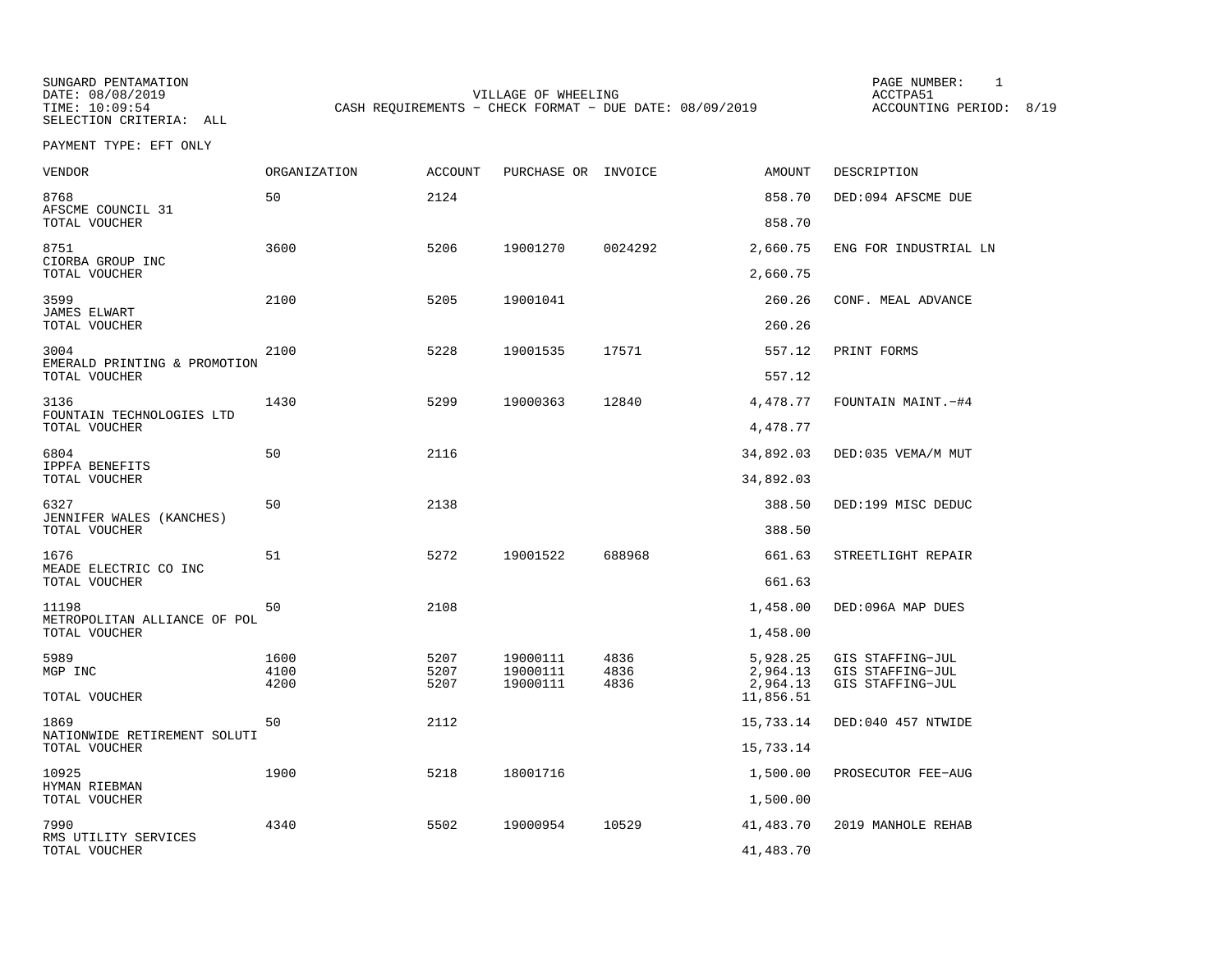SUNGARD PENTAMATION
DATE: 08/08/2019
TIME: 10:09:54
SELECTION CRITERIA: ALL

VILLAGE OF WHEELING
CASH REQUIREMENTS - CHECK FORMAT - DUE DATE: 08/09/2019

PAGE NUMBER: 1
ACCTPA51
ACCOUNTING PERIOD: 8/19

PAYMENT TYPE: EFT ONLY

| VENDOR | ORGANIZATION | ACCOUNT | PURCHASE OR | INVOICE | AMOUNT | DESCRIPTION |
|---|---|---|---|---|---|---|
| 8768 AFSCME COUNCIL 31 | 50 | 2124 | | | 858.70 | DED:094 AFSCME DUE |
| TOTAL VOUCHER | | | | | 858.70 | |
| 8751 CIORBA GROUP INC | 3600 | 5206 | 19001270 | 0024292 | 2,660.75 | ENG FOR INDUSTRIAL LN |
| TOTAL VOUCHER | | | | | 2,660.75 | |
| 3599 JAMES ELWART | 2100 | 5205 | 19001041 | | 260.26 | CONF. MEAL ADVANCE |
| TOTAL VOUCHER | | | | | 260.26 | |
| 3004 EMERALD PRINTING & PROMOTION | 2100 | 5228 | 19001535 | 17571 | 557.12 | PRINT FORMS |
| TOTAL VOUCHER | | | | | 557.12 | |
| 3136 FOUNTAIN TECHNOLOGIES LTD | 1430 | 5299 | 19000363 | 12840 | 4,478.77 | FOUNTAIN MAINT.-#4 |
| TOTAL VOUCHER | | | | | 4,478.77 | |
| 6804 IPPFA BENEFITS | 50 | 2116 | | | 34,892.03 | DED:035 VEMA/M MUT |
| TOTAL VOUCHER | | | | | 34,892.03 | |
| 6327 JENNIFER WALES (KANCHES) | 50 | 2138 | | | 388.50 | DED:199 MISC DEDUC |
| TOTAL VOUCHER | | | | | 388.50 | |
| 1676 MEADE ELECTRIC CO INC | 51 | 5272 | 19001522 | 688968 | 661.63 | STREETLIGHT REPAIR |
| TOTAL VOUCHER | | | | | 661.63 | |
| 11198 METROPOLITAN ALLIANCE OF POL | 50 | 2108 | | | 1,458.00 | DED:096A MAP DUES |
| TOTAL VOUCHER | | | | | 1,458.00 | |
| 5989 MGP INC | 1600 | 5207 | 19000111 | 4836 | 5,928.25 | GIS STAFFING-JUL |
| | 4100 | 5207 | 19000111 | 4836 | 2,964.13 | GIS STAFFING-JUL |
| | 4200 | 5207 | 19000111 | 4836 | 2,964.13 | GIS STAFFING-JUL |
| TOTAL VOUCHER | | | | | 11,856.51 | |
| 1869 NATIONWIDE RETIREMENT SOLUTI | 50 | 2112 | | | 15,733.14 | DED:040 457 NTWIDE |
| TOTAL VOUCHER | | | | | 15,733.14 | |
| 10925 HYMAN RIEBMAN | 1900 | 5218 | 18001716 | | 1,500.00 | PROSECUTOR FEE-AUG |
| TOTAL VOUCHER | | | | | 1,500.00 | |
| 7990 RMS UTILITY SERVICES | 4340 | 5502 | 19000954 | 10529 | 41,483.70 | 2019 MANHOLE REHAB |
| TOTAL VOUCHER | | | | | 41,483.70 | |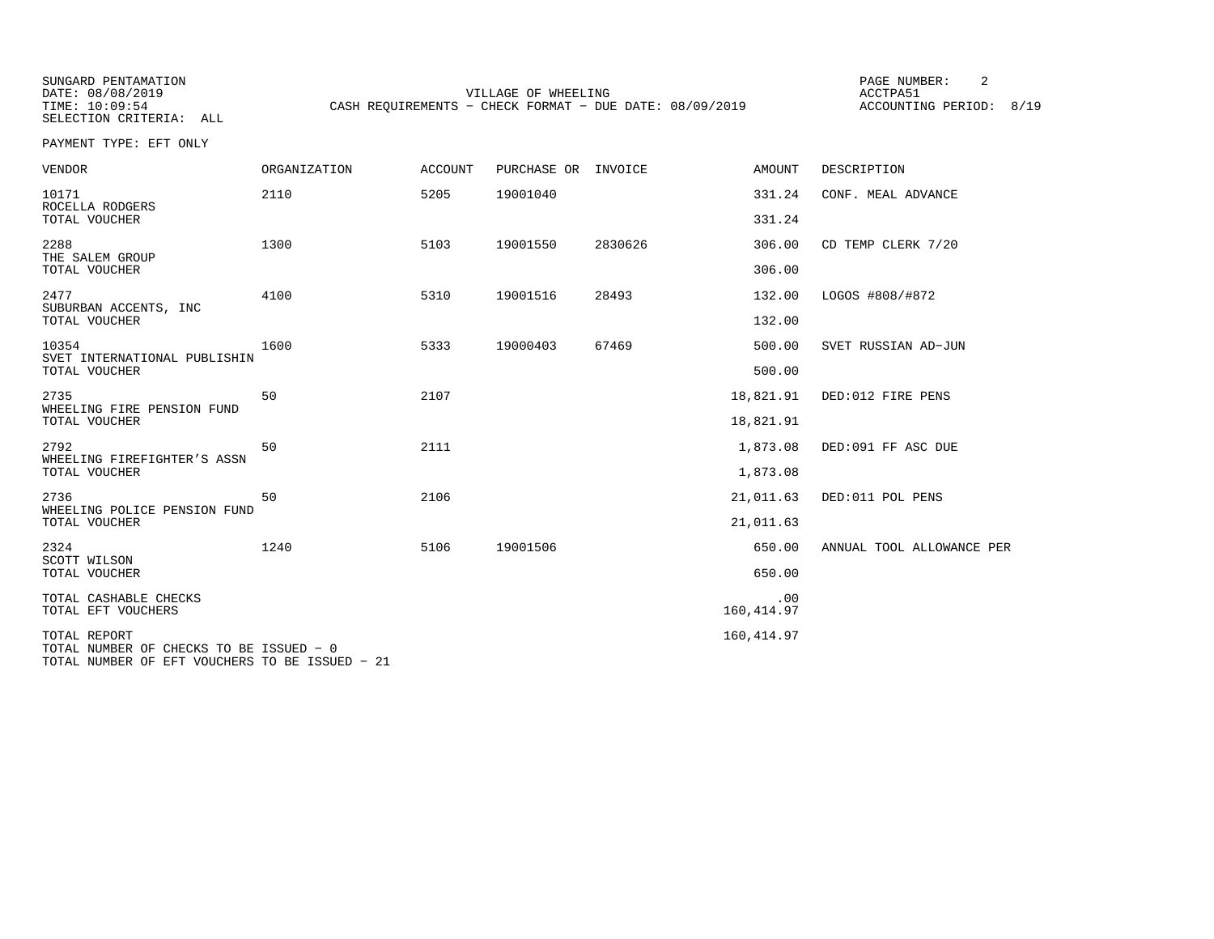SUNGARD PENTAMATION
DATE: 08/08/2019
TIME: 10:09:54
SELECTION CRITERIA: ALL

VILLAGE OF WHEELING
CASH REQUIREMENTS - CHECK FORMAT - DUE DATE: 08/09/2019

PAGE NUMBER: 2
ACCTPA51
ACCOUNTING PERIOD: 8/19

PAYMENT TYPE: EFT ONLY

| VENDOR | ORGANIZATION | ACCOUNT | PURCHASE OR | INVOICE | AMOUNT | DESCRIPTION |
|---|---|---|---|---|---|---|
| 10171 ROCELLA RODGERS | 2110 | 5205 | 19001040 | | 331.24 | CONF. MEAL ADVANCE |
| TOTAL VOUCHER | | | | | 331.24 | |
| 2288 THE SALEM GROUP | 1300 | 5103 | 19001550 | 2830626 | 306.00 | CD TEMP CLERK 7/20 |
| TOTAL VOUCHER | | | | | 306.00 | |
| 2477 SUBURBAN ACCENTS, INC | 4100 | 5310 | 19001516 | 28493 | 132.00 | LOGOS #808/#872 |
| TOTAL VOUCHER | | | | | 132.00 | |
| 10354 SVET INTERNATIONAL PUBLISHIN | 1600 | 5333 | 19000403 | 67469 | 500.00 | SVET RUSSIAN AD-JUN |
| TOTAL VOUCHER | | | | | 500.00 | |
| 2735 WHEELING FIRE PENSION FUND | 50 | 2107 | | | 18,821.91 | DED:012 FIRE PENS |
| TOTAL VOUCHER | | | | | 18,821.91 | |
| 2792 WHEELING FIREFIGHTER'S ASSN | 50 | 2111 | | | 1,873.08 | DED:091 FF ASC DUE |
| TOTAL VOUCHER | | | | | 1,873.08 | |
| 2736 WHEELING POLICE PENSION FUND | 50 | 2106 | | | 21,011.63 | DED:011 POL PENS |
| TOTAL VOUCHER | | | | | 21,011.63 | |
| 2324 SCOTT WILSON | 1240 | 5106 | 19001506 | | 650.00 | ANNUAL TOOL ALLOWANCE PER |
| TOTAL VOUCHER | | | | | 650.00 | |
| TOTAL CASHABLE CHECKS | | | | | .00 | |
| TOTAL EFT VOUCHERS | | | | | 160,414.97 | |
| TOTAL REPORT | | | | | 160,414.97 | |

TOTAL NUMBER OF CHECKS TO BE ISSUED - 0
TOTAL NUMBER OF EFT VOUCHERS TO BE ISSUED - 21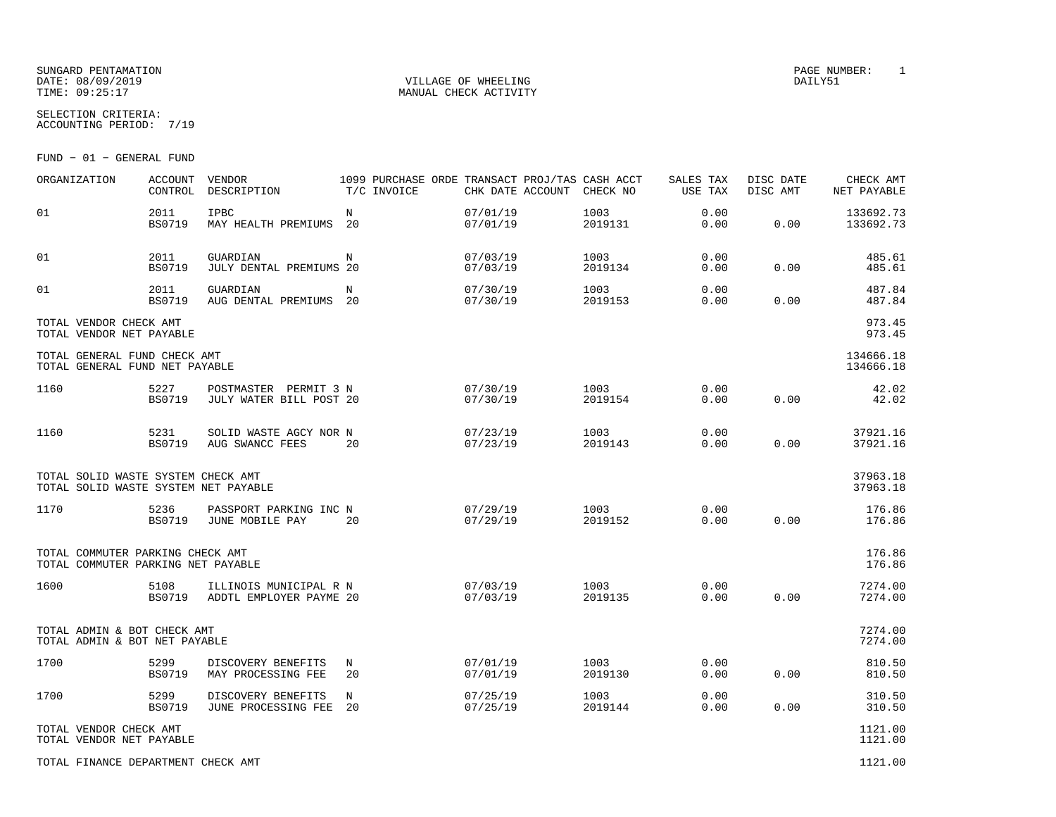SUNGARD PENTAMATION
DATE: 08/09/2019
TIME: 09:25:17

VILLAGE OF WHEELING
MANUAL CHECK ACTIVITY

PAGE NUMBER: 1
DAILY51

SELECTION CRITERIA:
ACCOUNTING PERIOD: 7/19

FUND - 01 - GENERAL FUND

| ORGANIZATION | ACCOUNT CONTROL | VENDOR DESCRIPTION | 1099 T/C | PURCHASE ORDE INVOICE | TRANSACT CHK DATE | PROJ/TAS ACCOUNT | CASH ACCT CHECK NO | SALES TAX USE TAX | DISC DATE DISC AMT | CHECK AMT NET PAYABLE |
|---|---|---|---|---|---|---|---|---|---|---|
| 01 | 2011 BS0719 | IPBC MAY HEALTH PREMIUMS | N 20 | | 07/01/19 07/01/19 | | 1003 2019131 | 0.00 0.00 | 0.00 | 133692.73 133692.73 |
| 01 | 2011 BS0719 | GUARDIAN JULY DENTAL PREMIUMS | N 20 | | 07/03/19 07/03/19 | | 1003 2019134 | 0.00 0.00 | 0.00 | 485.61 485.61 |
| 01 | 2011 BS0719 | GUARDIAN AUG DENTAL PREMIUMS | N 20 | | 07/30/19 07/30/19 | | 1003 2019153 | 0.00 0.00 | 0.00 | 487.84 487.84 |
| TOTAL VENDOR CHECK AMT TOTAL VENDOR NET PAYABLE | | | | | | | | | | 973.45 973.45 |
| TOTAL GENERAL FUND CHECK AMT TOTAL GENERAL FUND NET PAYABLE | | | | | | | | | | 134666.18 134666.18 |
| 1160 | 5227 BS0719 | POSTMASTER PERMIT 3 JULY WATER BILL POST | N 20 | | 07/30/19 07/30/19 | | 1003 2019154 | 0.00 0.00 | 0.00 | 42.02 42.02 |
| 1160 | 5231 BS0719 | SOLID WASTE AGCY NOR AUG SWANCC FEES | N 20 | | 07/23/19 07/23/19 | | 1003 2019143 | 0.00 0.00 | 0.00 | 37921.16 37921.16 |
| TOTAL SOLID WASTE SYSTEM CHECK AMT TOTAL SOLID WASTE SYSTEM NET PAYABLE | | | | | | | | | | 37963.18 37963.18 |
| 1170 | 5236 BS0719 | PASSPORT PARKING INC JUNE MOBILE PAY | N 20 | | 07/29/19 07/29/19 | | 1003 2019152 | 0.00 0.00 | 0.00 | 176.86 176.86 |
| TOTAL COMMUTER PARKING CHECK AMT TOTAL COMMUTER PARKING NET PAYABLE | | | | | | | | | | 176.86 176.86 |
| 1600 | 5108 BS0719 | ILLINOIS MUNICIPAL R ADDTL EMPLOYER PAYME | N 20 | | 07/03/19 07/03/19 | | 1003 2019135 | 0.00 0.00 | 0.00 | 7274.00 7274.00 |
| TOTAL ADMIN & BOT CHECK AMT TOTAL ADMIN & BOT NET PAYABLE | | | | | | | | | | 7274.00 7274.00 |
| 1700 | 5299 BS0719 | DISCOVERY BENEFITS MAY PROCESSING FEE | N 20 | | 07/01/19 07/01/19 | | 1003 2019130 | 0.00 0.00 | 0.00 | 810.50 810.50 |
| 1700 | 5299 BS0719 | DISCOVERY BENEFITS JUNE PROCESSING FEE | N 20 | | 07/25/19 07/25/19 | | 1003 2019144 | 0.00 0.00 | 0.00 | 310.50 310.50 |
| TOTAL VENDOR CHECK AMT TOTAL VENDOR NET PAYABLE | | | | | | | | | | 1121.00 1121.00 |
| TOTAL FINANCE DEPARTMENT CHECK AMT | | | | | | | | | | 1121.00 |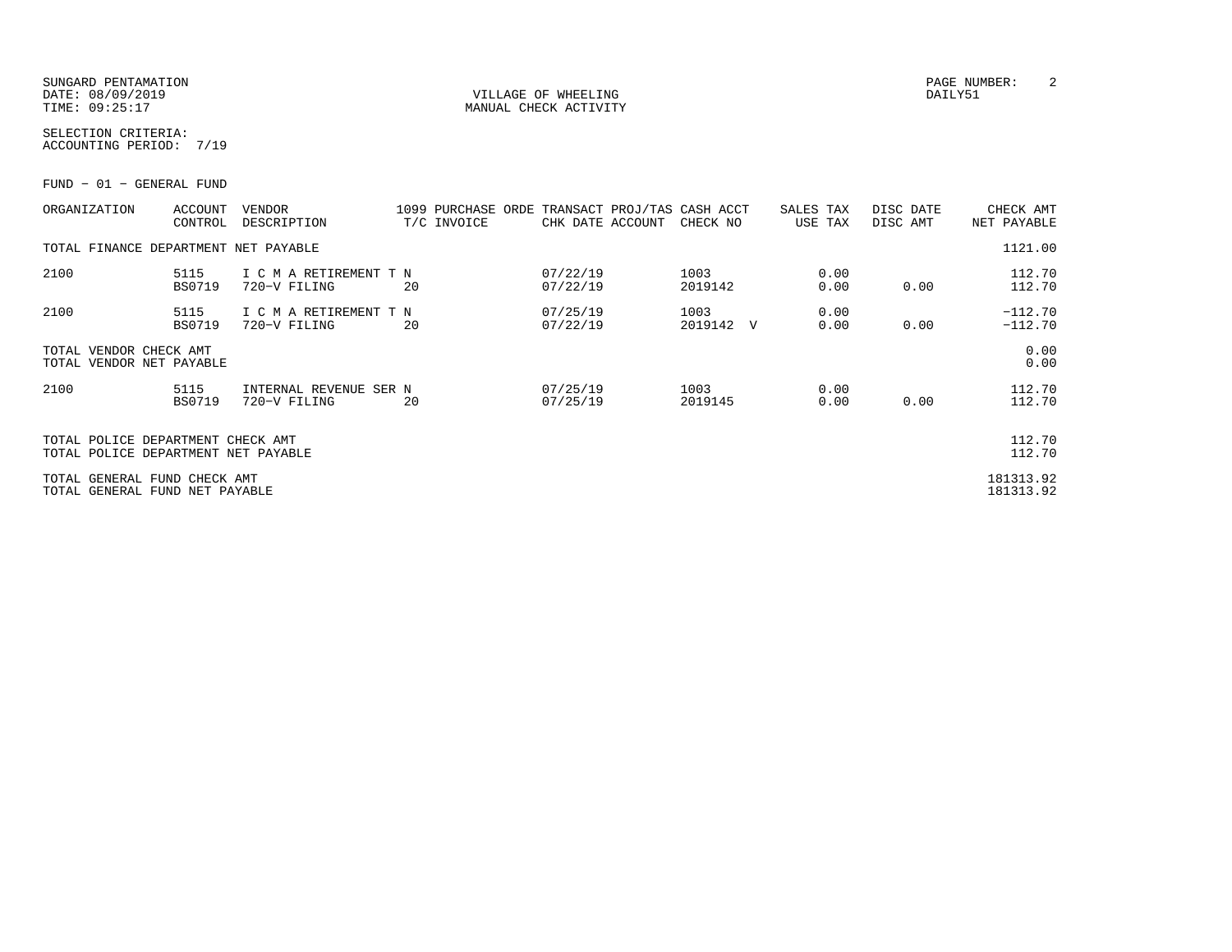SUNGARD PENTAMATION
DATE: 08/09/2019
TIME: 09:25:17

VILLAGE OF WHEELING
MANUAL CHECK ACTIVITY

DAILY51

SELECTION CRITERIA:
ACCOUNTING PERIOD: 7/19

FUND - 01 - GENERAL FUND

| ORGANIZATION | ACCOUNT CONTROL | VENDOR DESCRIPTION | 1099 PURCHASE ORDE T/C INVOICE | TRANSACT PROJ/TAS CHK DATE ACCOUNT | CASH ACCT CHECK NO | SALES TAX USE TAX | DISC DATE DISC AMT | CHECK AMT NET PAYABLE |
|---|---|---|---|---|---|---|---|---|
| TOTAL FINANCE DEPARTMENT NET PAYABLE | | | | | | | | 1121.00 |
| 2100 | 5115 | I C M A RETIREMENT T N | | 07/22/19 | 1003 | 0.00 | | 112.70 |
| | BS0719 | 720-V FILING | 20 | 07/22/19 | 2019142 | 0.00 | 0.00 | 112.70 |
| 2100 | 5115 | I C M A RETIREMENT T N | | 07/25/19 | 1003 | 0.00 | | -112.70 |
| | BS0719 | 720-V FILING | 20 | 07/22/19 | 2019142 V | 0.00 | 0.00 | -112.70 |
| TOTAL VENDOR CHECK AMT | | | | | | | | 0.00 |
| TOTAL VENDOR NET PAYABLE | | | | | | | | 0.00 |
| 2100 | 5115 | INTERNAL REVENUE SER N | | 07/25/19 | 1003 | 0.00 | | 112.70 |
| | BS0719 | 720-V FILING | 20 | 07/25/19 | 2019145 | 0.00 | 0.00 | 112.70 |
| TOTAL POLICE DEPARTMENT CHECK AMT | | | | | | | | 112.70 |
| TOTAL POLICE DEPARTMENT NET PAYABLE | | | | | | | | 112.70 |
| TOTAL GENERAL FUND CHECK AMT | | | | | | | | 181313.92 |
| TOTAL GENERAL FUND NET PAYABLE | | | | | | | | 181313.92 |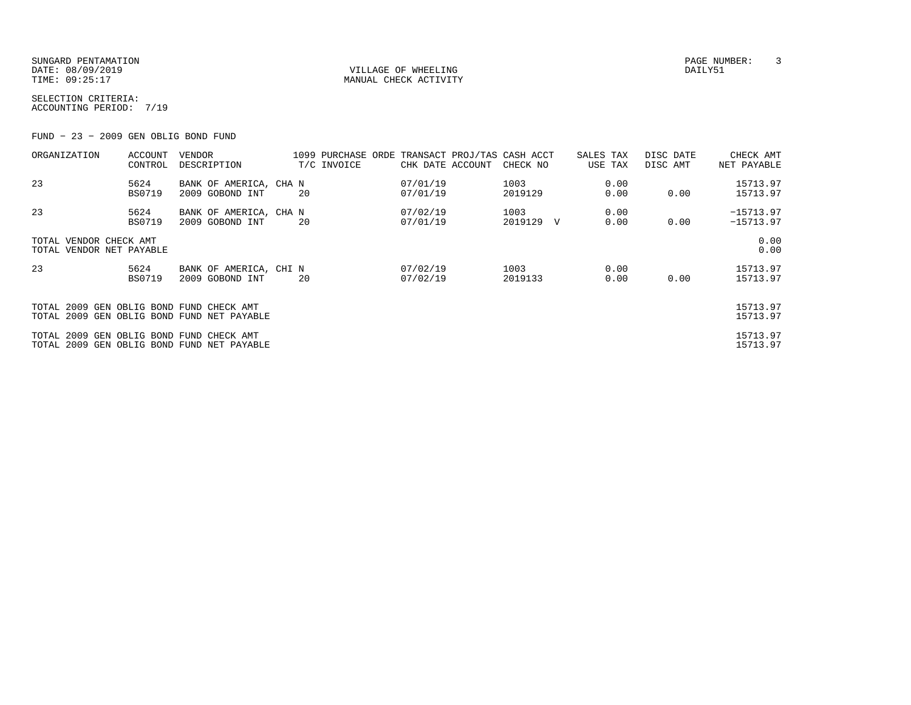SUNGARD PENTAMATION
DATE: 08/09/2019
TIME: 09:25:17

VILLAGE OF WHEELING
MANUAL CHECK ACTIVITY

DAILY51

SELECTION CRITERIA:
ACCOUNTING PERIOD: 7/19

FUND - 23 - 2009 GEN OBLIG BOND FUND

| ORGANIZATION | ACCOUNT CONTROL | VENDOR DESCRIPTION | 1099 T/C | PURCHASE ORDE INVOICE | TRANSACT CHK DATE | PROJ/TAS ACCOUNT | CASH ACCT CHECK NO | SALES TAX USE TAX | DISC DATE DISC AMT | CHECK AMT NET PAYABLE |
|---|---|---|---|---|---|---|---|---|---|---|
| 23 | 5624<br>BS0719 | BANK OF AMERICA, CHA<br>2009 GOBOND INT | N<br>20 | | 07/01/19<br>07/01/19 | | 1003<br>2019129 | 0.00<br>0.00 | <br>0.00 | 15713.97<br>15713.97 |
| 23 | 5624<br>BS0719 | BANK OF AMERICA, CHA<br>2009 GOBOND INT | N<br>20 | | 07/02/19<br>07/01/19 | | 1003<br>2019129 V | 0.00<br>0.00 | <br>0.00 | -15713.97<br>-15713.97 |
| TOTAL VENDOR CHECK AMT<br>TOTAL VENDOR NET PAYABLE | | | | | | | | | | 0.00<br>0.00 |
| 23 | 5624<br>BS0719 | BANK OF AMERICA, CHI<br>2009 GOBOND INT | N<br>20 | | 07/02/19<br>07/02/19 | | 1003<br>2019133 | 0.00<br>0.00 | <br>0.00 | 15713.97<br>15713.97 |

| | |
|---|---|
| TOTAL 2009 GEN OBLIG BOND FUND CHECK AMT | 15713.97 |
| TOTAL 2009 GEN OBLIG BOND FUND NET PAYABLE | 15713.97 |
| TOTAL 2009 GEN OBLIG BOND FUND CHECK AMT | 15713.97 |
| TOTAL 2009 GEN OBLIG BOND FUND NET PAYABLE | 15713.97 |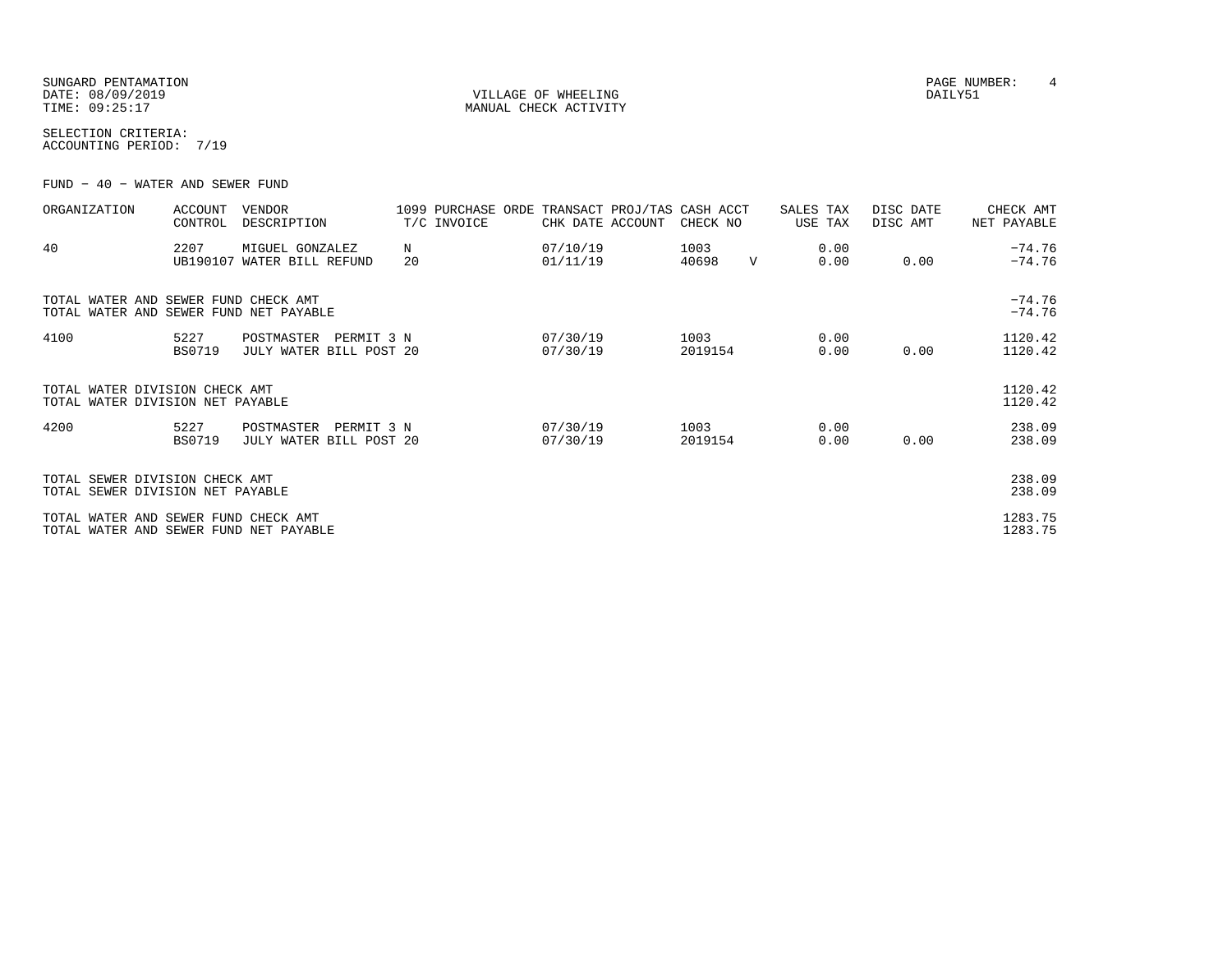SUNGARD PENTAMATION
DATE: 08/09/2019
TIME: 09:25:17

VILLAGE OF WHEELING
MANUAL CHECK ACTIVITY

DAILY51

SELECTION CRITERIA:
ACCOUNTING PERIOD: 7/19

FUND - 40 - WATER AND SEWER FUND

| ORGANIZATION | ACCOUNT CONTROL | VENDOR DESCRIPTION | 1099 T/C | PURCHASE ORDE INVOICE | TRANSACT CHK DATE | PROJ/TAS ACCOUNT | CASH ACCT CHECK NO | | SALES TAX USE TAX | DISC DATE DISC AMT | CHECK AMT NET PAYABLE |
|---|---|---|---|---|---|---|---|---|---|---|---|
| 40 | 2207 UB190107 | MIGUEL GONZALEZ WATER BILL REFUND | N 20 | | 07/10/19 01/11/19 | | 1003 40698 | V | 0.00 0.00 | 0.00 | -74.76 -74.76 |
| TOTAL WATER AND SEWER FUND CHECK AMT | | | | | | | | | | | -74.76 |
| TOTAL WATER AND SEWER FUND NET PAYABLE | | | | | | | | | | | -74.76 |
| 4100 | 5227 BS0719 | POSTMASTER PERMIT 3 JULY WATER BILL POST | N 20 | | 07/30/19 07/30/19 | | 1003 2019154 | | 0.00 0.00 | 0.00 | 1120.42 1120.42 |
| TOTAL WATER DIVISION CHECK AMT | | | | | | | | | | | 1120.42 |
| TOTAL WATER DIVISION NET PAYABLE | | | | | | | | | | | 1120.42 |
| 4200 | 5227 BS0719 | POSTMASTER PERMIT 3 JULY WATER BILL POST | N 20 | | 07/30/19 07/30/19 | | 1003 2019154 | | 0.00 0.00 | 0.00 | 238.09 238.09 |
| TOTAL SEWER DIVISION CHECK AMT | | | | | | | | | | | 238.09 |
| TOTAL SEWER DIVISION NET PAYABLE | | | | | | | | | | | 238.09 |
| TOTAL WATER AND SEWER FUND CHECK AMT | | | | | | | | | | | 1283.75 |
| TOTAL WATER AND SEWER FUND NET PAYABLE | | | | | | | | | | | 1283.75 |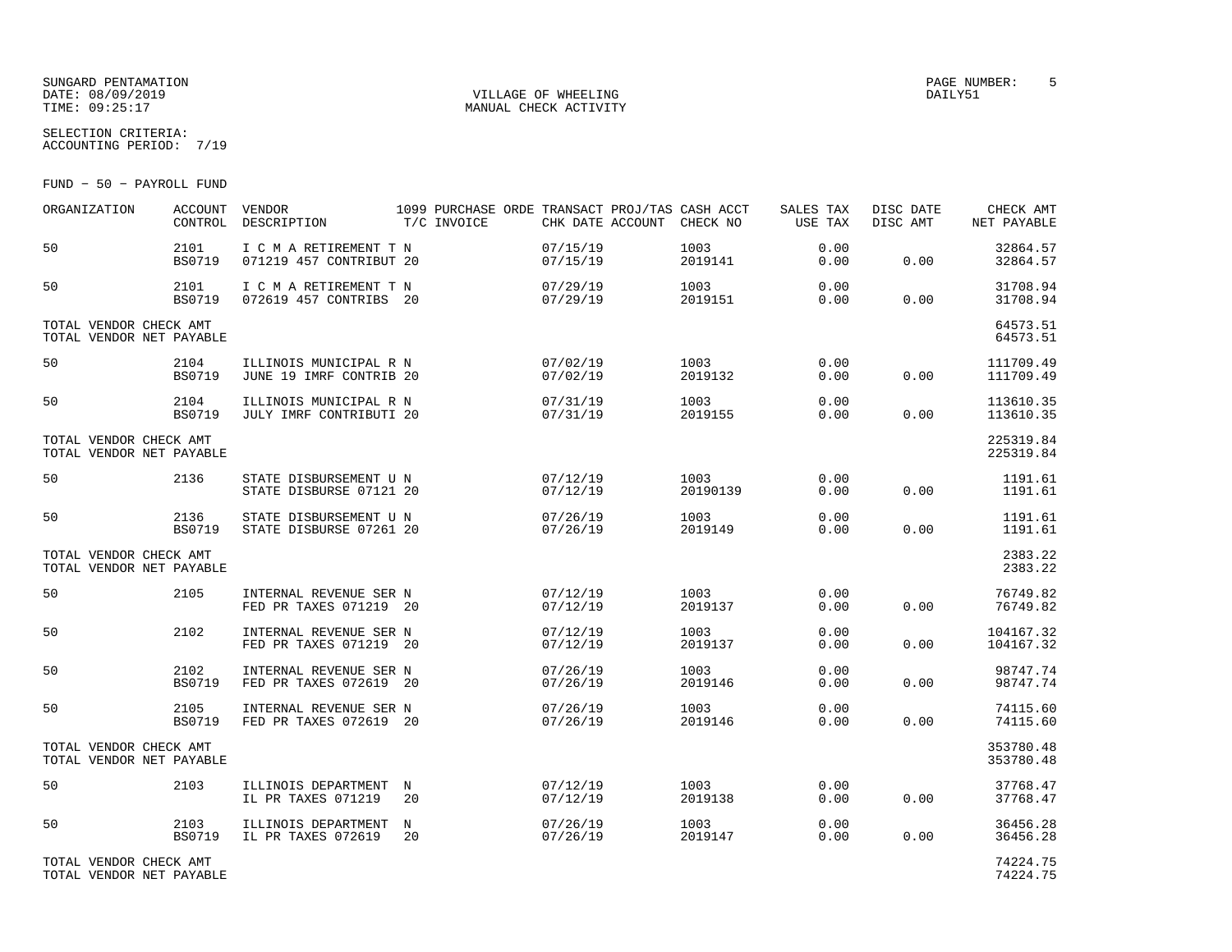SUNGARD PENTAMATION
DATE: 08/09/2019
TIME: 09:25:17

VILLAGE OF WHEELING
MANUAL CHECK ACTIVITY

PAGE NUMBER: 5
DAILY51

SELECTION CRITERIA:
ACCOUNTING PERIOD: 7/19

FUND - 50 - PAYROLL FUND

| ORGANIZATION | ACCOUNT CONTROL | VENDOR DESCRIPTION | 1099 T/C | PURCHASE ORDE INVOICE | TRANSACT CHK DATE | PROJ/TAS ACCOUNT | CASH ACCT CHECK NO | SALES TAX USE TAX | DISC DATE DISC AMT | CHECK AMT NET PAYABLE |
|---|---|---|---|---|---|---|---|---|---|---|
| 50 | 2101 BS0719 | I C M A RETIREMENT T 071219 457 CONTRIBUT | N 20 | | 07/15/19 07/15/19 | | 1003 2019141 | 0.00 0.00 | 0.00 | 32864.57 32864.57 |
| 50 | 2101 BS0719 | I C M A RETIREMENT T 072619 457 CONTRIBS | N 20 | | 07/29/19 07/29/19 | | 1003 2019151 | 0.00 0.00 | 0.00 | 31708.94 31708.94 |
| TOTAL VENDOR CHECK AMT TOTAL VENDOR NET PAYABLE | | | | | | | | | | 64573.51 64573.51 |
| 50 | 2104 BS0719 | ILLINOIS MUNICIPAL R JUNE 19 IMRF CONTRIB | N 20 | | 07/02/19 07/02/19 | | 1003 2019132 | 0.00 0.00 | 0.00 | 111709.49 111709.49 |
| 50 | 2104 BS0719 | ILLINOIS MUNICIPAL R JULY IMRF CONTRIBUTI | N 20 | | 07/31/19 07/31/19 | | 1003 2019155 | 0.00 0.00 | 0.00 | 113610.35 113610.35 |
| TOTAL VENDOR CHECK AMT TOTAL VENDOR NET PAYABLE | | | | | | | | | | 225319.84 225319.84 |
| 50 | 2136 | STATE DISBURSEMENT U STATE DISBURSE 07121 | N 20 | | 07/12/19 07/12/19 | | 1003 20190139 | 0.00 0.00 | 0.00 | 1191.61 1191.61 |
| 50 | 2136 BS0719 | STATE DISBURSEMENT U STATE DISBURSE 07261 | N 20 | | 07/26/19 07/26/19 | | 1003 2019149 | 0.00 0.00 | 0.00 | 1191.61 1191.61 |
| TOTAL VENDOR CHECK AMT TOTAL VENDOR NET PAYABLE | | | | | | | | | | 2383.22 2383.22 |
| 50 | 2105 | INTERNAL REVENUE SER FED PR TAXES 071219 | N 20 | | 07/12/19 07/12/19 | | 1003 2019137 | 0.00 0.00 | 0.00 | 76749.82 76749.82 |
| 50 | 2102 | INTERNAL REVENUE SER FED PR TAXES 071219 | N 20 | | 07/12/19 07/12/19 | | 1003 2019137 | 0.00 0.00 | 0.00 | 104167.32 104167.32 |
| 50 | 2102 BS0719 | INTERNAL REVENUE SER FED PR TAXES 072619 | N 20 | | 07/26/19 07/26/19 | | 1003 2019146 | 0.00 0.00 | 0.00 | 98747.74 98747.74 |
| 50 | 2105 BS0719 | INTERNAL REVENUE SER FED PR TAXES 072619 | N 20 | | 07/26/19 07/26/19 | | 1003 2019146 | 0.00 0.00 | 0.00 | 74115.60 74115.60 |
| TOTAL VENDOR CHECK AMT TOTAL VENDOR NET PAYABLE | | | | | | | | | | 353780.48 353780.48 |
| 50 | 2103 | ILLINOIS DEPARTMENT IL PR TAXES 071219 | N 20 | | 07/12/19 07/12/19 | | 1003 2019138 | 0.00 0.00 | 0.00 | 37768.47 37768.47 |
| 50 | 2103 BS0719 | ILLINOIS DEPARTMENT IL PR TAXES 072619 | N 20 | | 07/26/19 07/26/19 | | 1003 2019147 | 0.00 0.00 | 0.00 | 36456.28 36456.28 |
| TOTAL VENDOR CHECK AMT TOTAL VENDOR NET PAYABLE | | | | | | | | | | 74224.75 74224.75 |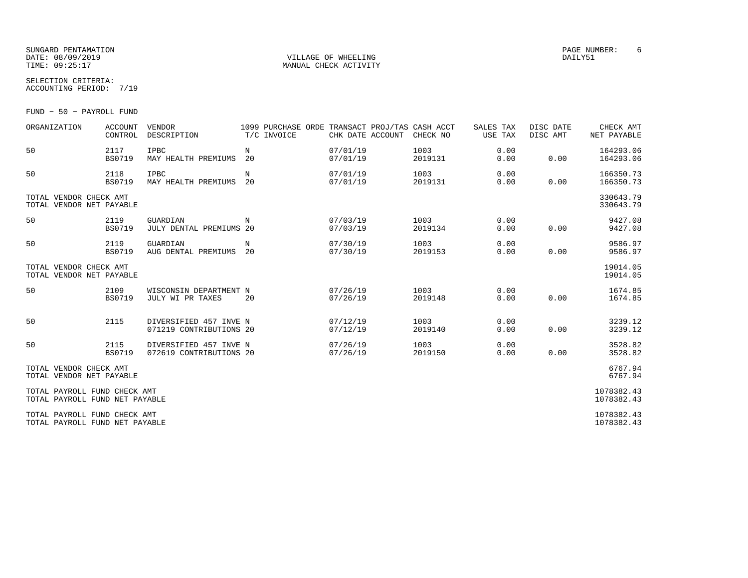SUNGARD PENTAMATION
DATE: 08/09/2019
TIME: 09:25:17

VILLAGE OF WHEELING
MANUAL CHECK ACTIVITY

PAGE NUMBER: 6
DAILY51

SELECTION CRITERIA:
ACCOUNTING PERIOD: 7/19

FUND - 50 - PAYROLL FUND

| ORGANIZATION | ACCOUNT CONTROL | VENDOR DESCRIPTION | 1099 T/C | PURCHASE ORDE INVOICE | TRANSACT CHK DATE | PROJ/TAS ACCOUNT | CASH ACCT CHECK NO | SALES TAX USE TAX | DISC DATE DISC AMT | CHECK AMT NET PAYABLE |
|---|---|---|---|---|---|---|---|---|---|---|
| 50 | 2117 BS0719 | IPBC MAY HEALTH PREMIUMS | N 20 | | 07/01/19 07/01/19 | | 1003 2019131 | 0.00 0.00 | 0.00 | 164293.06 164293.06 |
| 50 | 2118 BS0719 | IPBC MAY HEALTH PREMIUMS | N 20 | | 07/01/19 07/01/19 | | 1003 2019131 | 0.00 0.00 | 0.00 | 166350.73 166350.73 |
| TOTAL VENDOR CHECK AMT TOTAL VENDOR NET PAYABLE | | | | | | | | | | 330643.79 330643.79 |
| 50 | 2119 BS0719 | GUARDIAN JULY DENTAL PREMIUMS | N 20 | | 07/03/19 07/03/19 | | 1003 2019134 | 0.00 0.00 | 0.00 | 9427.08 9427.08 |
| 50 | 2119 BS0719 | GUARDIAN AUG DENTAL PREMIUMS | N 20 | | 07/30/19 07/30/19 | | 1003 2019153 | 0.00 0.00 | 0.00 | 9586.97 9586.97 |
| TOTAL VENDOR CHECK AMT TOTAL VENDOR NET PAYABLE | | | | | | | | | | 19014.05 19014.05 |
| 50 | 2109 BS0719 | WISCONSIN DEPARTMENT JULY WI PR TAXES | N 20 | | 07/26/19 07/26/19 | | 1003 2019148 | 0.00 0.00 | 0.00 | 1674.85 1674.85 |
| 50 | 2115 | DIVERSIFIED 457 INVE 071219 CONTRIBUTIONS | N 20 | | 07/12/19 07/12/19 | | 1003 2019140 | 0.00 0.00 | 0.00 | 3239.12 3239.12 |
| 50 | 2115 BS0719 | DIVERSIFIED 457 INVE 072619 CONTRIBUTIONS | N 20 | | 07/26/19 07/26/19 | | 1003 2019150 | 0.00 0.00 | 0.00 | 3528.82 3528.82 |
| TOTAL VENDOR CHECK AMT TOTAL VENDOR NET PAYABLE | | | | | | | | | | 6767.94 6767.94 |
| TOTAL PAYROLL FUND CHECK AMT TOTAL PAYROLL FUND NET PAYABLE | | | | | | | | | | 1078382.43 1078382.43 |
| TOTAL PAYROLL FUND CHECK AMT TOTAL PAYROLL FUND NET PAYABLE | | | | | | | | | | 1078382.43 1078382.43 |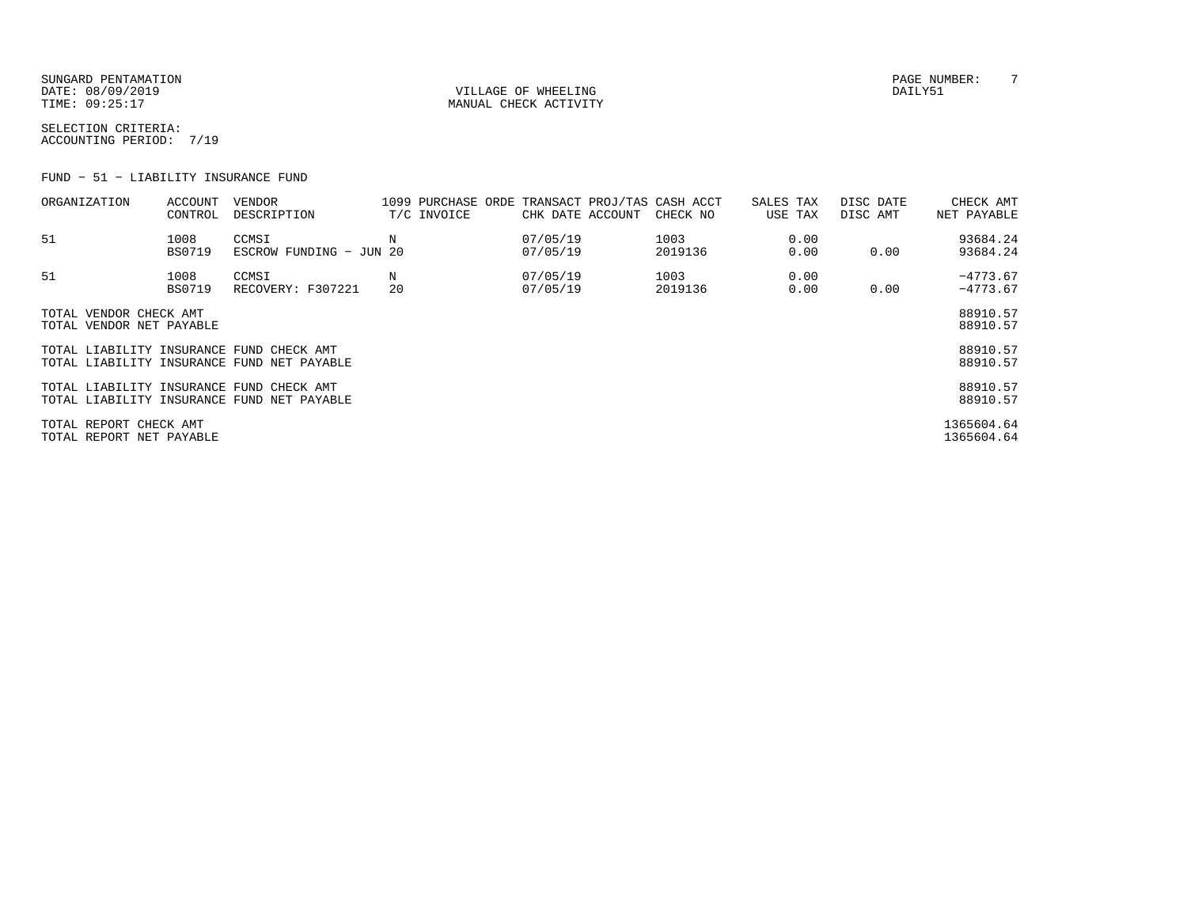SUNGARD PENTAMATION
DATE: 08/09/2019
TIME: 09:25:17

VILLAGE OF WHEELING
MANUAL CHECK ACTIVITY

DAILY51

SELECTION CRITERIA:
ACCOUNTING PERIOD: 7/19

FUND - 51 - LIABILITY INSURANCE FUND

| ORGANIZATION | ACCOUNT CONTROL | VENDOR DESCRIPTION | 1099 T/C | PURCHASE ORDE INVOICE | TRANSACT CHK DATE | PROJ/TAS ACCOUNT | CASH ACCT CHECK NO | SALES TAX USE TAX | DISC DATE DISC AMT | CHECK AMT NET PAYABLE |
|---|---|---|---|---|---|---|---|---|---|---|
| 51 | 1008 | CCMSI | N | | 07/05/19 | | 1003 | 0.00 | | 93684.24 |
| | BS0719 | ESCROW FUNDING - JUN | 20 | | 07/05/19 | | 2019136 | 0.00 | 0.00 | 93684.24 |
| 51 | 1008 | CCMSI | N | | 07/05/19 | | 1003 | 0.00 | | -4773.67 |
| | BS0719 | RECOVERY: F307221 | 20 | | 07/05/19 | | 2019136 | 0.00 | 0.00 | -4773.67 |

| | |
|---|---|
| TOTAL VENDOR CHECK AMT | 88910.57 |
| TOTAL VENDOR NET PAYABLE | 88910.57 |
| TOTAL LIABILITY INSURANCE FUND CHECK AMT | 88910.57 |
| TOTAL LIABILITY INSURANCE FUND NET PAYABLE | 88910.57 |
| TOTAL LIABILITY INSURANCE FUND CHECK AMT | 88910.57 |
| TOTAL LIABILITY INSURANCE FUND NET PAYABLE | 88910.57 |
| TOTAL REPORT CHECK AMT | 1365604.64 |
| TOTAL REPORT NET PAYABLE | 1365604.64 |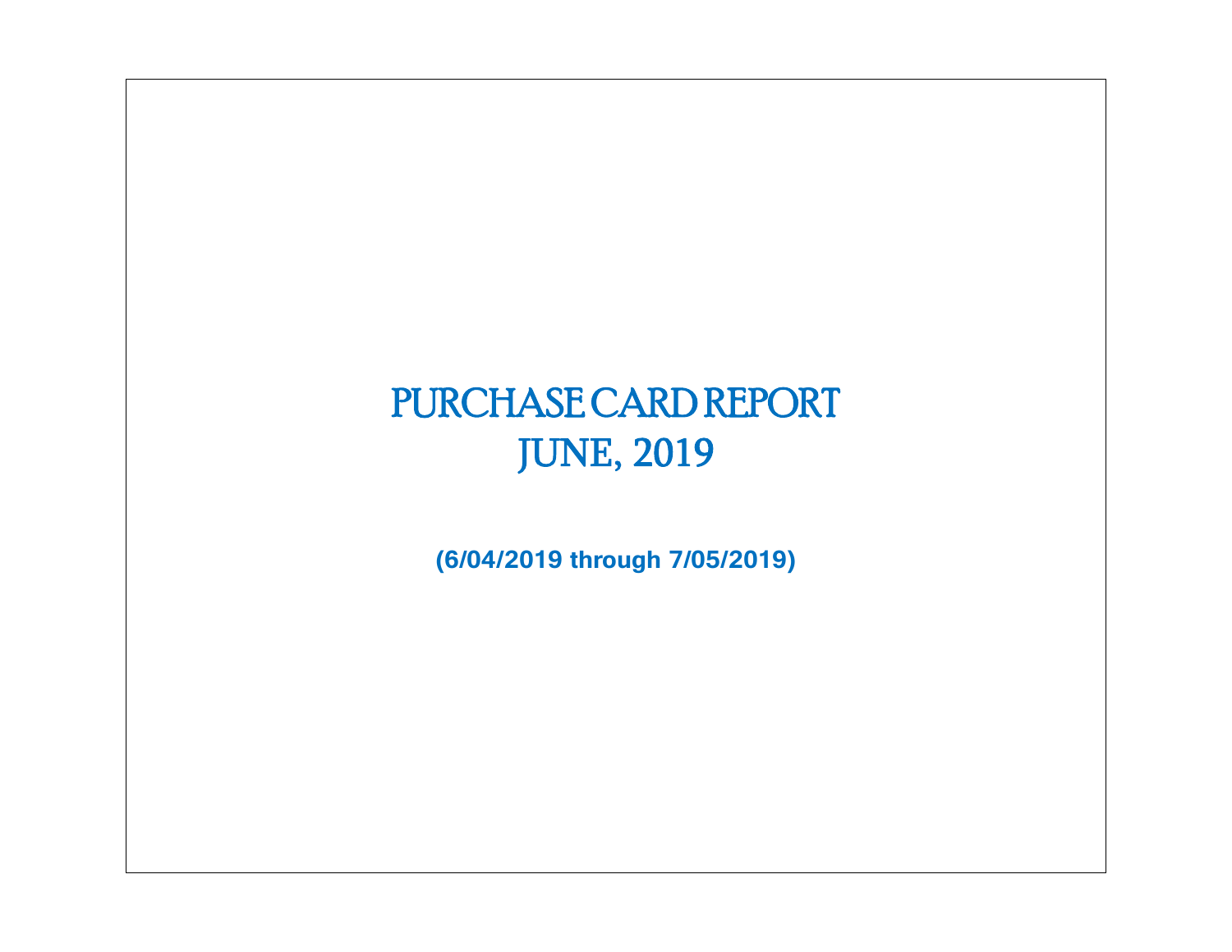# PURCHASE CARD REPORT
# JUNE, 2019

**(6/04/2019 through 7/05/2019)**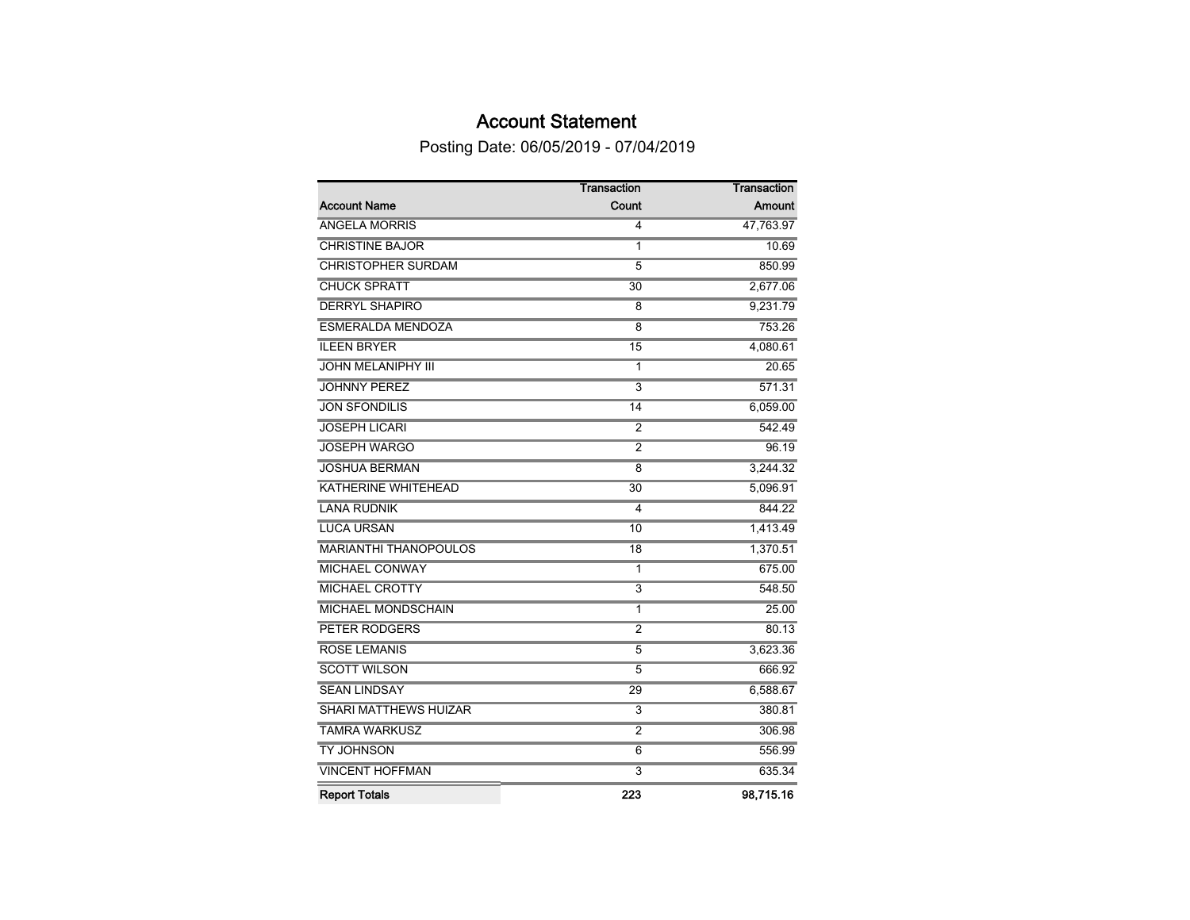# Account Statement

Posting Date: 06/05/2019 - 07/04/2019

| Account Name | Transaction Count | Transaction Amount |
|---|---|---|
| ANGELA MORRIS | 4 | 47,763.97 |
| CHRISTINE BAJOR | 1 | 10.69 |
| CHRISTOPHER SURDAM | 5 | 850.99 |
| CHUCK SPRATT | 30 | 2,677.06 |
| DERRYL SHAPIRO | 8 | 9,231.79 |
| ESMERALDA MENDOZA | 8 | 753.26 |
| ILEEN BRYER | 15 | 4,080.61 |
| JOHN MELANIPHY III | 1 | 20.65 |
| JOHNNY PEREZ | 3 | 571.31 |
| JON SFONDILIS | 14 | 6,059.00 |
| JOSEPH LICARI | 2 | 542.49 |
| JOSEPH WARGO | 2 | 96.19 |
| JOSHUA BERMAN | 8 | 3,244.32 |
| KATHERINE WHITEHEAD | 30 | 5,096.91 |
| LANA RUDNIK | 4 | 844.22 |
| LUCA URSAN | 10 | 1,413.49 |
| MARIANTHI THANOPOULOS | 18 | 1,370.51 |
| MICHAEL CONWAY | 1 | 675.00 |
| MICHAEL CROTTY | 3 | 548.50 |
| MICHAEL MONDSCHAIN | 1 | 25.00 |
| PETER RODGERS | 2 | 80.13 |
| ROSE LEMANIS | 5 | 3,623.36 |
| SCOTT WILSON | 5 | 666.92 |
| SEAN LINDSAY | 29 | 6,588.67 |
| SHARI MATTHEWS HUIZAR | 3 | 380.81 |
| TAMRA WARKUSZ | 2 | 306.98 |
| TY JOHNSON | 6 | 556.99 |
| VINCENT HOFFMAN | 3 | 635.34 |
| **Report Totals** | **223** | **98,715.16** |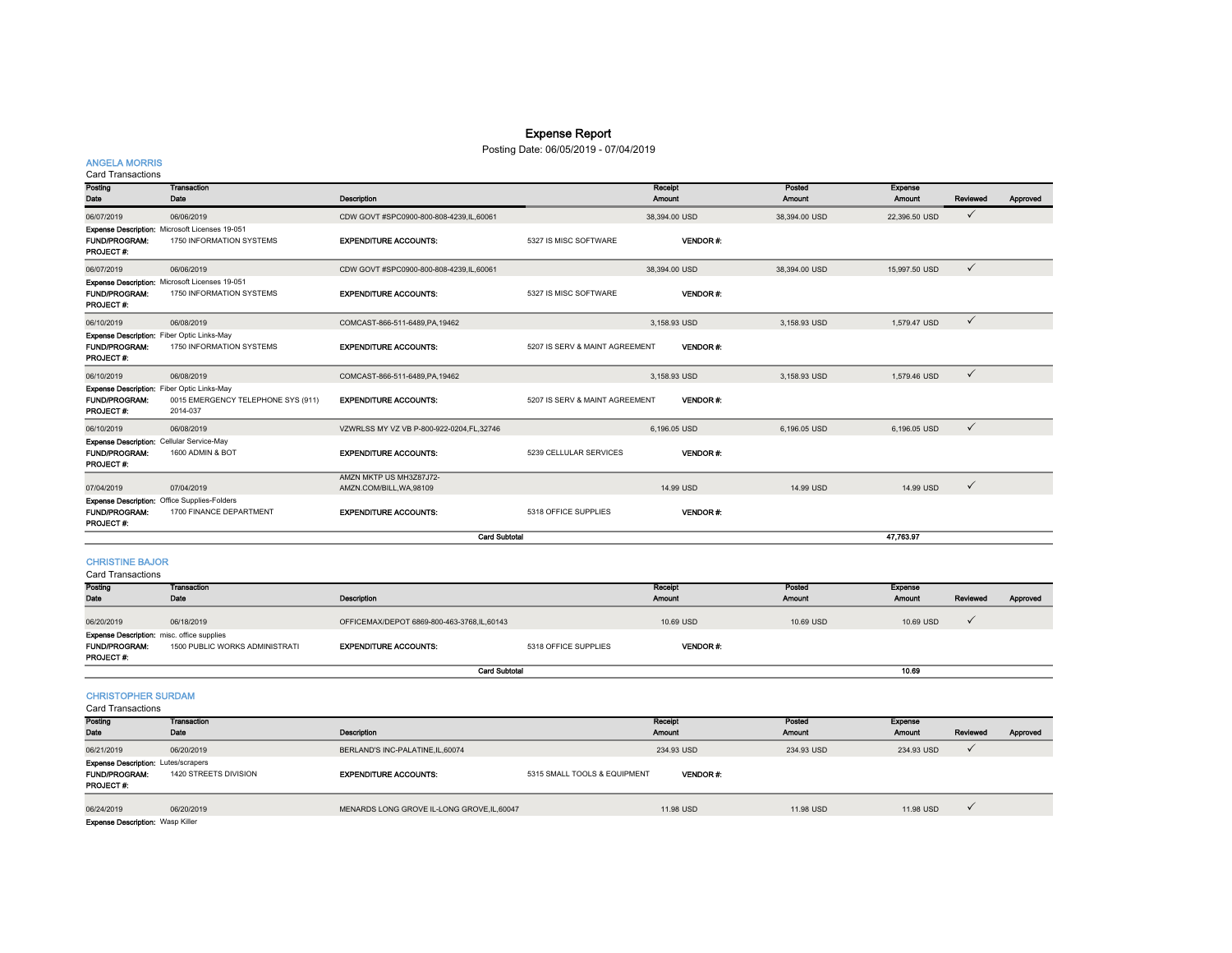# Expense Report

Posting Date: 06/05/2019 - 07/04/2019

## ANGELA MORRIS

Card Transactions

| Posting Date | Transaction Date | Description | | Receipt Amount | Posted Amount | Expense Amount | Reviewed | Approved |
|---|---|---|---|---|---|---|---|---|
| 06/07/2019 | 06/06/2019 | CDW GOVT #SPC0900-800-808-4239,IL,60061 | | 38,394.00 USD | 38,394.00 USD | 22,396.50 USD | ✓ | |
| Expense Description: | Microsoft Licenses 19-051 | | | | | | | |
| FUND/PROGRAM: | 1750 INFORMATION SYSTEMS | EXPENDITURE ACCOUNTS: | 5327 IS MISC SOFTWARE | VENDOR #: | | | | |
| PROJECT #: | | | | | | | | |
| 06/07/2019 | 06/06/2019 | CDW GOVT #SPC0900-800-808-4239,IL,60061 | | 38,394.00 USD | 38,394.00 USD | 15,997.50 USD | ✓ | |
| Expense Description: | Microsoft Licenses 19-051 | | | | | | | |
| FUND/PROGRAM: | 1750 INFORMATION SYSTEMS | EXPENDITURE ACCOUNTS: | 5327 IS MISC SOFTWARE | VENDOR #: | | | | |
| PROJECT #: | | | | | | | | |
| 06/10/2019 | 06/08/2019 | COMCAST-866-511-6489,PA,19462 | | 3,158.93 USD | 3,158.93 USD | 1,579.47 USD | ✓ | |
| Expense Description: | Fiber Optic Links-May | | | | | | | |
| FUND/PROGRAM: | 1750 INFORMATION SYSTEMS | EXPENDITURE ACCOUNTS: | 5207 IS SERV & MAINT AGREEMENT | VENDOR #: | | | | |
| PROJECT #: | | | | | | | | |
| 06/10/2019 | 06/08/2019 | COMCAST-866-511-6489,PA,19462 | | 3,158.93 USD | 3,158.93 USD | 1,579.46 USD | ✓ | |
| Expense Description: | Fiber Optic Links-May | | | | | | | |
| FUND/PROGRAM: | 0015 EMERGENCY TELEPHONE SYS (911) | EXPENDITURE ACCOUNTS: | 5207 IS SERV & MAINT AGREEMENT | VENDOR #: | | | | |
| PROJECT #: | 2014-037 | | | | | | | |
| 06/10/2019 | 06/08/2019 | VZWRLSS MY VZ VB P-800-922-0204,FL,32746 | | 6,196.05 USD | 6,196.05 USD | 6,196.05 USD | ✓ | |
| Expense Description: | Cellular Service-May | | | | | | | |
| FUND/PROGRAM: | 1600 ADMIN & BOT | EXPENDITURE ACCOUNTS: | 5239 CELLULAR SERVICES | VENDOR #: | | | | |
| PROJECT #: | | | | | | | | |
| 07/04/2019 | 07/04/2019 | AMZN MKTP US MH3Z87J72-AMZN.COM/BILL,WA,98109 | | 14.99 USD | 14.99 USD | 14.99 USD | ✓ | |
| Expense Description: | Office Supplies-Folders | | | | | | | |
| FUND/PROGRAM: | 1700 FINANCE DEPARTMENT | EXPENDITURE ACCOUNTS: | 5318 OFFICE SUPPLIES | VENDOR #: | | | | |
| PROJECT #: | | | | | | | | |
| | | **Card Subtotal** | | | | **47,763.97** | | |

## CHRISTINE BAJOR

Card Transactions

| Posting Date | Transaction Date | Description | | Receipt Amount | Posted Amount | Expense Amount | Reviewed | Approved |
|---|---|---|---|---|---|---|---|---|
| 06/20/2019 | 06/18/2019 | OFFICEMAX/DEPOT 6869-800-463-3768,IL,60143 | | 10.69 USD | 10.69 USD | 10.69 USD | ✓ | |
| Expense Description: | misc. office supplies | | | | | | | |
| FUND/PROGRAM: | 1500 PUBLIC WORKS ADMINISTRATI | EXPENDITURE ACCOUNTS: | 5318 OFFICE SUPPLIES | VENDOR #: | | | | |
| PROJECT #: | | | | | | | | |
| | | **Card Subtotal** | | | | **10.69** | | |

## CHRISTOPHER SURDAM

Card Transactions

| Posting Date | Transaction Date | Description | | Receipt Amount | Posted Amount | Expense Amount | Reviewed | Approved |
|---|---|---|---|---|---|---|---|---|
| 06/21/2019 | 06/20/2019 | BERLAND'S INC-PALATINE,IL,60074 | | 234.93 USD | 234.93 USD | 234.93 USD | ✓ | |
| Expense Description: | Lutes/scrapers | | | | | | | |
| FUND/PROGRAM: | 1420 STREETS DIVISION | EXPENDITURE ACCOUNTS: | 5315 SMALL TOOLS & EQUIPMENT | VENDOR #: | | | | |
| PROJECT #: | | | | | | | | |
| 06/24/2019 | 06/20/2019 | MENARDS LONG GROVE IL-LONG GROVE,IL,60047 | | 11.98 USD | 11.98 USD | 11.98 USD | ✓ | |
| Expense Description: | Wasp Killer | | | | | | | |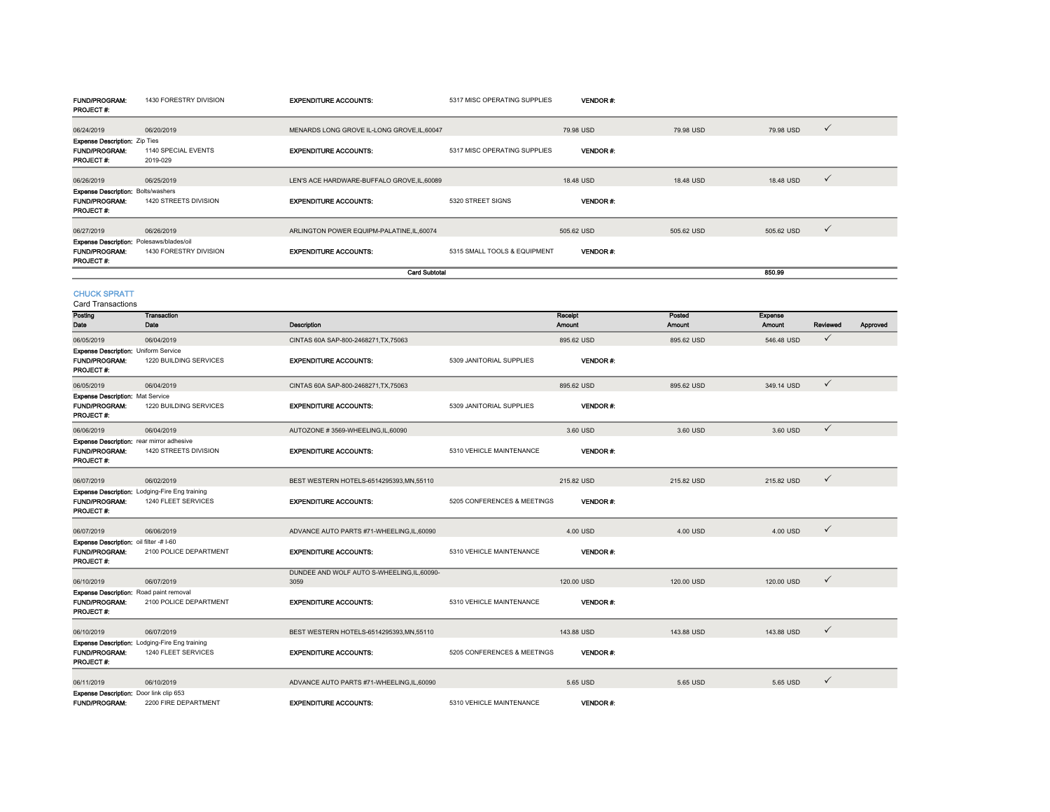| | | | | | | | | | |
|---|---|---|---|---|---|---|---|---|---|
| **FUND/PROGRAM:** | 1430 FORESTRY DIVISION | **EXPENDITURE ACCOUNTS:** | 5317 MISC OPERATING SUPPLIES | **VENDOR #:** | | | | | |
| **PROJECT #:** | | | | | | | | | |
| 06/24/2019 | 06/20/2019 | MENARDS LONG GROVE IL-LONG GROVE,IL,60047 | | 79.98 USD | | 79.98 USD | 79.98 USD | ✓ | |
| **Expense Description:** | Zip Ties | | | | | | | | |
| **FUND/PROGRAM:** | 1140 SPECIAL EVENTS | **EXPENDITURE ACCOUNTS:** | 5317 MISC OPERATING SUPPLIES | **VENDOR #:** | | | | | |
| **PROJECT #:** | 2019-029 | | | | | | | | |
| 06/26/2019 | 06/25/2019 | LEN'S ACE HARDWARE-BUFFALO GROVE,IL,60089 | | 18.48 USD | | 18.48 USD | 18.48 USD | ✓ | |
| **Expense Description:** | Bolts/washers | | | | | | | | |
| **FUND/PROGRAM:** | 1420 STREETS DIVISION | **EXPENDITURE ACCOUNTS:** | 5320 STREET SIGNS | **VENDOR #:** | | | | | |
| **PROJECT #:** | | | | | | | | | |
| 06/27/2019 | 06/26/2019 | ARLINGTON POWER EQUIPM-PALATINE,IL,60074 | | 505.62 USD | | 505.62 USD | 505.62 USD | ✓ | |
| **Expense Description:** | Polesaws/blades/oil | | | | | | | | |
| **FUND/PROGRAM:** | 1430 FORESTRY DIVISION | **EXPENDITURE ACCOUNTS:** | 5315 SMALL TOOLS & EQUIPMENT | **VENDOR #:** | | | | | |
| **PROJECT #:** | | | | | | | | | |
| | | | **Card Subtotal** | | | | **850.99** | | |

## CHUCK SPRATT

Card Transactions

| Posting Date | Transaction Date | Description | | Receipt Amount | | Posted Amount | Expense Amount | Reviewed | Approved |
|---|---|---|---|---|---|---|---|---|---|
| 06/05/2019 | 06/04/2019 | CINTAS 60A SAP-800-2468271,TX,75063 | | 895.62 USD | | 895.62 USD | 546.48 USD | ✓ | |
| **Expense Description:** | Uniform Service | | | | | | | | |
| **FUND/PROGRAM:** | 1220 BUILDING SERVICES | **EXPENDITURE ACCOUNTS:** | 5309 JANITORIAL SUPPLIES | **VENDOR #:** | | | | | |
| **PROJECT #:** | | | | | | | | | |
| 06/05/2019 | 06/04/2019 | CINTAS 60A SAP-800-2468271,TX,75063 | | 895.62 USD | | 895.62 USD | 349.14 USD | ✓ | |
| **Expense Description:** | Mat Service | | | | | | | | |
| **FUND/PROGRAM:** | 1220 BUILDING SERVICES | **EXPENDITURE ACCOUNTS:** | 5309 JANITORIAL SUPPLIES | **VENDOR #:** | | | | | |
| **PROJECT #:** | | | | | | | | | |
| 06/06/2019 | 06/04/2019 | AUTOZONE # 3569-WHEELING,IL,60090 | | 3.60 USD | | 3.60 USD | 3.60 USD | ✓ | |
| **Expense Description:** | rear mirror adhesive | | | | | | | | |
| **FUND/PROGRAM:** | 1420 STREETS DIVISION | **EXPENDITURE ACCOUNTS:** | 5310 VEHICLE MAINTENANCE | **VENDOR #:** | | | | | |
| **PROJECT #:** | | | | | | | | | |
| 06/07/2019 | 06/02/2019 | BEST WESTERN HOTELS-6514295393,MN,55110 | | 215.82 USD | | 215.82 USD | 215.82 USD | ✓ | |
| **Expense Description:** | Lodging-Fire Eng training | | | | | | | | |
| **FUND/PROGRAM:** | 1240 FLEET SERVICES | **EXPENDITURE ACCOUNTS:** | 5205 CONFERENCES & MEETINGS | **VENDOR #:** | | | | | |
| **PROJECT #:** | | | | | | | | | |
| 06/07/2019 | 06/06/2019 | ADVANCE AUTO PARTS #71-WHEELING,IL,60090 | | 4.00 USD | | 4.00 USD | 4.00 USD | ✓ | |
| **Expense Description:** | oil filter -# I-60 | | | | | | | | |
| **FUND/PROGRAM:** | 2100 POLICE DEPARTMENT | **EXPENDITURE ACCOUNTS:** | 5310 VEHICLE MAINTENANCE | **VENDOR #:** | | | | | |
| **PROJECT #:** | | | | | | | | | |
| 06/10/2019 | 06/07/2019 | DUNDEE AND WOLF AUTO S-WHEELING,IL,60090-3059 | | 120.00 USD | | 120.00 USD | 120.00 USD | ✓ | |
| **Expense Description:** | Road paint removal | | | | | | | | |
| **FUND/PROGRAM:** | 2100 POLICE DEPARTMENT | **EXPENDITURE ACCOUNTS:** | 5310 VEHICLE MAINTENANCE | **VENDOR #:** | | | | | |
| **PROJECT #:** | | | | | | | | | |
| 06/10/2019 | 06/07/2019 | BEST WESTERN HOTELS-6514295393,MN,55110 | | 143.88 USD | | 143.88 USD | 143.88 USD | ✓ | |
| **Expense Description:** | Lodging-Fire Eng training | | | | | | | | |
| **FUND/PROGRAM:** | 1240 FLEET SERVICES | **EXPENDITURE ACCOUNTS:** | 5205 CONFERENCES & MEETINGS | **VENDOR #:** | | | | | |
| **PROJECT #:** | | | | | | | | | |
| 06/11/2019 | 06/10/2019 | ADVANCE AUTO PARTS #71-WHEELING,IL,60090 | | 5.65 USD | | 5.65 USD | 5.65 USD | ✓ | |
| **Expense Description:** | Door link clip 653 | | | | | | | | |
| **FUND/PROGRAM:** | 2200 FIRE DEPARTMENT | **EXPENDITURE ACCOUNTS:** | 5310 VEHICLE MAINTENANCE | **VENDOR #:** | | | | | |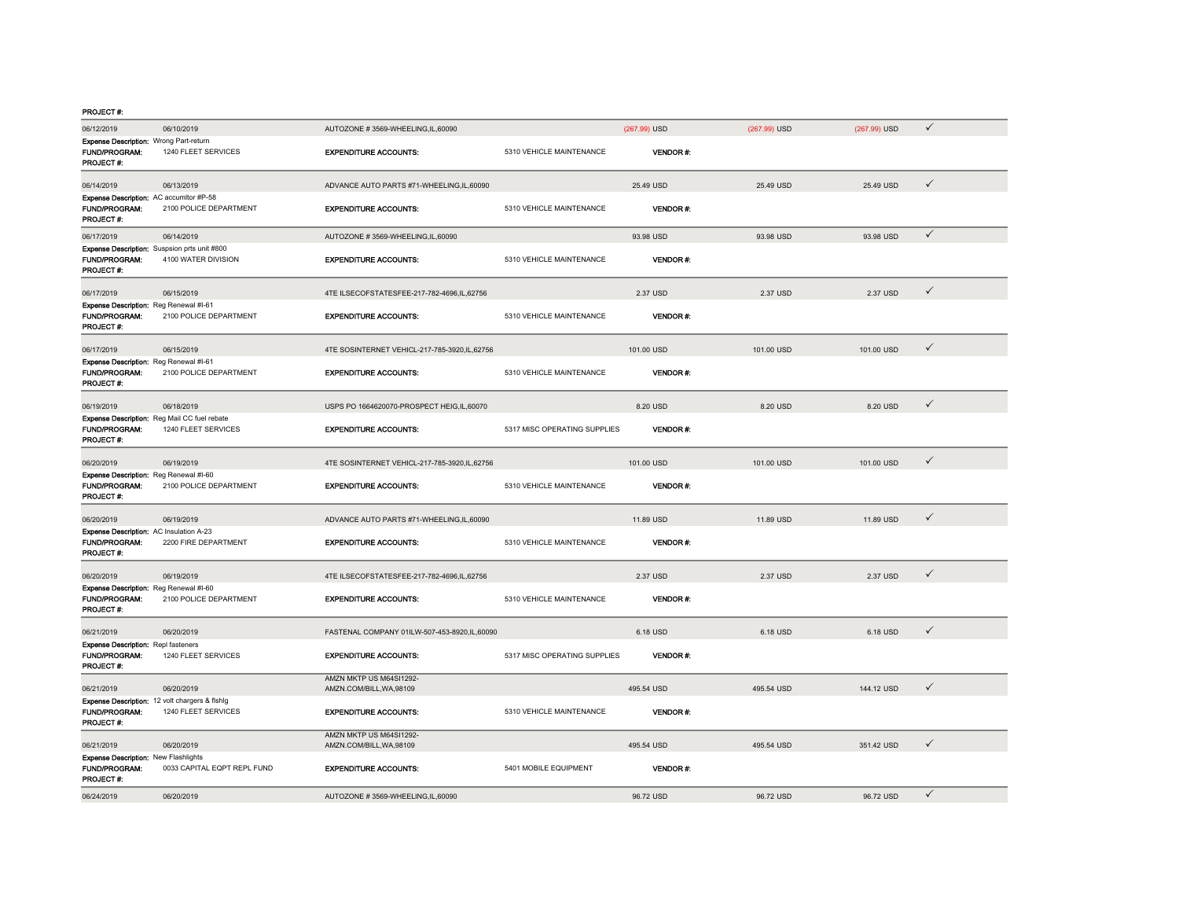PROJECT #:

| | | | | | | |
|---|---|---|---|---|---|---|
| 06/12/2019 | 06/10/2019 | AUTOZONE # 3569-WHEELING,IL,60090 | (267.99) USD | (267.99) USD | (267.99) USD | ✓ |

**Expense Description:** Wrong Part-return
**FUND/PROGRAM:** 1240 FLEET SERVICES **EXPENDITURE ACCOUNTS:** 5310 VEHICLE MAINTENANCE **VENDOR #:**
**PROJECT #:**

| | | | | | | |
|---|---|---|---|---|---|---|
| 06/14/2019 | 06/13/2019 | ADVANCE AUTO PARTS #71-WHEELING,IL,60090 | 25.49 USD | 25.49 USD | 25.49 USD | ✓ |

**Expense Description:** AC accumltor #P-58
**FUND/PROGRAM:** 2100 POLICE DEPARTMENT **EXPENDITURE ACCOUNTS:** 5310 VEHICLE MAINTENANCE **VENDOR #:**
**PROJECT #:**

| | | | | | | |
|---|---|---|---|---|---|---|
| 06/17/2019 | 06/14/2019 | AUTOZONE # 3569-WHEELING,IL,60090 | 93.98 USD | 93.98 USD | 93.98 USD | ✓ |

**Expense Description:** Suspsion prts unit #800
**FUND/PROGRAM:** 4100 WATER DIVISION **EXPENDITURE ACCOUNTS:** 5310 VEHICLE MAINTENANCE **VENDOR #:**
**PROJECT #:**

| | | | | | | |
|---|---|---|---|---|---|---|
| 06/17/2019 | 06/15/2019 | 4TE ILSECOFSTATESFEE-217-782-4696,IL,62756 | 2.37 USD | 2.37 USD | 2.37 USD | ✓ |

**Expense Description:** Reg Renewal #I-61
**FUND/PROGRAM:** 2100 POLICE DEPARTMENT **EXPENDITURE ACCOUNTS:** 5310 VEHICLE MAINTENANCE **VENDOR #:**
**PROJECT #:**

| | | | | | | |
|---|---|---|---|---|---|---|
| 06/17/2019 | 06/15/2019 | 4TE SOSINTERNET VEHICL-217-785-3920,IL,62756 | 101.00 USD | 101.00 USD | 101.00 USD | ✓ |

**Expense Description:** Reg Renewal #I-61
**FUND/PROGRAM:** 2100 POLICE DEPARTMENT **EXPENDITURE ACCOUNTS:** 5310 VEHICLE MAINTENANCE **VENDOR #:**
**PROJECT #:**

| | | | | | | |
|---|---|---|---|---|---|---|
| 06/19/2019 | 06/18/2019 | USPS PO 1664620070-PROSPECT HEIG,IL,60070 | 8.20 USD | 8.20 USD | 8.20 USD | ✓ |

**Expense Description:** Reg Mail CC fuel rebate
**FUND/PROGRAM:** 1240 FLEET SERVICES **EXPENDITURE ACCOUNTS:** 5317 MISC OPERATING SUPPLIES **VENDOR #:**
**PROJECT #:**

| | | | | | | |
|---|---|---|---|---|---|---|
| 06/20/2019 | 06/19/2019 | 4TE SOSINTERNET VEHICL-217-785-3920,IL,62756 | 101.00 USD | 101.00 USD | 101.00 USD | ✓ |

**Expense Description:** Reg Renewal #I-60
**FUND/PROGRAM:** 2100 POLICE DEPARTMENT **EXPENDITURE ACCOUNTS:** 5310 VEHICLE MAINTENANCE **VENDOR #:**
**PROJECT #:**

| | | | | | | |
|---|---|---|---|---|---|---|
| 06/20/2019 | 06/19/2019 | ADVANCE AUTO PARTS #71-WHEELING,IL,60090 | 11.89 USD | 11.89 USD | 11.89 USD | ✓ |

**Expense Description:** AC Insulation A-23
**FUND/PROGRAM:** 2200 FIRE DEPARTMENT **EXPENDITURE ACCOUNTS:** 5310 VEHICLE MAINTENANCE **VENDOR #:**
**PROJECT #:**

| | | | | | | |
|---|---|---|---|---|---|---|
| 06/20/2019 | 06/19/2019 | 4TE ILSECOFSTATESFEE-217-782-4696,IL,62756 | 2.37 USD | 2.37 USD | 2.37 USD | ✓ |

**Expense Description:** Reg Renewal #I-60
**FUND/PROGRAM:** 2100 POLICE DEPARTMENT **EXPENDITURE ACCOUNTS:** 5310 VEHICLE MAINTENANCE **VENDOR #:**
**PROJECT #:**

| | | | | | | |
|---|---|---|---|---|---|---|
| 06/21/2019 | 06/20/2019 | FASTENAL COMPANY 01ILW-507-453-8920,IL,60090 | 6.18 USD | 6.18 USD | 6.18 USD | ✓ |

**Expense Description:** Repl fasteners
**FUND/PROGRAM:** 1240 FLEET SERVICES **EXPENDITURE ACCOUNTS:** 5317 MISC OPERATING SUPPLIES **VENDOR #:**
**PROJECT #:**

| | | | | | | |
|---|---|---|---|---|---|---|
| 06/21/2019 | 06/20/2019 | AMZN MKTP US M64SI1292-AMZN.COM/BILL,WA,98109 | 495.54 USD | 495.54 USD | 144.12 USD | ✓ |

**Expense Description:** 12 volt chargers & flshlg
**FUND/PROGRAM:** 1240 FLEET SERVICES **EXPENDITURE ACCOUNTS:** 5310 VEHICLE MAINTENANCE **VENDOR #:**
**PROJECT #:**

| | | | | | | |
|---|---|---|---|---|---|---|
| 06/21/2019 | 06/20/2019 | AMZN MKTP US M64SI1292-AMZN.COM/BILL,WA,98109 | 495.54 USD | 495.54 USD | 351.42 USD | ✓ |

**Expense Description:** New Flashlights
**FUND/PROGRAM:** 0033 CAPITAL EQPT REPL FUND **EXPENDITURE ACCOUNTS:** 5401 MOBILE EQUIPMENT **VENDOR #:**
**PROJECT #:**

| | | | | | | |
|---|---|---|---|---|---|---|
| 06/24/2019 | 06/20/2019 | AUTOZONE # 3569-WHEELING,IL,60090 | 96.72 USD | 96.72 USD | 96.72 USD | ✓ |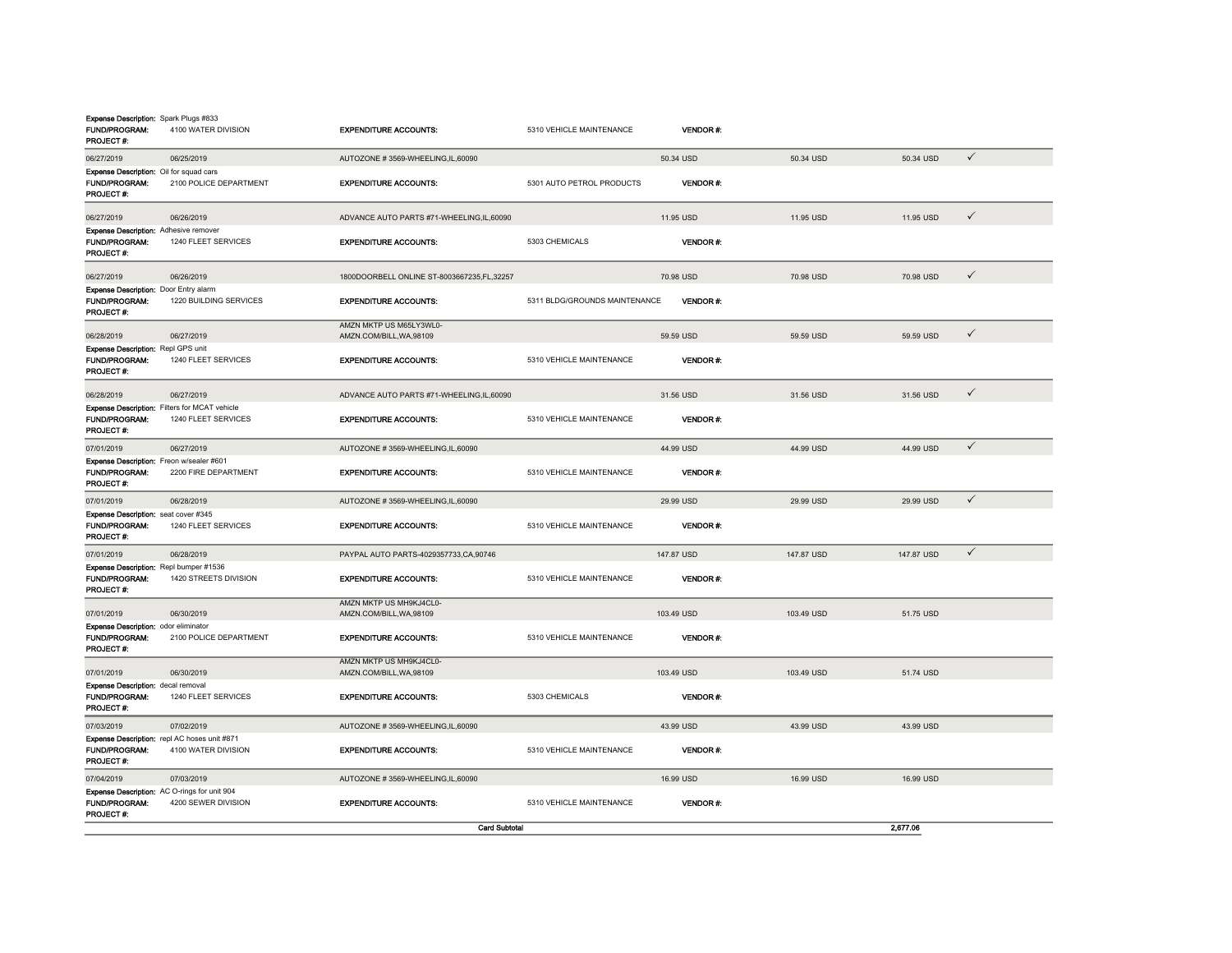| | | | | | | | |
|---|---|---|---|---|---|---|---|
| **Expense Description:** Spark Plugs #833 | | | | | | | |
| **FUND/PROGRAM:** 4100 WATER DIVISION | | **EXPENDITURE ACCOUNTS:** | 5310 VEHICLE MAINTENANCE | **VENDOR #:** | | | |
| **PROJECT #:** | | | | | | | |
| 06/27/2019 | 06/25/2019 | AUTOZONE # 3569-WHEELING,IL,60090 | | 50.34 USD | 50.34 USD | 50.34 USD | ✓ |
| **Expense Description:** Oil for squad cars | | | | | | | |
| **FUND/PROGRAM:** 2100 POLICE DEPARTMENT | | **EXPENDITURE ACCOUNTS:** | 5301 AUTO PETROL PRODUCTS | **VENDOR #:** | | | |
| **PROJECT #:** | | | | | | | |
| 06/27/2019 | 06/26/2019 | ADVANCE AUTO PARTS #71-WHEELING,IL,60090 | | 11.95 USD | 11.95 USD | 11.95 USD | ✓ |
| **Expense Description:** Adhesive remover | | | | | | | |
| **FUND/PROGRAM:** 1240 FLEET SERVICES | | **EXPENDITURE ACCOUNTS:** | 5303 CHEMICALS | **VENDOR #:** | | | |
| **PROJECT #:** | | | | | | | |
| 06/27/2019 | 06/26/2019 | 1800DOORBELL ONLINE ST-8003667235,FL,32257 | | 70.98 USD | 70.98 USD | 70.98 USD | ✓ |
| **Expense Description:** Door Entry alarm | | | | | | | |
| **FUND/PROGRAM:** 1220 BUILDING SERVICES | | **EXPENDITURE ACCOUNTS:** | 5311 BLDG/GROUNDS MAINTENANCE | **VENDOR #:** | | | |
| **PROJECT #:** | | | | | | | |
| 06/28/2019 | 06/27/2019 | AMZN MKTP US M65LY3WL0-AMZN.COM/BILL,WA,98109 | | 59.59 USD | 59.59 USD | 59.59 USD | ✓ |
| **Expense Description:** Repl GPS unit | | | | | | | |
| **FUND/PROGRAM:** 1240 FLEET SERVICES | | **EXPENDITURE ACCOUNTS:** | 5310 VEHICLE MAINTENANCE | **VENDOR #:** | | | |
| **PROJECT #:** | | | | | | | |
| 06/28/2019 | 06/27/2019 | ADVANCE AUTO PARTS #71-WHEELING,IL,60090 | | 31.56 USD | 31.56 USD | 31.56 USD | ✓ |
| **Expense Description:** Filters for MCAT vehicle | | | | | | | |
| **FUND/PROGRAM:** 1240 FLEET SERVICES | | **EXPENDITURE ACCOUNTS:** | 5310 VEHICLE MAINTENANCE | **VENDOR #:** | | | |
| **PROJECT #:** | | | | | | | |
| 07/01/2019 | 06/27/2019 | AUTOZONE # 3569-WHEELING,IL,60090 | | 44.99 USD | 44.99 USD | 44.99 USD | ✓ |
| **Expense Description:** Freon w/sealer #601 | | | | | | | |
| **FUND/PROGRAM:** 2200 FIRE DEPARTMENT | | **EXPENDITURE ACCOUNTS:** | 5310 VEHICLE MAINTENANCE | **VENDOR #:** | | | |
| **PROJECT #:** | | | | | | | |
| 07/01/2019 | 06/28/2019 | AUTOZONE # 3569-WHEELING,IL,60090 | | 29.99 USD | 29.99 USD | 29.99 USD | ✓ |
| **Expense Description:** seat cover #345 | | | | | | | |
| **FUND/PROGRAM:** 1240 FLEET SERVICES | | **EXPENDITURE ACCOUNTS:** | 5310 VEHICLE MAINTENANCE | **VENDOR #:** | | | |
| **PROJECT #:** | | | | | | | |
| 07/01/2019 | 06/28/2019 | PAYPAL AUTO PARTS-4029357733,CA,90746 | | 147.87 USD | 147.87 USD | 147.87 USD | ✓ |
| **Expense Description:** Repl bumper #1536 | | | | | | | |
| **FUND/PROGRAM:** 1420 STREETS DIVISION | | **EXPENDITURE ACCOUNTS:** | 5310 VEHICLE MAINTENANCE | **VENDOR #:** | | | |
| **PROJECT #:** | | | | | | | |
| 07/01/2019 | 06/30/2019 | AMZN MKTP US MH9KJ4CL0-AMZN.COM/BILL,WA,98109 | | 103.49 USD | 103.49 USD | 51.75 USD | |
| **Expense Description:** odor eliminator | | | | | | | |
| **FUND/PROGRAM:** 2100 POLICE DEPARTMENT | | **EXPENDITURE ACCOUNTS:** | 5310 VEHICLE MAINTENANCE | **VENDOR #:** | | | |
| **PROJECT #:** | | | | | | | |
| 07/01/2019 | 06/30/2019 | AMZN MKTP US MH9KJ4CL0-AMZN.COM/BILL,WA,98109 | | 103.49 USD | 103.49 USD | 51.74 USD | |
| **Expense Description:** decal removal | | | | | | | |
| **FUND/PROGRAM:** 1240 FLEET SERVICES | | **EXPENDITURE ACCOUNTS:** | 5303 CHEMICALS | **VENDOR #:** | | | |
| **PROJECT #:** | | | | | | | |
| 07/03/2019 | 07/02/2019 | AUTOZONE # 3569-WHEELING,IL,60090 | | 43.99 USD | 43.99 USD | 43.99 USD | |
| **Expense Description:** repl AC hoses unit #871 | | | | | | | |
| **FUND/PROGRAM:** 4100 WATER DIVISION | | **EXPENDITURE ACCOUNTS:** | 5310 VEHICLE MAINTENANCE | **VENDOR #:** | | | |
| **PROJECT #:** | | | | | | | |
| 07/04/2019 | 07/03/2019 | AUTOZONE # 3569-WHEELING,IL,60090 | | 16.99 USD | 16.99 USD | 16.99 USD | |
| **Expense Description:** AC O-rings for unit 904 | | | | | | | |
| **FUND/PROGRAM:** 4200 SEWER DIVISION | | **EXPENDITURE ACCOUNTS:** | 5310 VEHICLE MAINTENANCE | **VENDOR #:** | | | |
| **PROJECT #:** | | | | | | | |
| | | **Card Subtotal** | | | | **2,677.06** | |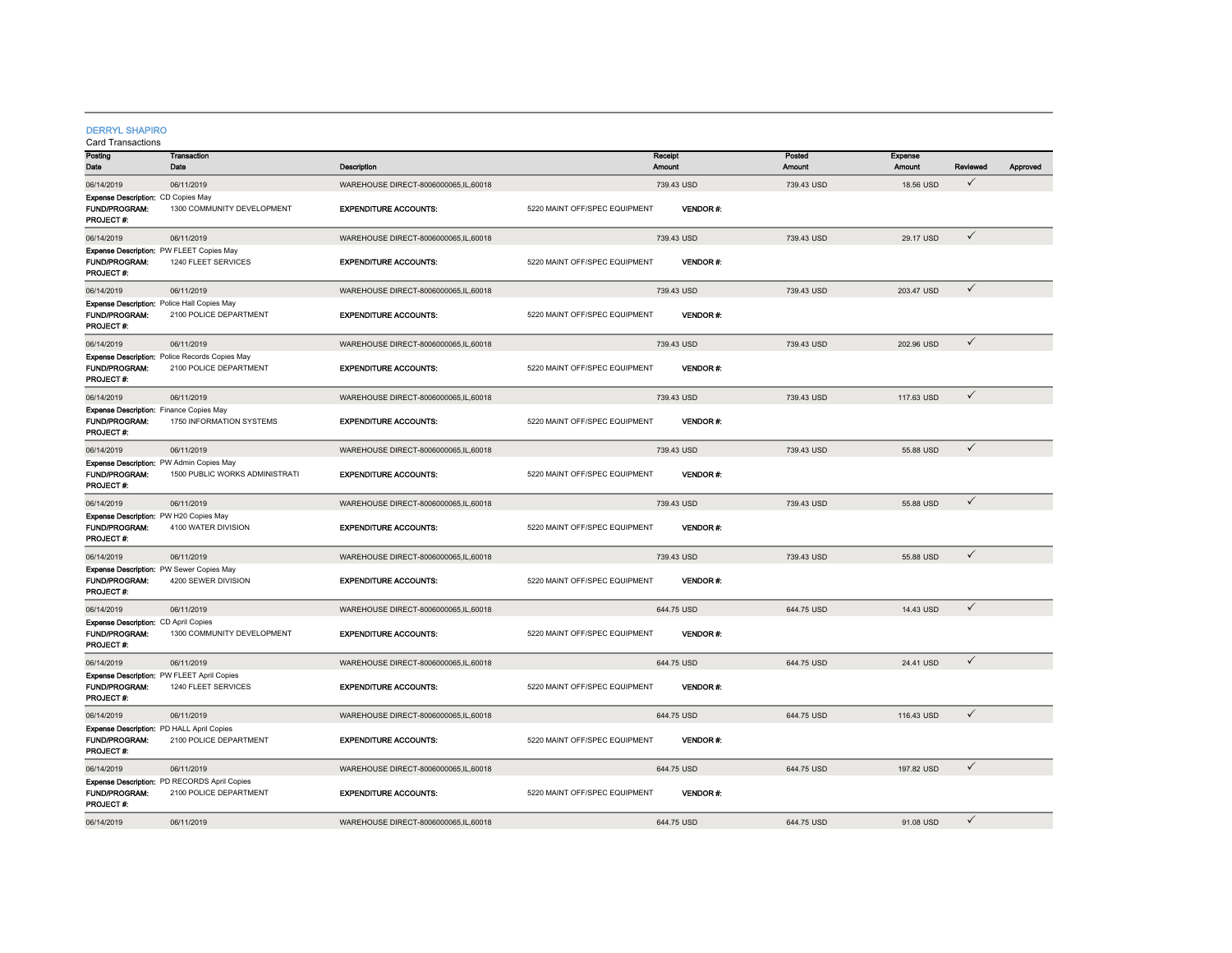**DERRYL SHAPIRO**

Card Transactions

| Posting Date | Transaction Date | Description | Receipt Amount | Posted Amount | Expense Amount | Reviewed | Approved |
|---|---|---|---|---|---|---|---|
| 06/14/2019 | 06/11/2019 | WAREHOUSE DIRECT-8006000065,IL,60018 | 739.43 USD | 739.43 USD | 18.56 USD | ✓ | |
| **Expense Description:** CD Copies May | | | | | | | |
| **FUND/PROGRAM:** 1300 COMMUNITY DEVELOPMENT | | **EXPENDITURE ACCOUNTS:** 5220 MAINT OFF/SPEC EQUIPMENT | **VENDOR #:** | | | | |
| **PROJECT #:** | | | | | | | |
| 06/14/2019 | 06/11/2019 | WAREHOUSE DIRECT-8006000065,IL,60018 | 739.43 USD | 739.43 USD | 29.17 USD | ✓ | |
| **Expense Description:** PW FLEET Copies May | | | | | | | |
| **FUND/PROGRAM:** 1240 FLEET SERVICES | | **EXPENDITURE ACCOUNTS:** 5220 MAINT OFF/SPEC EQUIPMENT | **VENDOR #:** | | | | |
| **PROJECT #:** | | | | | | | |
| 06/14/2019 | 06/11/2019 | WAREHOUSE DIRECT-8006000065,IL,60018 | 739.43 USD | 739.43 USD | 203.47 USD | ✓ | |
| **Expense Description:** Police Hall Copies May | | | | | | | |
| **FUND/PROGRAM:** 2100 POLICE DEPARTMENT | | **EXPENDITURE ACCOUNTS:** 5220 MAINT OFF/SPEC EQUIPMENT | **VENDOR #:** | | | | |
| **PROJECT #:** | | | | | | | |
| 06/14/2019 | 06/11/2019 | WAREHOUSE DIRECT-8006000065,IL,60018 | 739.43 USD | 739.43 USD | 202.96 USD | ✓ | |
| **Expense Description:** Police Records Copies May | | | | | | | |
| **FUND/PROGRAM:** 2100 POLICE DEPARTMENT | | **EXPENDITURE ACCOUNTS:** 5220 MAINT OFF/SPEC EQUIPMENT | **VENDOR #:** | | | | |
| **PROJECT #:** | | | | | | | |
| 06/14/2019 | 06/11/2019 | WAREHOUSE DIRECT-8006000065,IL,60018 | 739.43 USD | 739.43 USD | 117.63 USD | ✓ | |
| **Expense Description:** Finance Copies May | | | | | | | |
| **FUND/PROGRAM:** 1750 INFORMATION SYSTEMS | | **EXPENDITURE ACCOUNTS:** 5220 MAINT OFF/SPEC EQUIPMENT | **VENDOR #:** | | | | |
| **PROJECT #:** | | | | | | | |
| 06/14/2019 | 06/11/2019 | WAREHOUSE DIRECT-8006000065,IL,60018 | 739.43 USD | 739.43 USD | 55.88 USD | ✓ | |
| **Expense Description:** PW Admin Copies May | | | | | | | |
| **FUND/PROGRAM:** 1500 PUBLIC WORKS ADMINISTRATI | | **EXPENDITURE ACCOUNTS:** 5220 MAINT OFF/SPEC EQUIPMENT | **VENDOR #:** | | | | |
| **PROJECT #:** | | | | | | | |
| 06/14/2019 | 06/11/2019 | WAREHOUSE DIRECT-8006000065,IL,60018 | 739.43 USD | 739.43 USD | 55.88 USD | ✓ | |
| **Expense Description:** PW H20 Copies May | | | | | | | |
| **FUND/PROGRAM:** 4100 WATER DIVISION | | **EXPENDITURE ACCOUNTS:** 5220 MAINT OFF/SPEC EQUIPMENT | **VENDOR #:** | | | | |
| **PROJECT #:** | | | | | | | |
| 06/14/2019 | 06/11/2019 | WAREHOUSE DIRECT-8006000065,IL,60018 | 739.43 USD | 739.43 USD | 55.88 USD | ✓ | |
| **Expense Description:** PW Sewer Copies May | | | | | | | |
| **FUND/PROGRAM:** 4200 SEWER DIVISION | | **EXPENDITURE ACCOUNTS:** 5220 MAINT OFF/SPEC EQUIPMENT | **VENDOR #:** | | | | |
| **PROJECT #:** | | | | | | | |
| 06/14/2019 | 06/11/2019 | WAREHOUSE DIRECT-8006000065,IL,60018 | 644.75 USD | 644.75 USD | 14.43 USD | ✓ | |
| **Expense Description:** CD April Copies | | | | | | | |
| **FUND/PROGRAM:** 1300 COMMUNITY DEVELOPMENT | | **EXPENDITURE ACCOUNTS:** 5220 MAINT OFF/SPEC EQUIPMENT | **VENDOR #:** | | | | |
| **PROJECT #:** | | | | | | | |
| 06/14/2019 | 06/11/2019 | WAREHOUSE DIRECT-8006000065,IL,60018 | 644.75 USD | 644.75 USD | 24.41 USD | ✓ | |
| **Expense Description:** PW FLEET April Copies | | | | | | | |
| **FUND/PROGRAM:** 1240 FLEET SERVICES | | **EXPENDITURE ACCOUNTS:** 5220 MAINT OFF/SPEC EQUIPMENT | **VENDOR #:** | | | | |
| **PROJECT #:** | | | | | | | |
| 06/14/2019 | 06/11/2019 | WAREHOUSE DIRECT-8006000065,IL,60018 | 644.75 USD | 644.75 USD | 116.43 USD | ✓ | |
| **Expense Description:** PD HALL April Copies | | | | | | | |
| **FUND/PROGRAM:** 2100 POLICE DEPARTMENT | | **EXPENDITURE ACCOUNTS:** 5220 MAINT OFF/SPEC EQUIPMENT | **VENDOR #:** | | | | |
| **PROJECT #:** | | | | | | | |
| 06/14/2019 | 06/11/2019 | WAREHOUSE DIRECT-8006000065,IL,60018 | 644.75 USD | 644.75 USD | 197.82 USD | ✓ | |
| **Expense Description:** PD RECORDS April Copies | | | | | | | |
| **FUND/PROGRAM:** 2100 POLICE DEPARTMENT | | **EXPENDITURE ACCOUNTS:** 5220 MAINT OFF/SPEC EQUIPMENT | **VENDOR #:** | | | | |
| **PROJECT #:** | | | | | | | |
| 06/14/2019 | 06/11/2019 | WAREHOUSE DIRECT-8006000065,IL,60018 | 644.75 USD | 644.75 USD | 91.08 USD | ✓ | |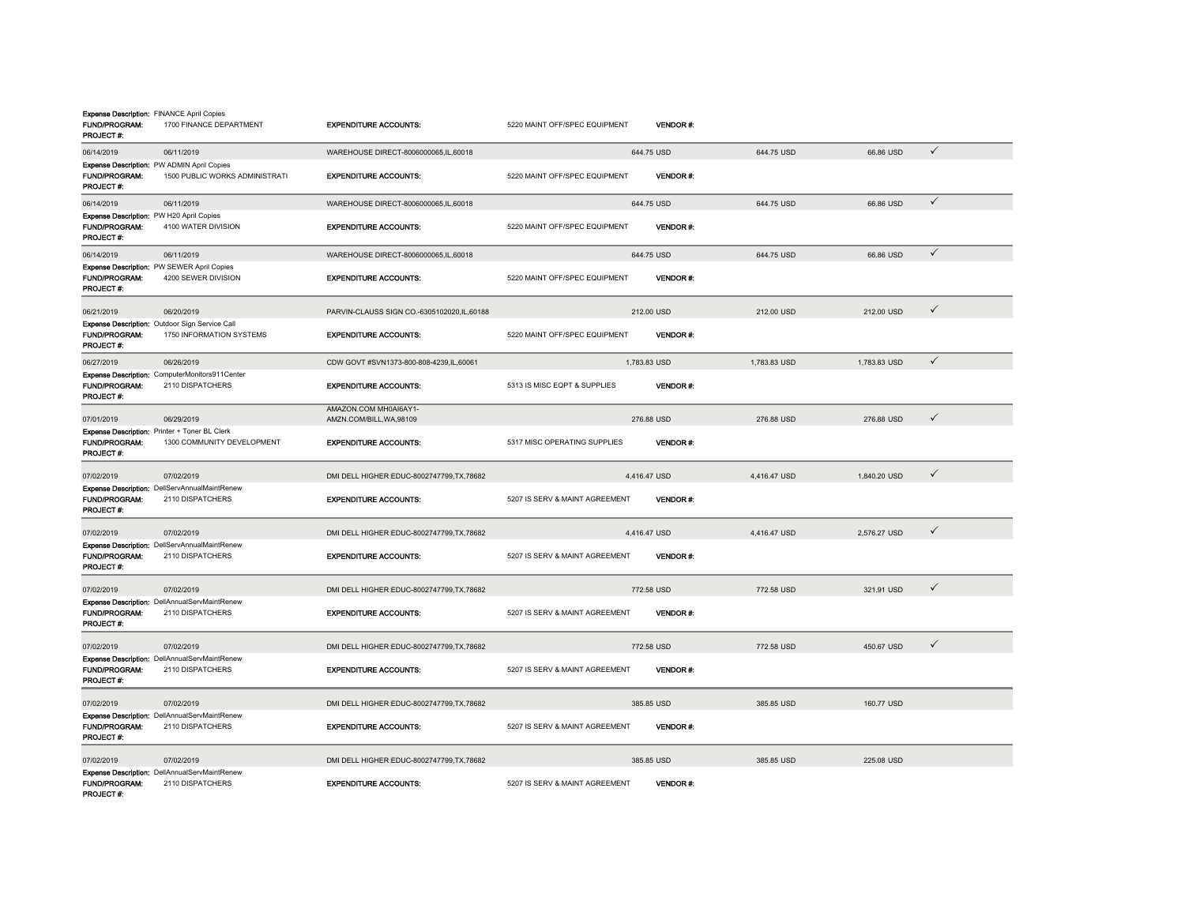**Expense Description:** FINANCE April Copies
**FUND/PROGRAM:** 1700 FINANCE DEPARTMENT **EXPENDITURE ACCOUNTS:** 5220 MAINT OFF/SPEC EQUIPMENT **VENDOR #:**
**PROJECT #:**

| 06/14/2019 | 06/11/2019 | WAREHOUSE DIRECT-8006000065,IL,60018 | 644.75 USD | 644.75 USD | 66.86 USD | ✓ |
|---|---|---|---|---|---|---|

**Expense Description:** PW ADMIN April Copies
**FUND/PROGRAM:** 1500 PUBLIC WORKS ADMINISTRATI **EXPENDITURE ACCOUNTS:** 5220 MAINT OFF/SPEC EQUIPMENT **VENDOR #:**
**PROJECT #:**

| 06/14/2019 | 06/11/2019 | WAREHOUSE DIRECT-8006000065,IL,60018 | 644.75 USD | 644.75 USD | 66.86 USD | ✓ |
|---|---|---|---|---|---|---|

**Expense Description:** PW H20 April Copies
**FUND/PROGRAM:** 4100 WATER DIVISION **EXPENDITURE ACCOUNTS:** 5220 MAINT OFF/SPEC EQUIPMENT **VENDOR #:**
**PROJECT #:**

| 06/14/2019 | 06/11/2019 | WAREHOUSE DIRECT-8006000065,IL,60018 | 644.75 USD | 644.75 USD | 66.86 USD | ✓ |
|---|---|---|---|---|---|---|

**Expense Description:** PW SEWER April Copies
**FUND/PROGRAM:** 4200 SEWER DIVISION **EXPENDITURE ACCOUNTS:** 5220 MAINT OFF/SPEC EQUIPMENT **VENDOR #:**
**PROJECT #:**

| 06/21/2019 | 06/20/2019 | PARVIN-CLAUSS SIGN CO.-6305102020,IL,60188 | 212.00 USD | 212.00 USD | 212.00 USD | ✓ |
|---|---|---|---|---|---|---|

**Expense Description:** Outdoor Sign Service Call
**FUND/PROGRAM:** 1750 INFORMATION SYSTEMS **EXPENDITURE ACCOUNTS:** 5220 MAINT OFF/SPEC EQUIPMENT **VENDOR #:**
**PROJECT #:**

| 06/27/2019 | 06/26/2019 | CDW GOVT #SVN1373-800-808-4239,IL,60061 | 1,783.83 USD | 1,783.83 USD | 1,783.83 USD | ✓ |
|---|---|---|---|---|---|---|

**Expense Description:** ComputerMonitors911Center
**FUND/PROGRAM:** 2110 DISPATCHERS **EXPENDITURE ACCOUNTS:** 5313 IS MISC EQPT & SUPPLIES **VENDOR #:**
**PROJECT #:**

| 07/01/2019 | 06/29/2019 | AMAZON.COM MH0AI6AY1- AMZN.COM/BILL,WA,98109 | 276.88 USD | 276.88 USD | 276.88 USD | ✓ |
|---|---|---|---|---|---|---|

**Expense Description:** Printer + Toner BL Clerk
**FUND/PROGRAM:** 1300 COMMUNITY DEVELOPMENT **EXPENDITURE ACCOUNTS:** 5317 MISC OPERATING SUPPLIES **VENDOR #:**
**PROJECT #:**

| 07/02/2019 | 07/02/2019 | DMI DELL HIGHER EDUC-8002747799,TX,78682 | 4,416.47 USD | 4,416.47 USD | 1,840.20 USD | ✓ |
|---|---|---|---|---|---|---|

**Expense Description:** DellServAnnualMaintRenew
**FUND/PROGRAM:** 2110 DISPATCHERS **EXPENDITURE ACCOUNTS:** 5207 IS SERV & MAINT AGREEMENT **VENDOR #:**
**PROJECT #:**

| 07/02/2019 | 07/02/2019 | DMI DELL HIGHER EDUC-8002747799,TX,78682 | 4,416.47 USD | 4,416.47 USD | 2,576.27 USD | ✓ |
|---|---|---|---|---|---|---|

**Expense Description:** DellServAnnualMaintRenew
**FUND/PROGRAM:** 2110 DISPATCHERS **EXPENDITURE ACCOUNTS:** 5207 IS SERV & MAINT AGREEMENT **VENDOR #:**
**PROJECT #:**

| 07/02/2019 | 07/02/2019 | DMI DELL HIGHER EDUC-8002747799,TX,78682 | 772.58 USD | 772.58 USD | 321.91 USD | ✓ |
|---|---|---|---|---|---|---|

**Expense Description:** DellAnnualServMaintRenew
**FUND/PROGRAM:** 2110 DISPATCHERS **EXPENDITURE ACCOUNTS:** 5207 IS SERV & MAINT AGREEMENT **VENDOR #:**
**PROJECT #:**

| 07/02/2019 | 07/02/2019 | DMI DELL HIGHER EDUC-8002747799,TX,78682 | 772.58 USD | 772.58 USD | 450.67 USD | ✓ |
|---|---|---|---|---|---|---|

**Expense Description:** DellAnnualServMaintRenew
**FUND/PROGRAM:** 2110 DISPATCHERS **EXPENDITURE ACCOUNTS:** 5207 IS SERV & MAINT AGREEMENT **VENDOR #:**
**PROJECT #:**

| 07/02/2019 | 07/02/2019 | DMI DELL HIGHER EDUC-8002747799,TX,78682 | 385.85 USD | 385.85 USD | 160.77 USD | |
|---|---|---|---|---|---|---|

**Expense Description:** DellAnnualServMaintRenew
**FUND/PROGRAM:** 2110 DISPATCHERS **EXPENDITURE ACCOUNTS:** 5207 IS SERV & MAINT AGREEMENT **VENDOR #:**
**PROJECT #:**

| 07/02/2019 | 07/02/2019 | DMI DELL HIGHER EDUC-8002747799,TX,78682 | 385.85 USD | 385.85 USD | 225.08 USD | |
|---|---|---|---|---|---|---|

**Expense Description:** DellAnnualServMaintRenew
**FUND/PROGRAM:** 2110 DISPATCHERS **EXPENDITURE ACCOUNTS:** 5207 IS SERV & MAINT AGREEMENT **VENDOR #:**
**PROJECT #:**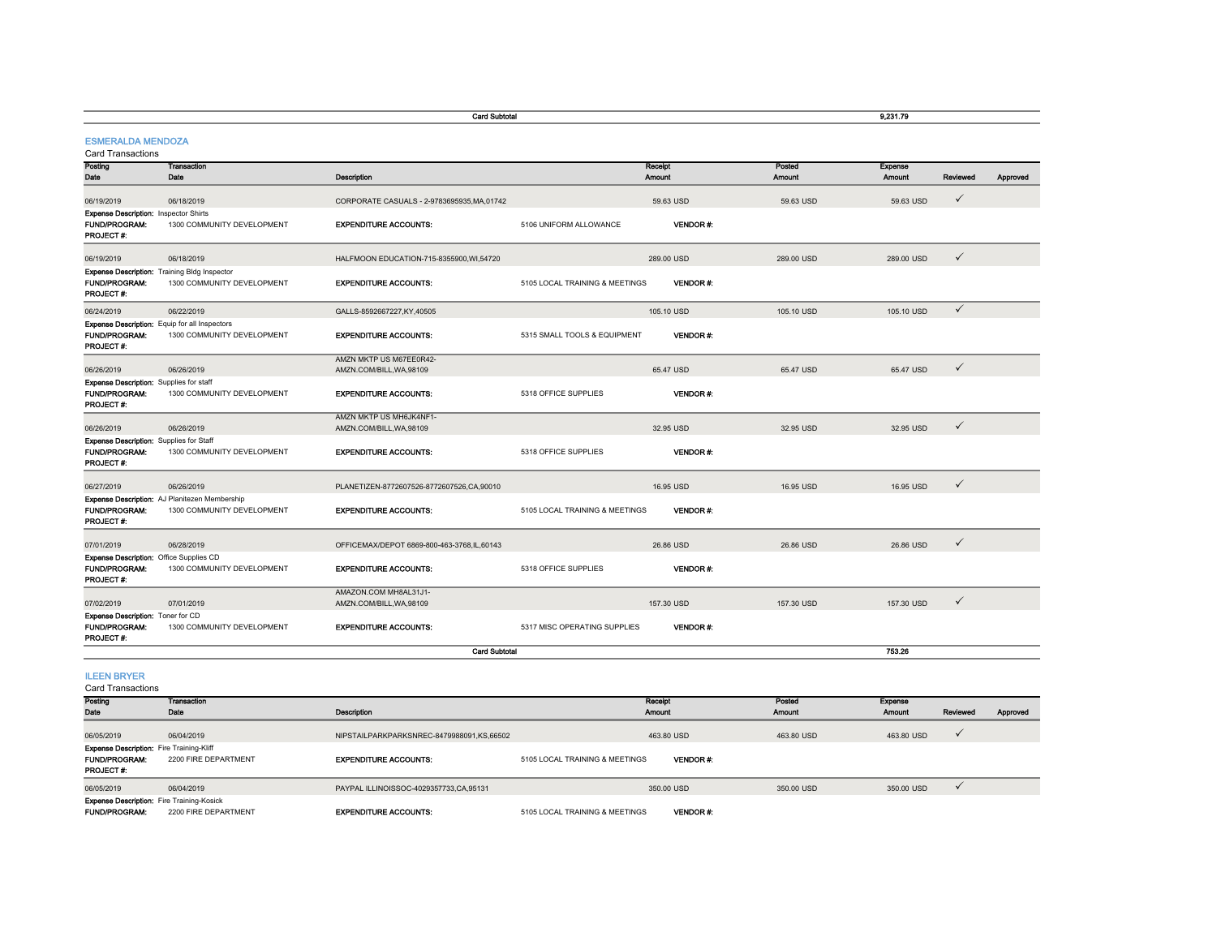| | | Card Subtotal | | | | 9,231.79 | | |
|---|---|---|---|---|---|---|---|---|

## ESMERALDA MENDOZA

Card Transactions

| Posting Date | Transaction Date | Description | | Receipt Amount | Posted Amount | Expense Amount | Reviewed | Approved |
|---|---|---|---|---|---|---|---|---|
| 06/19/2019 | 06/18/2019 | CORPORATE CASUALS - 2-9783695935,MA,01742 | | 59.63 USD | 59.63 USD | 59.63 USD | ✓ | |
| **Expense Description:** Inspector Shirts | | | | | | | | |
| **FUND/PROGRAM:** | 1300 COMMUNITY DEVELOPMENT | **EXPENDITURE ACCOUNTS:** | 5106 UNIFORM ALLOWANCE | **VENDOR #:** | | | | |
| **PROJECT #:** | | | | | | | | |
| 06/19/2019 | 06/18/2019 | HALFMOON EDUCATION-715-8355900,WI,54720 | | 289.00 USD | 289.00 USD | 289.00 USD | ✓ | |
| **Expense Description:** Training Bldg Inspector | | | | | | | | |
| **FUND/PROGRAM:** | 1300 COMMUNITY DEVELOPMENT | **EXPENDITURE ACCOUNTS:** | 5105 LOCAL TRAINING & MEETINGS | **VENDOR #:** | | | | |
| **PROJECT #:** | | | | | | | | |
| 06/24/2019 | 06/22/2019 | GALLS-8592667227,KY,40505 | | 105.10 USD | 105.10 USD | 105.10 USD | ✓ | |
| **Expense Description:** Equip for all Inspectors | | | | | | | | |
| **FUND/PROGRAM:** | 1300 COMMUNITY DEVELOPMENT | **EXPENDITURE ACCOUNTS:** | 5315 SMALL TOOLS & EQUIPMENT | **VENDOR #:** | | | | |
| **PROJECT #:** | | | | | | | | |
| 06/26/2019 | 06/26/2019 | AMZN MKTP US M67EE0R42-AMZN.COM/BILL,WA,98109 | | 65.47 USD | 65.47 USD | 65.47 USD | ✓ | |
| **Expense Description:** Supplies for staff | | | | | | | | |
| **FUND/PROGRAM:** | 1300 COMMUNITY DEVELOPMENT | **EXPENDITURE ACCOUNTS:** | 5318 OFFICE SUPPLIES | **VENDOR #:** | | | | |
| **PROJECT #:** | | | | | | | | |
| 06/26/2019 | 06/26/2019 | AMZN MKTP US MH6JK4NF1-AMZN.COM/BILL,WA,98109 | | 32.95 USD | 32.95 USD | 32.95 USD | ✓ | |
| **Expense Description:** Supplies for Staff | | | | | | | | |
| **FUND/PROGRAM:** | 1300 COMMUNITY DEVELOPMENT | **EXPENDITURE ACCOUNTS:** | 5318 OFFICE SUPPLIES | **VENDOR #:** | | | | |
| **PROJECT #:** | | | | | | | | |
| 06/27/2019 | 06/26/2019 | PLANETIZEN-8772607526-8772607526,CA,90010 | | 16.95 USD | 16.95 USD | 16.95 USD | ✓ | |
| **Expense Description:** AJ Planitezen Membership | | | | | | | | |
| **FUND/PROGRAM:** | 1300 COMMUNITY DEVELOPMENT | **EXPENDITURE ACCOUNTS:** | 5105 LOCAL TRAINING & MEETINGS | **VENDOR #:** | | | | |
| **PROJECT #:** | | | | | | | | |
| 07/01/2019 | 06/28/2019 | OFFICEMAX/DEPOT 6869-800-463-3768,IL,60143 | | 26.86 USD | 26.86 USD | 26.86 USD | ✓ | |
| **Expense Description:** Office Supplies CD | | | | | | | | |
| **FUND/PROGRAM:** | 1300 COMMUNITY DEVELOPMENT | **EXPENDITURE ACCOUNTS:** | 5318 OFFICE SUPPLIES | **VENDOR #:** | | | | |
| **PROJECT #:** | | | | | | | | |
| 07/02/2019 | 07/01/2019 | AMAZON.COM MH8AL31J1-AMZN.COM/BILL,WA,98109 | | 157.30 USD | 157.30 USD | 157.30 USD | ✓ | |
| **Expense Description:** Toner for CD | | | | | | | | |
| **FUND/PROGRAM:** | 1300 COMMUNITY DEVELOPMENT | **EXPENDITURE ACCOUNTS:** | 5317 MISC OPERATING SUPPLIES | **VENDOR #:** | | | | |
| **PROJECT #:** | | | | | | | | |
| | | Card Subtotal | | | | 753.26 | | |

## ILEEN BRYER

Card Transactions

| Posting Date | Transaction Date | Description | | Receipt Amount | Posted Amount | Expense Amount | Reviewed | Approved |
|---|---|---|---|---|---|---|---|---|
| 06/05/2019 | 06/04/2019 | NIPSTAILPARKPARKSNREC-8479988091,KS,66502 | | 463.80 USD | 463.80 USD | 463.80 USD | ✓ | |
| **Expense Description:** Fire Training-Kliff | | | | | | | | |
| **FUND/PROGRAM:** | 2200 FIRE DEPARTMENT | **EXPENDITURE ACCOUNTS:** | 5105 LOCAL TRAINING & MEETINGS | **VENDOR #:** | | | | |
| **PROJECT #:** | | | | | | | | |
| 06/05/2019 | 06/04/2019 | PAYPAL ILLINOISSOC-4029357733,CA,95131 | | 350.00 USD | 350.00 USD | 350.00 USD | ✓ | |
| **Expense Description:** Fire Training-Kosick | | | | | | | | |
| **FUND/PROGRAM:** | 2200 FIRE DEPARTMENT | **EXPENDITURE ACCOUNTS:** | 5105 LOCAL TRAINING & MEETINGS | **VENDOR #:** | | | | |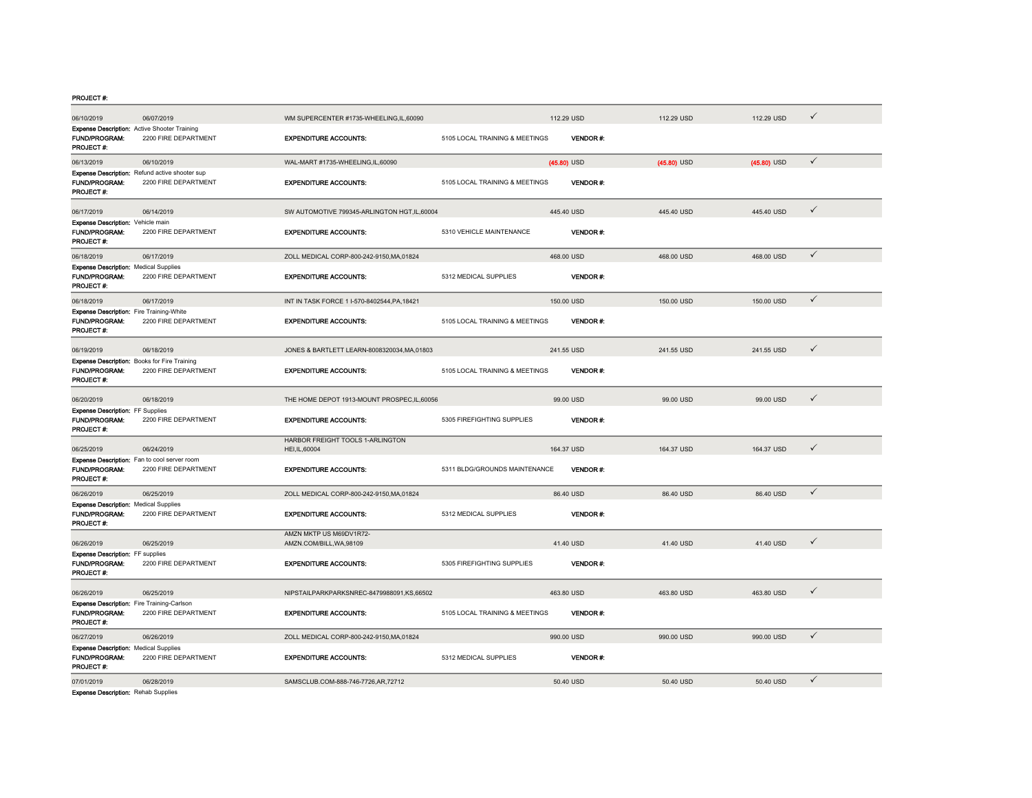PROJECT #:

| | | | | | | | |
|---|---|---|---|---|---|---|---|
| 06/10/2019 | 06/07/2019 | WM SUPERCENTER #1735-WHEELING,IL,60090 | | 112.29 USD | 112.29 USD | 112.29 USD | ✓ |
| **Expense Description:** Active Shooter Training | | | | | | | |
| **FUND/PROGRAM:** | 2200 FIRE DEPARTMENT | **EXPENDITURE ACCOUNTS:** | 5105 LOCAL TRAINING & MEETINGS | **VENDOR #:** | | | |
| **PROJECT #:** | | | | | | | |
| 06/13/2019 | 06/10/2019 | WAL-MART #1735-WHEELING,IL,60090 | | (45.80) USD | (45.80) USD | (45.80) USD | ✓ |
| **Expense Description:** Refund active shooter sup | | | | | | | |
| **FUND/PROGRAM:** | 2200 FIRE DEPARTMENT | **EXPENDITURE ACCOUNTS:** | 5105 LOCAL TRAINING & MEETINGS | **VENDOR #:** | | | |
| **PROJECT #:** | | | | | | | |
| 06/17/2019 | 06/14/2019 | SW AUTOMOTIVE 799345-ARLINGTON HGT,IL,60004 | | 445.40 USD | 445.40 USD | 445.40 USD | ✓ |
| **Expense Description:** Vehicle main | | | | | | | |
| **FUND/PROGRAM:** | 2200 FIRE DEPARTMENT | **EXPENDITURE ACCOUNTS:** | 5310 VEHICLE MAINTENANCE | **VENDOR #:** | | | |
| **PROJECT #:** | | | | | | | |
| 06/18/2019 | 06/17/2019 | ZOLL MEDICAL CORP-800-242-9150,MA,01824 | | 468.00 USD | 468.00 USD | 468.00 USD | ✓ |
| **Expense Description:** Medical Supplies | | | | | | | |
| **FUND/PROGRAM:** | 2200 FIRE DEPARTMENT | **EXPENDITURE ACCOUNTS:** | 5312 MEDICAL SUPPLIES | **VENDOR #:** | | | |
| **PROJECT #:** | | | | | | | |
| 06/18/2019 | 06/17/2019 | INT IN TASK FORCE 1 I-570-8402544,PA,18421 | | 150.00 USD | 150.00 USD | 150.00 USD | ✓ |
| **Expense Description:** Fire Training-White | | | | | | | |
| **FUND/PROGRAM:** | 2200 FIRE DEPARTMENT | **EXPENDITURE ACCOUNTS:** | 5105 LOCAL TRAINING & MEETINGS | **VENDOR #:** | | | |
| **PROJECT #:** | | | | | | | |
| 06/19/2019 | 06/18/2019 | JONES & BARTLETT LEARN-8008320034,MA,01803 | | 241.55 USD | 241.55 USD | 241.55 USD | ✓ |
| **Expense Description:** Books for Fire Training | | | | | | | |
| **FUND/PROGRAM:** | 2200 FIRE DEPARTMENT | **EXPENDITURE ACCOUNTS:** | 5105 LOCAL TRAINING & MEETINGS | **VENDOR #:** | | | |
| **PROJECT #:** | | | | | | | |
| 06/20/2019 | 06/18/2019 | THE HOME DEPOT 1913-MOUNT PROSPEC,IL,60056 | | 99.00 USD | 99.00 USD | 99.00 USD | ✓ |
| **Expense Description:** FF Supplies | | | | | | | |
| **FUND/PROGRAM:** | 2200 FIRE DEPARTMENT | **EXPENDITURE ACCOUNTS:** | 5305 FIREFIGHTING SUPPLIES | **VENDOR #:** | | | |
| **PROJECT #:** | | | | | | | |
| 06/25/2019 | 06/24/2019 | HARBOR FREIGHT TOOLS 1-ARLINGTON HEI,IL,60004 | | 164.37 USD | 164.37 USD | 164.37 USD | ✓ |
| **Expense Description:** Fan to cool server room | | | | | | | |
| **FUND/PROGRAM:** | 2200 FIRE DEPARTMENT | **EXPENDITURE ACCOUNTS:** | 5311 BLDG/GROUNDS MAINTENANCE | **VENDOR #:** | | | |
| **PROJECT #:** | | | | | | | |
| 06/26/2019 | 06/25/2019 | ZOLL MEDICAL CORP-800-242-9150,MA,01824 | | 86.40 USD | 86.40 USD | 86.40 USD | ✓ |
| **Expense Description:** Medical Supplies | | | | | | | |
| **FUND/PROGRAM:** | 2200 FIRE DEPARTMENT | **EXPENDITURE ACCOUNTS:** | 5312 MEDICAL SUPPLIES | **VENDOR #:** | | | |
| **PROJECT #:** | | | | | | | |
| 06/26/2019 | 06/25/2019 | AMZN MKTP US M69DV1R72-AMZN.COM/BILL,WA,98109 | | 41.40 USD | 41.40 USD | 41.40 USD | ✓ |
| **Expense Description:** FF supplies | | | | | | | |
| **FUND/PROGRAM:** | 2200 FIRE DEPARTMENT | **EXPENDITURE ACCOUNTS:** | 5305 FIREFIGHTING SUPPLIES | **VENDOR #:** | | | |
| **PROJECT #:** | | | | | | | |
| 06/26/2019 | 06/25/2019 | NIPSTAILPARKPARKSNREC-8479988091,KS,66502 | | 463.80 USD | 463.80 USD | 463.80 USD | ✓ |
| **Expense Description:** Fire Training-Carlson | | | | | | | |
| **FUND/PROGRAM:** | 2200 FIRE DEPARTMENT | **EXPENDITURE ACCOUNTS:** | 5105 LOCAL TRAINING & MEETINGS | **VENDOR #:** | | | |
| **PROJECT #:** | | | | | | | |
| 06/27/2019 | 06/26/2019 | ZOLL MEDICAL CORP-800-242-9150,MA,01824 | | 990.00 USD | 990.00 USD | 990.00 USD | ✓ |
| **Expense Description:** Medical Supplies | | | | | | | |
| **FUND/PROGRAM:** | 2200 FIRE DEPARTMENT | **EXPENDITURE ACCOUNTS:** | 5312 MEDICAL SUPPLIES | **VENDOR #:** | | | |
| **PROJECT #:** | | | | | | | |
| 07/01/2019 | 06/28/2019 | SAMSCLUB.COM-888-746-7726,AR,72712 | | 50.40 USD | 50.40 USD | 50.40 USD | ✓ |
| **Expense Description:** Rehab Supplies | | | | | | | |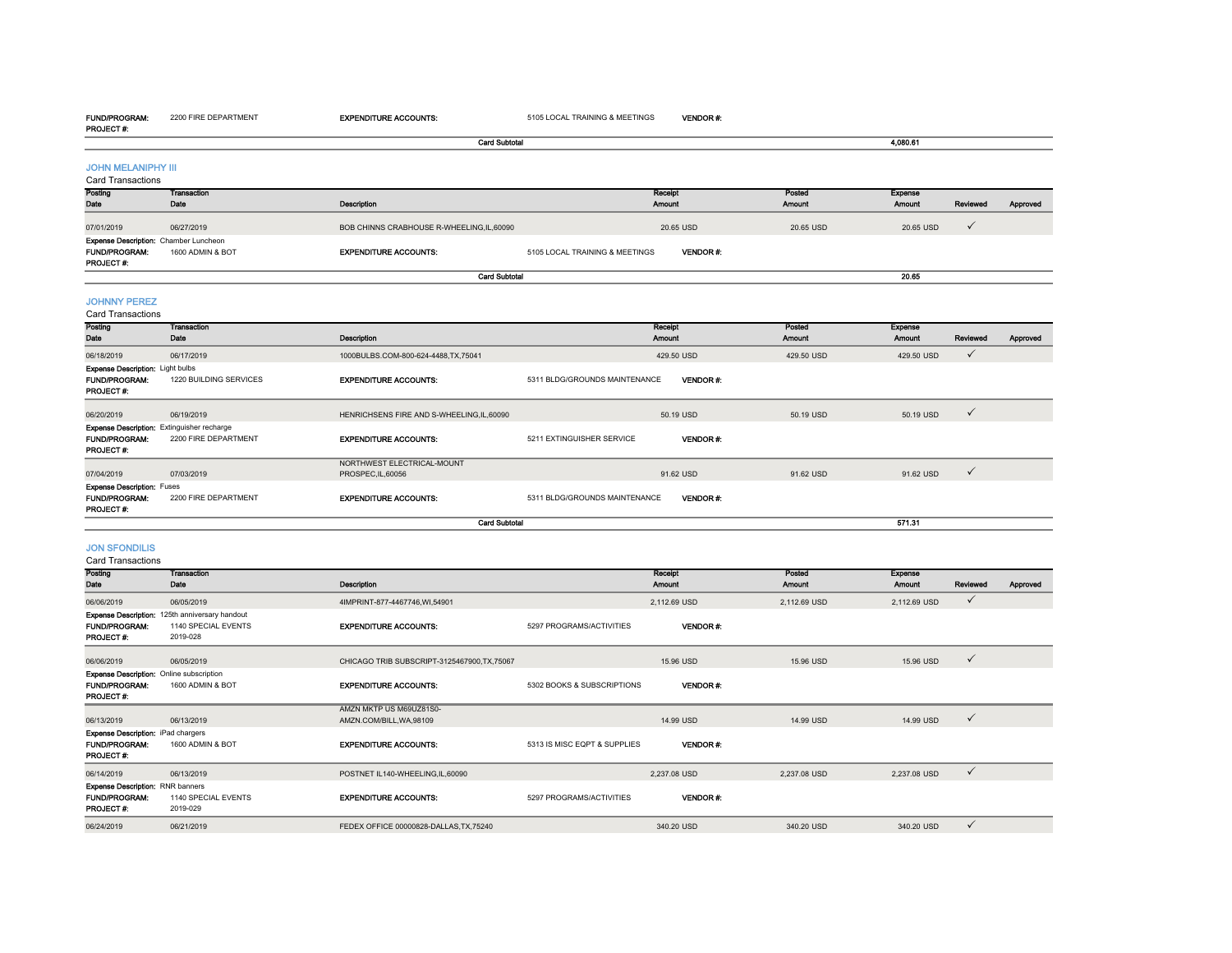| FUND/PROGRAM: | 2200 FIRE DEPARTMENT | EXPENDITURE ACCOUNTS: | 5105 LOCAL TRAINING & MEETINGS | VENDOR #: |
|---|---|---|---|---|
| PROJECT #: | | | | |

**Card Subtotal** 4,080.61

## JOHN MELANIPHY III

Card Transactions

| Posting Date | Transaction Date | Description | Receipt Amount | Posted Amount | Expense Amount | Reviewed | Approved |
|---|---|---|---|---|---|---|---|
| 07/01/2019 | 06/27/2019 | BOB CHINNS CRABHOUSE R-WHEELING,IL,60090 | 20.65 USD | 20.65 USD | 20.65 USD | ✓ | |

**Expense Description:** Chamber Luncheon
**FUND/PROGRAM:** 1600 ADMIN & BOT **EXPENDITURE ACCOUNTS:** 5105 LOCAL TRAINING & MEETINGS **VENDOR #:**
**PROJECT #:**

**Card Subtotal** 20.65

## JOHNNY PEREZ

Card Transactions

| Posting Date | Transaction Date | Description | Receipt Amount | Posted Amount | Expense Amount | Reviewed | Approved |
|---|---|---|---|---|---|---|---|
| 06/18/2019 | 06/17/2019 | 1000BULBS.COM-800-624-4488,TX,75041 | 429.50 USD | 429.50 USD | 429.50 USD | ✓ | |

**Expense Description:** Light bulbs
**FUND/PROGRAM:** 1220 BUILDING SERVICES **EXPENDITURE ACCOUNTS:** 5311 BLDG/GROUNDS MAINTENANCE **VENDOR #:**
**PROJECT #:**

| Posting Date | Transaction Date | Description | Receipt Amount | Posted Amount | Expense Amount | Reviewed | Approved |
|---|---|---|---|---|---|---|---|
| 06/20/2019 | 06/19/2019 | HENRICHSENS FIRE AND S-WHEELING,IL,60090 | 50.19 USD | 50.19 USD | 50.19 USD | ✓ | |

**Expense Description:** Extinguisher recharge
**FUND/PROGRAM:** 2200 FIRE DEPARTMENT **EXPENDITURE ACCOUNTS:** 5211 EXTINGUISHER SERVICE **VENDOR #:**
**PROJECT #:**

| Posting Date | Transaction Date | Description | Receipt Amount | Posted Amount | Expense Amount | Reviewed | Approved |
|---|---|---|---|---|---|---|---|
| 07/04/2019 | 07/03/2019 | NORTHWEST ELECTRICAL-MOUNT PROSPEC,IL,60056 | 91.62 USD | 91.62 USD | 91.62 USD | ✓ | |

**Expense Description:** Fuses
**FUND/PROGRAM:** 2200 FIRE DEPARTMENT **EXPENDITURE ACCOUNTS:** 5311 BLDG/GROUNDS MAINTENANCE **VENDOR #:**
**PROJECT #:**

**Card Subtotal** 571.31

## JON SFONDILIS

Card Transactions

| Posting Date | Transaction Date | Description | Receipt Amount | Posted Amount | Expense Amount | Reviewed | Approved |
|---|---|---|---|---|---|---|---|
| 06/06/2019 | 06/05/2019 | 4IMPRINT-877-4467746,WI,54901 | 2,112.69 USD | 2,112.69 USD | 2,112.69 USD | ✓ | |

**Expense Description:** 125th anniversary handout
**FUND/PROGRAM:** 1140 SPECIAL EVENTS **EXPENDITURE ACCOUNTS:** 5297 PROGRAMS/ACTIVITIES **VENDOR #:**
**PROJECT #:** 2019-028

| Posting Date | Transaction Date | Description | Receipt Amount | Posted Amount | Expense Amount | Reviewed | Approved |
|---|---|---|---|---|---|---|---|
| 06/06/2019 | 06/05/2019 | CHICAGO TRIB SUBSCRIPT-3125467900,TX,75067 | 15.96 USD | 15.96 USD | 15.96 USD | ✓ | |

**Expense Description:** Online subscription
**FUND/PROGRAM:** 1600 ADMIN & BOT **EXPENDITURE ACCOUNTS:** 5302 BOOKS & SUBSCRIPTIONS **VENDOR #:**
**PROJECT #:**

| Posting Date | Transaction Date | Description | Receipt Amount | Posted Amount | Expense Amount | Reviewed | Approved |
|---|---|---|---|---|---|---|---|
| 06/13/2019 | 06/13/2019 | AMZN MKTP US M69UZ81S0-AMZN.COM/BILL,WA,98109 | 14.99 USD | 14.99 USD | 14.99 USD | ✓ | |

**Expense Description:** iPad chargers
**FUND/PROGRAM:** 1600 ADMIN & BOT **EXPENDITURE ACCOUNTS:** 5313 IS MISC EQPT & SUPPLIES **VENDOR #:**
**PROJECT #:**

| Posting Date | Transaction Date | Description | Receipt Amount | Posted Amount | Expense Amount | Reviewed | Approved |
|---|---|---|---|---|---|---|---|
| 06/14/2019 | 06/13/2019 | POSTNET IL140-WHEELING,IL,60090 | 2,237.08 USD | 2,237.08 USD | 2,237.08 USD | ✓ | |

**Expense Description:** RNR banners
**FUND/PROGRAM:** 1140 SPECIAL EVENTS **EXPENDITURE ACCOUNTS:** 5297 PROGRAMS/ACTIVITIES **VENDOR #:**
**PROJECT #:** 2019-029

| Posting Date | Transaction Date | Description | Receipt Amount | Posted Amount | Expense Amount | Reviewed | Approved |
|---|---|---|---|---|---|---|---|
| 06/24/2019 | 06/21/2019 | FEDEX OFFICE 00000828-DALLAS,TX,75240 | 340.20 USD | 340.20 USD | 340.20 USD | ✓ | |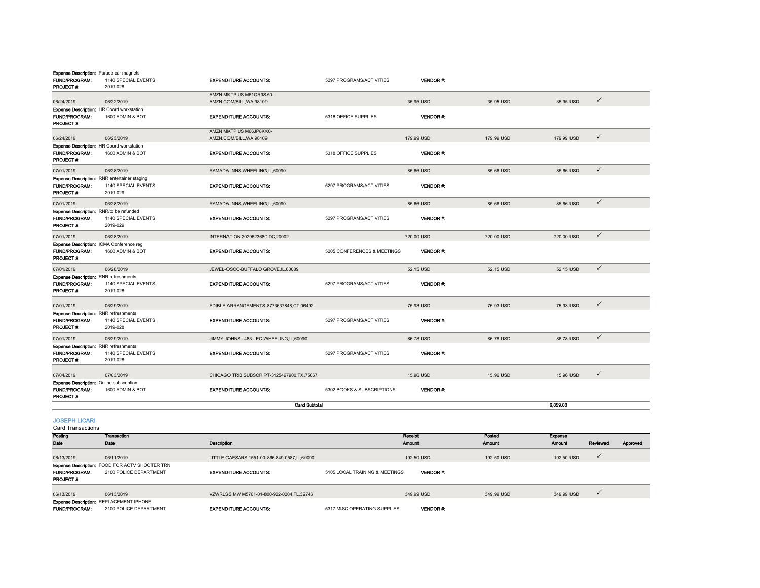Expense Description: Parade car magnets
FUND/PROGRAM: 1140 SPECIAL EVENTS | EXPENDITURE ACCOUNTS: 5297 PROGRAMS/ACTIVITIES | VENDOR #:
PROJECT #: 2019-028

| Posting Date | Transaction Date | Description | Receipt Amount | Posted Amount | Expense Amount | Reviewed | Approved |
|---|---|---|---|---|---|---|---|
| 06/24/2019 | 06/22/2019 | AMZN MKTP US M61QR9SA0- AMZN.COM/BILL,WA,98109 | 35.95 USD | 35.95 USD | 35.95 USD | ✓ | |
| Expense Description: HR Coord workstation | FUND/PROGRAM: 1600 ADMIN & BOT | EXPENDITURE ACCOUNTS: 5318 OFFICE SUPPLIES | VENDOR #: | PROJECT #: | | | |
| 06/24/2019 | 06/23/2019 | AMZN MKTP US M66JP8KX0- AMZN.COM/BILL,WA,98109 | 179.99 USD | 179.99 USD | 179.99 USD | ✓ | |
| Expense Description: HR Coord workstation | FUND/PROGRAM: 1600 ADMIN & BOT | EXPENDITURE ACCOUNTS: 5318 OFFICE SUPPLIES | VENDOR #: | PROJECT #: | | | |
| 07/01/2019 | 06/28/2019 | RAMADA INNS-WHEELING,IL,60090 | 85.66 USD | 85.66 USD | 85.66 USD | ✓ | |
| Expense Description: RNR entertainer staging | FUND/PROGRAM: 1140 SPECIAL EVENTS | EXPENDITURE ACCOUNTS: 5297 PROGRAMS/ACTIVITIES | VENDOR #: | PROJECT #: 2019-029 | | | |
| 07/01/2019 | 06/28/2019 | RAMADA INNS-WHEELING,IL,60090 | 85.66 USD | 85.66 USD | 85.66 USD | ✓ | |
| Expense Description: RNR/to be refunded | FUND/PROGRAM: 1140 SPECIAL EVENTS | EXPENDITURE ACCOUNTS: 5297 PROGRAMS/ACTIVITIES | VENDOR #: | PROJECT #: 2019-029 | | | |
| 07/01/2019 | 06/28/2019 | INTERNATION-2029623680,DC,20002 | 720.00 USD | 720.00 USD | 720.00 USD | ✓ | |
| Expense Description: ICMA Conference reg | FUND/PROGRAM: 1600 ADMIN & BOT | EXPENDITURE ACCOUNTS: 5205 CONFERENCES & MEETINGS | VENDOR #: | PROJECT #: | | | |
| 07/01/2019 | 06/28/2019 | JEWEL-OSCO-BUFFALO GROVE,IL,60089 | 52.15 USD | 52.15 USD | 52.15 USD | ✓ | |
| Expense Description: RNR refreshments | FUND/PROGRAM: 1140 SPECIAL EVENTS | EXPENDITURE ACCOUNTS: 5297 PROGRAMS/ACTIVITIES | VENDOR #: | PROJECT #: 2019-028 | | | |
| 07/01/2019 | 06/29/2019 | EDIBLE ARRANGEMENTS-8773637848,CT,06492 | 75.93 USD | 75.93 USD | 75.93 USD | ✓ | |
| Expense Description: RNR refreshments | FUND/PROGRAM: 1140 SPECIAL EVENTS | EXPENDITURE ACCOUNTS: 5297 PROGRAMS/ACTIVITIES | VENDOR #: | PROJECT #: 2019-028 | | | |
| 07/01/2019 | 06/29/2019 | JIMMY JOHNS - 483 - EC-WHEELING,IL,60090 | 86.78 USD | 86.78 USD | 86.78 USD | ✓ | |
| Expense Description: RNR refreshments | FUND/PROGRAM: 1140 SPECIAL EVENTS | EXPENDITURE ACCOUNTS: 5297 PROGRAMS/ACTIVITIES | VENDOR #: | PROJECT #: 2019-028 | | | |
| 07/04/2019 | 07/03/2019 | CHICAGO TRIB SUBSCRIPT-3125467900,TX,75067 | 15.96 USD | 15.96 USD | 15.96 USD | ✓ | |
| Expense Description: Online subscription | FUND/PROGRAM: 1600 ADMIN & BOT | EXPENDITURE ACCOUNTS: 5302 BOOKS & SUBSCRIPTIONS | VENDOR #: | PROJECT #: | | | |
| | | Card Subtotal | | | 6,059.00 | | |

## JOSEPH LICARI

Card Transactions

| Posting Date | Transaction Date | Description | Receipt Amount | Posted Amount | Expense Amount | Reviewed | Approved |
|---|---|---|---|---|---|---|---|
| 06/13/2019 | 06/11/2019 | LITTLE CAESARS 1551-00-866-849-0587,IL,60090 | 192.50 USD | 192.50 USD | 192.50 USD | ✓ | |
| Expense Description: FOOD FOR ACTV SHOOTER TRN | FUND/PROGRAM: 2100 POLICE DEPARTMENT | EXPENDITURE ACCOUNTS: 5105 LOCAL TRAINING & MEETINGS | VENDOR #: | PROJECT #: | | | |
| 06/13/2019 | 06/13/2019 | VZWRLSS MW M5761-01-800-922-0204,FL,32746 | 349.99 USD | 349.99 USD | 349.99 USD | ✓ | |
| Expense Description: REPLACEMENT IPHONE | FUND/PROGRAM: 2100 POLICE DEPARTMENT | EXPENDITURE ACCOUNTS: 5317 MISC OPERATING SUPPLIES | VENDOR #: | | | | |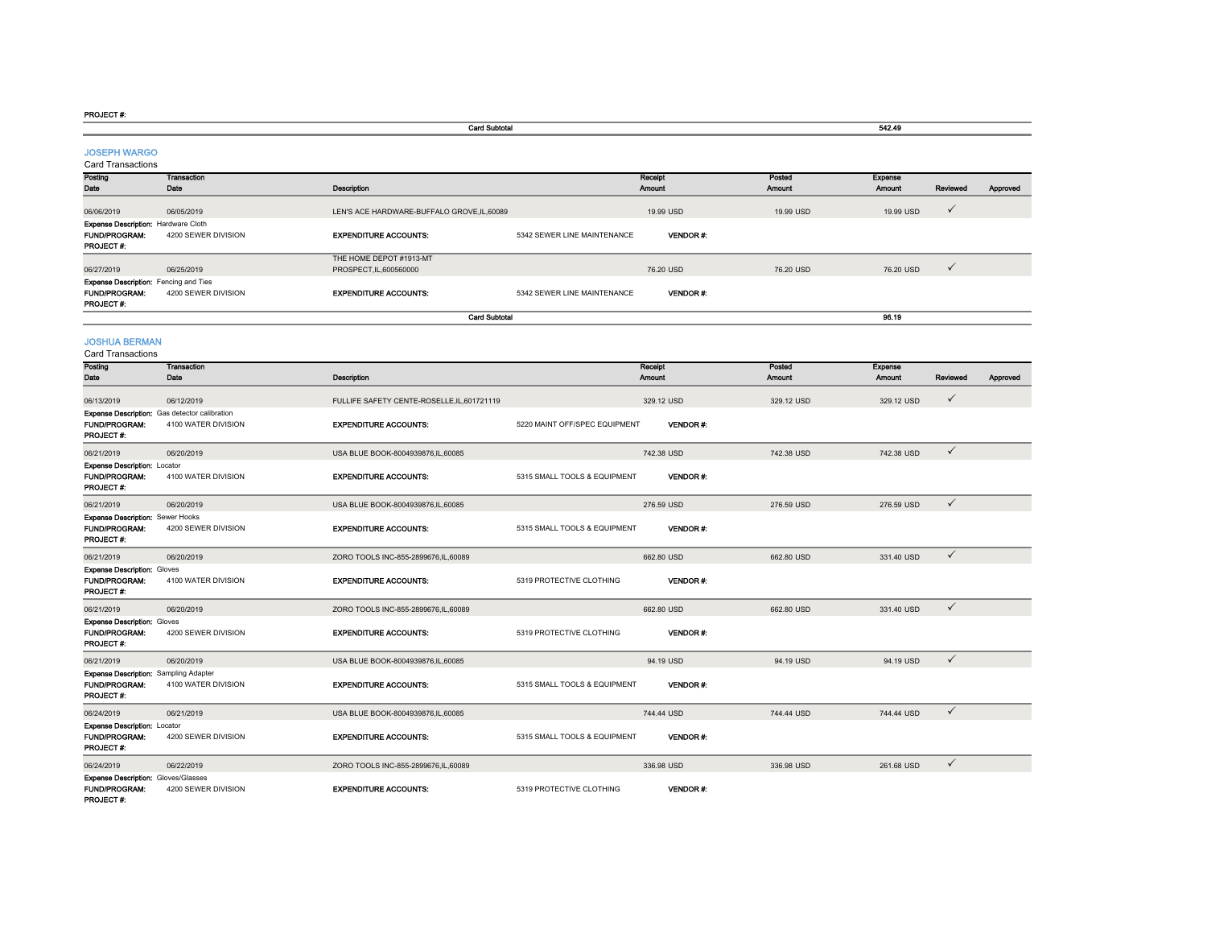PROJECT #:

| | Card Subtotal | 542.49 |
|---|---|---|

## JOSEPH WARGO

Card Transactions

| Posting Date | Transaction Date | Description | | Receipt Amount | Posted Amount | Expense Amount | Reviewed | Approved |
|---|---|---|---|---|---|---|---|---|
| 06/06/2019 | 06/05/2019 | LEN'S ACE HARDWARE-BUFFALO GROVE,IL,60089 | | 19.99 USD | 19.99 USD | 19.99 USD | ✓ | |
| **Expense Description:** Hardware Cloth | | | | | | | | |
| **FUND/PROGRAM:** | 4200 SEWER DIVISION | **EXPENDITURE ACCOUNTS:** | 5342 SEWER LINE MAINTENANCE | **VENDOR #:** | | | | |
| **PROJECT #:** | | | | | | | | |
| 06/27/2019 | 06/25/2019 | THE HOME DEPOT #1913-MT PROSPECT,IL,600560000 | | 76.20 USD | 76.20 USD | 76.20 USD | ✓ | |
| **Expense Description:** Fencing and Ties | | | | | | | | |
| **FUND/PROGRAM:** | 4200 SEWER DIVISION | **EXPENDITURE ACCOUNTS:** | 5342 SEWER LINE MAINTENANCE | **VENDOR #:** | | | | |
| **PROJECT #:** | | | | | | | | |
| | | **Card Subtotal** | | | | **96.19** | | |

## JOSHUA BERMAN

Card Transactions

| Posting Date | Transaction Date | Description | | Receipt Amount | Posted Amount | Expense Amount | Reviewed | Approved |
|---|---|---|---|---|---|---|---|---|
| 06/13/2019 | 06/12/2019 | FULLIFE SAFETY CENTE-ROSELLE,IL,601721119 | | 329.12 USD | 329.12 USD | 329.12 USD | ✓ | |
| **Expense Description:** Gas detector calibration | | | | | | | | |
| **FUND/PROGRAM:** | 4100 WATER DIVISION | **EXPENDITURE ACCOUNTS:** | 5220 MAINT OFF/SPEC EQUIPMENT | **VENDOR #:** | | | | |
| **PROJECT #:** | | | | | | | | |
| 06/21/2019 | 06/20/2019 | USA BLUE BOOK-8004939876,IL,60085 | | 742.38 USD | 742.38 USD | 742.38 USD | ✓ | |
| **Expense Description:** Locator | | | | | | | | |
| **FUND/PROGRAM:** | 4100 WATER DIVISION | **EXPENDITURE ACCOUNTS:** | 5315 SMALL TOOLS & EQUIPMENT | **VENDOR #:** | | | | |
| **PROJECT #:** | | | | | | | | |
| 06/21/2019 | 06/20/2019 | USA BLUE BOOK-8004939876,IL,60085 | | 276.59 USD | 276.59 USD | 276.59 USD | ✓ | |
| **Expense Description:** Sewer Hooks | | | | | | | | |
| **FUND/PROGRAM:** | 4200 SEWER DIVISION | **EXPENDITURE ACCOUNTS:** | 5315 SMALL TOOLS & EQUIPMENT | **VENDOR #:** | | | | |
| **PROJECT #:** | | | | | | | | |
| 06/21/2019 | 06/20/2019 | ZORO TOOLS INC-855-2899676,IL,60089 | | 662.80 USD | 662.80 USD | 331.40 USD | ✓ | |
| **Expense Description:** Gloves | | | | | | | | |
| **FUND/PROGRAM:** | 4100 WATER DIVISION | **EXPENDITURE ACCOUNTS:** | 5319 PROTECTIVE CLOTHING | **VENDOR #:** | | | | |
| **PROJECT #:** | | | | | | | | |
| 06/21/2019 | 06/20/2019 | ZORO TOOLS INC-855-2899676,IL,60089 | | 662.80 USD | 662.80 USD | 331.40 USD | ✓ | |
| **Expense Description:** Gloves | | | | | | | | |
| **FUND/PROGRAM:** | 4200 SEWER DIVISION | **EXPENDITURE ACCOUNTS:** | 5319 PROTECTIVE CLOTHING | **VENDOR #:** | | | | |
| **PROJECT #:** | | | | | | | | |
| 06/21/2019 | 06/20/2019 | USA BLUE BOOK-8004939876,IL,60085 | | 94.19 USD | 94.19 USD | 94.19 USD | ✓ | |
| **Expense Description:** Sampling Adapter | | | | | | | | |
| **FUND/PROGRAM:** | 4100 WATER DIVISION | **EXPENDITURE ACCOUNTS:** | 5315 SMALL TOOLS & EQUIPMENT | **VENDOR #:** | | | | |
| **PROJECT #:** | | | | | | | | |
| 06/24/2019 | 06/21/2019 | USA BLUE BOOK-8004939876,IL,60085 | | 744.44 USD | 744.44 USD | 744.44 USD | ✓ | |
| **Expense Description:** Locator | | | | | | | | |
| **FUND/PROGRAM:** | 4200 SEWER DIVISION | **EXPENDITURE ACCOUNTS:** | 5315 SMALL TOOLS & EQUIPMENT | **VENDOR #:** | | | | |
| **PROJECT #:** | | | | | | | | |
| 06/24/2019 | 06/22/2019 | ZORO TOOLS INC-855-2899676,IL,60089 | | 336.98 USD | 336.98 USD | 261.68 USD | ✓ | |
| **Expense Description:** Gloves/Glasses | | | | | | | | |
| **FUND/PROGRAM:** | 4200 SEWER DIVISION | **EXPENDITURE ACCOUNTS:** | 5319 PROTECTIVE CLOTHING | **VENDOR #:** | | | | |
| **PROJECT #:** | | | | | | | | |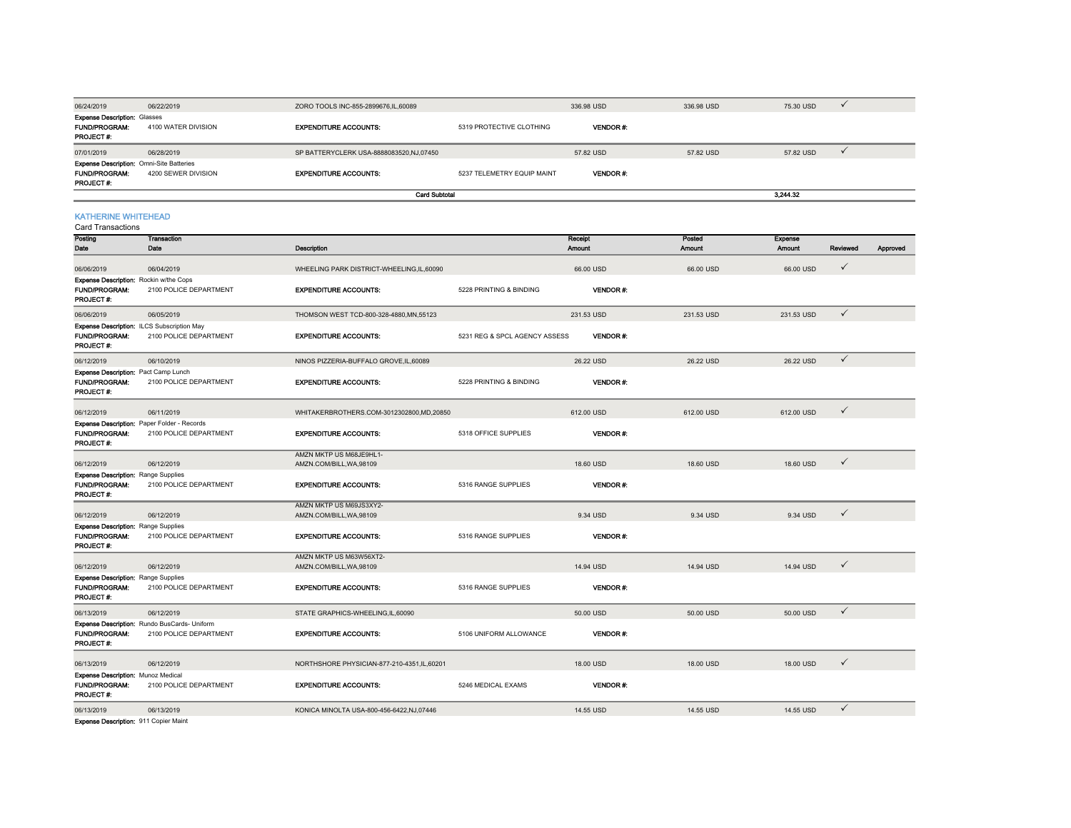| Posting Date | Transaction Date | Description | | Receipt Amount | Posted Amount | Expense Amount | Reviewed | Approved |
|---|---|---|---|---|---|---|---|---|
| 06/24/2019 | 06/22/2019 | ZORO TOOLS INC-855-2899676,IL,60089 | | 336.98 USD | 336.98 USD | 75.30 USD | ✓ | |
| **Expense Description:** Glasses | | | | | | | | |
| **FUND/PROGRAM:** | 4100 WATER DIVISION | **EXPENDITURE ACCOUNTS:** | 5319 PROTECTIVE CLOTHING | **VENDOR #:** | | | | |
| **PROJECT #:** | | | | | | | | |
| 07/01/2019 | 06/28/2019 | SP BATTERYCLERK USA-8888083520,NJ,07450 | | 57.82 USD | 57.82 USD | 57.82 USD | ✓ | |
| **Expense Description:** Omni-Site Batteries | | | | | | | | |
| **FUND/PROGRAM:** | 4200 SEWER DIVISION | **EXPENDITURE ACCOUNTS:** | 5237 TELEMETRY EQUIP MAINT | **VENDOR #:** | | | | |
| **PROJECT #:** | | | | | | | | |
| | | **Card Subtotal** | | | | **3,244.32** | | |

## KATHERINE WHITEHEAD

Card Transactions

| Posting Date | Transaction Date | Description | | Receipt Amount | Posted Amount | Expense Amount | Reviewed | Approved |
|---|---|---|---|---|---|---|---|---|
| 06/06/2019 | 06/04/2019 | WHEELING PARK DISTRICT-WHEELING,IL,60090 | | 66.00 USD | 66.00 USD | 66.00 USD | ✓ | |
| **Expense Description:** Rockin w/the Cops | | | | | | | | |
| **FUND/PROGRAM:** | 2100 POLICE DEPARTMENT | **EXPENDITURE ACCOUNTS:** | 5228 PRINTING & BINDING | **VENDOR #:** | | | | |
| **PROJECT #:** | | | | | | | | |
| 06/06/2019 | 06/05/2019 | THOMSON WEST TCD-800-328-4880,MN,55123 | | 231.53 USD | 231.53 USD | 231.53 USD | ✓ | |
| **Expense Description:** ILCS Subscription May | | | | | | | | |
| **FUND/PROGRAM:** | 2100 POLICE DEPARTMENT | **EXPENDITURE ACCOUNTS:** | 5231 REG & SPCL AGENCY ASSESS | **VENDOR #:** | | | | |
| **PROJECT #:** | | | | | | | | |
| 06/12/2019 | 06/10/2019 | NINOS PIZZERIA-BUFFALO GROVE,IL,60089 | | 26.22 USD | 26.22 USD | 26.22 USD | ✓ | |
| **Expense Description:** Pact Camp Lunch | | | | | | | | |
| **FUND/PROGRAM:** | 2100 POLICE DEPARTMENT | **EXPENDITURE ACCOUNTS:** | 5228 PRINTING & BINDING | **VENDOR #:** | | | | |
| **PROJECT #:** | | | | | | | | |
| 06/12/2019 | 06/11/2019 | WHITAKERBROTHERS.COM-3012302800,MD,20850 | | 612.00 USD | 612.00 USD | 612.00 USD | ✓ | |
| **Expense Description:** Paper Folder - Records | | | | | | | | |
| **FUND/PROGRAM:** | 2100 POLICE DEPARTMENT | **EXPENDITURE ACCOUNTS:** | 5318 OFFICE SUPPLIES | **VENDOR #:** | | | | |
| **PROJECT #:** | | | | | | | | |
| 06/12/2019 | 06/12/2019 | AMZN MKTP US M68JE9HL1-AMZN.COM/BILL,WA,98109 | | 18.60 USD | 18.60 USD | 18.60 USD | ✓ | |
| **Expense Description:** Range Supplies | | | | | | | | |
| **FUND/PROGRAM:** | 2100 POLICE DEPARTMENT | **EXPENDITURE ACCOUNTS:** | 5316 RANGE SUPPLIES | **VENDOR #:** | | | | |
| **PROJECT #:** | | | | | | | | |
| 06/12/2019 | 06/12/2019 | AMZN MKTP US M69JS3XY2-AMZN.COM/BILL,WA,98109 | | 9.34 USD | 9.34 USD | 9.34 USD | ✓ | |
| **Expense Description:** Range Supplies | | | | | | | | |
| **FUND/PROGRAM:** | 2100 POLICE DEPARTMENT | **EXPENDITURE ACCOUNTS:** | 5316 RANGE SUPPLIES | **VENDOR #:** | | | | |
| **PROJECT #:** | | | | | | | | |
| 06/12/2019 | 06/12/2019 | AMZN MKTP US M63W56XT2-AMZN.COM/BILL,WA,98109 | | 14.94 USD | 14.94 USD | 14.94 USD | ✓ | |
| **Expense Description:** Range Supplies | | | | | | | | |
| **FUND/PROGRAM:** | 2100 POLICE DEPARTMENT | **EXPENDITURE ACCOUNTS:** | 5316 RANGE SUPPLIES | **VENDOR #:** | | | | |
| **PROJECT #:** | | | | | | | | |
| 06/13/2019 | 06/12/2019 | STATE GRAPHICS-WHEELING,IL,60090 | | 50.00 USD | 50.00 USD | 50.00 USD | ✓ | |
| **Expense Description:** Rundo BusCards- Uniform | | | | | | | | |
| **FUND/PROGRAM:** | 2100 POLICE DEPARTMENT | **EXPENDITURE ACCOUNTS:** | 5106 UNIFORM ALLOWANCE | **VENDOR #:** | | | | |
| **PROJECT #:** | | | | | | | | |
| 06/13/2019 | 06/12/2019 | NORTHSHORE PHYSICIAN-877-210-4351,IL,60201 | | 18.00 USD | 18.00 USD | 18.00 USD | ✓ | |
| **Expense Description:** Munoz Medical | | | | | | | | |
| **FUND/PROGRAM:** | 2100 POLICE DEPARTMENT | **EXPENDITURE ACCOUNTS:** | 5246 MEDICAL EXAMS | **VENDOR #:** | | | | |
| **PROJECT #:** | | | | | | | | |
| 06/13/2019 | 06/13/2019 | KONICA MINOLTA USA-800-456-6422,NJ,07446 | | 14.55 USD | 14.55 USD | 14.55 USD | ✓ | |
| **Expense Description:** 911 Copier Maint | | | | | | | | |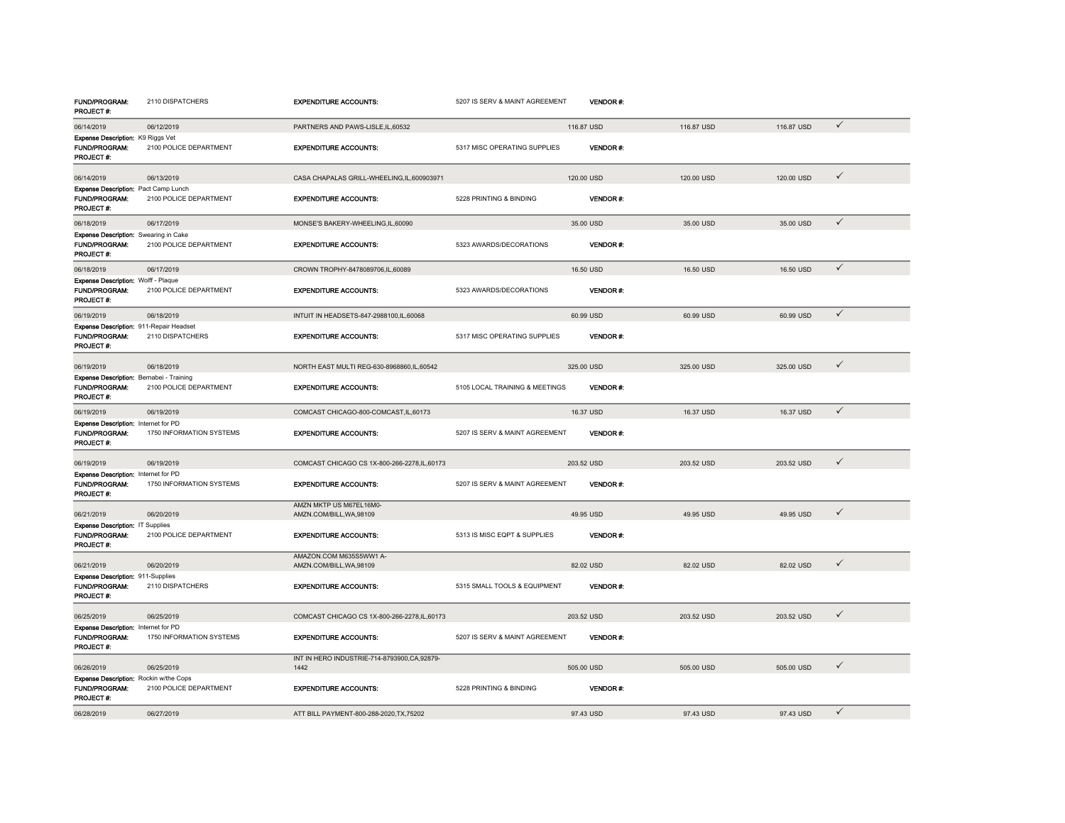| | | | | | | | |
|---|---|---|---|---|---|---|---|
| **FUND/PROGRAM:** | 2110 DISPATCHERS | **EXPENDITURE ACCOUNTS:** | 5207 IS SERV & MAINT AGREEMENT | **VENDOR #:** | | | |
| **PROJECT #:** | | | | | | | |
| 06/14/2019 | 06/12/2019 | PARTNERS AND PAWS-LISLE,IL,60532 | | 116.87 USD | 116.87 USD | 116.87 USD | ✓ |
| **Expense Description:** K9 Riggs Vet | | | | | | | |
| **FUND/PROGRAM:** | 2100 POLICE DEPARTMENT | **EXPENDITURE ACCOUNTS:** | 5317 MISC OPERATING SUPPLIES | **VENDOR #:** | | | |
| **PROJECT #:** | | | | | | | |
| 06/14/2019 | 06/13/2019 | CASA CHAPALAS GRILL-WHEELING,IL,600903971 | | 120.00 USD | 120.00 USD | 120.00 USD | ✓ |
| **Expense Description:** Pact Camp Lunch | | | | | | | |
| **FUND/PROGRAM:** | 2100 POLICE DEPARTMENT | **EXPENDITURE ACCOUNTS:** | 5228 PRINTING & BINDING | **VENDOR #:** | | | |
| **PROJECT #:** | | | | | | | |
| 06/18/2019 | 06/17/2019 | MONSE'S BAKERY-WHEELING,IL,60090 | | 35.00 USD | 35.00 USD | 35.00 USD | ✓ |
| **Expense Description:** Swearing in Cake | | | | | | | |
| **FUND/PROGRAM:** | 2100 POLICE DEPARTMENT | **EXPENDITURE ACCOUNTS:** | 5323 AWARDS/DECORATIONS | **VENDOR #:** | | | |
| **PROJECT #:** | | | | | | | |
| 06/18/2019 | 06/17/2019 | CROWN TROPHY-8478089706,IL,60089 | | 16.50 USD | 16.50 USD | 16.50 USD | ✓ |
| **Expense Description:** Wolff - Plaque | | | | | | | |
| **FUND/PROGRAM:** | 2100 POLICE DEPARTMENT | **EXPENDITURE ACCOUNTS:** | 5323 AWARDS/DECORATIONS | **VENDOR #:** | | | |
| **PROJECT #:** | | | | | | | |
| 06/19/2019 | 06/18/2019 | INTUIT IN HEADSETS-847-2988100,IL,60068 | | 60.99 USD | 60.99 USD | 60.99 USD | ✓ |
| **Expense Description:** 911-Repair Headset | | | | | | | |
| **FUND/PROGRAM:** | 2110 DISPATCHERS | **EXPENDITURE ACCOUNTS:** | 5317 MISC OPERATING SUPPLIES | **VENDOR #:** | | | |
| **PROJECT #:** | | | | | | | |
| 06/19/2019 | 06/18/2019 | NORTH EAST MULTI REG-630-8968860,IL,60542 | | 325.00 USD | 325.00 USD | 325.00 USD | ✓ |
| **Expense Description:** Bernabei - Training | | | | | | | |
| **FUND/PROGRAM:** | 2100 POLICE DEPARTMENT | **EXPENDITURE ACCOUNTS:** | 5105 LOCAL TRAINING & MEETINGS | **VENDOR #:** | | | |
| **PROJECT #:** | | | | | | | |
| 06/19/2019 | 06/19/2019 | COMCAST CHICAGO-800-COMCAST,IL,60173 | | 16.37 USD | 16.37 USD | 16.37 USD | ✓ |
| **Expense Description:** Internet for PD | | | | | | | |
| **FUND/PROGRAM:** | 1750 INFORMATION SYSTEMS | **EXPENDITURE ACCOUNTS:** | 5207 IS SERV & MAINT AGREEMENT | **VENDOR #:** | | | |
| **PROJECT #:** | | | | | | | |
| 06/19/2019 | 06/19/2019 | COMCAST CHICAGO CS 1X-800-266-2278,IL,60173 | | 203.52 USD | 203.52 USD | 203.52 USD | ✓ |
| **Expense Description:** Internet for PD | | | | | | | |
| **FUND/PROGRAM:** | 1750 INFORMATION SYSTEMS | **EXPENDITURE ACCOUNTS:** | 5207 IS SERV & MAINT AGREEMENT | **VENDOR #:** | | | |
| **PROJECT #:** | | | | | | | |
| 06/21/2019 | 06/20/2019 | AMZN MKTP US M67EL16M0-AMZN.COM/BILL,WA,98109 | | 49.95 USD | 49.95 USD | 49.95 USD | ✓ |
| **Expense Description:** IT Supplies | | | | | | | |
| **FUND/PROGRAM:** | 2100 POLICE DEPARTMENT | **EXPENDITURE ACCOUNTS:** | 5313 IS MISC EQPT & SUPPLIES | **VENDOR #:** | | | |
| **PROJECT #:** | | | | | | | |
| 06/21/2019 | 06/20/2019 | AMAZON.COM M635S5WW1 A-AMZN.COM/BILL,WA,98109 | | 82.02 USD | 82.02 USD | 82.02 USD | ✓ |
| **Expense Description:** 911-Supplies | | | | | | | |
| **FUND/PROGRAM:** | 2110 DISPATCHERS | **EXPENDITURE ACCOUNTS:** | 5315 SMALL TOOLS & EQUIPMENT | **VENDOR #:** | | | |
| **PROJECT #:** | | | | | | | |
| 06/25/2019 | 06/25/2019 | COMCAST CHICAGO CS 1X-800-266-2278,IL,60173 | | 203.52 USD | 203.52 USD | 203.52 USD | ✓ |
| **Expense Description:** Internet for PD | | | | | | | |
| **FUND/PROGRAM:** | 1750 INFORMATION SYSTEMS | **EXPENDITURE ACCOUNTS:** | 5207 IS SERV & MAINT AGREEMENT | **VENDOR #:** | | | |
| **PROJECT #:** | | | | | | | |
| 06/26/2019 | 06/25/2019 | INT IN HERO INDUSTRIE-714-8793900,CA,92879-1442 | | 505.00 USD | 505.00 USD | 505.00 USD | ✓ |
| **Expense Description:** Rockin w/the Cops | | | | | | | |
| **FUND/PROGRAM:** | 2100 POLICE DEPARTMENT | **EXPENDITURE ACCOUNTS:** | 5228 PRINTING & BINDING | **VENDOR #:** | | | |
| **PROJECT #:** | | | | | | | |
| 06/28/2019 | 06/27/2019 | ATT BILL PAYMENT-800-288-2020,TX,75202 | | 97.43 USD | 97.43 USD | 97.43 USD | ✓ |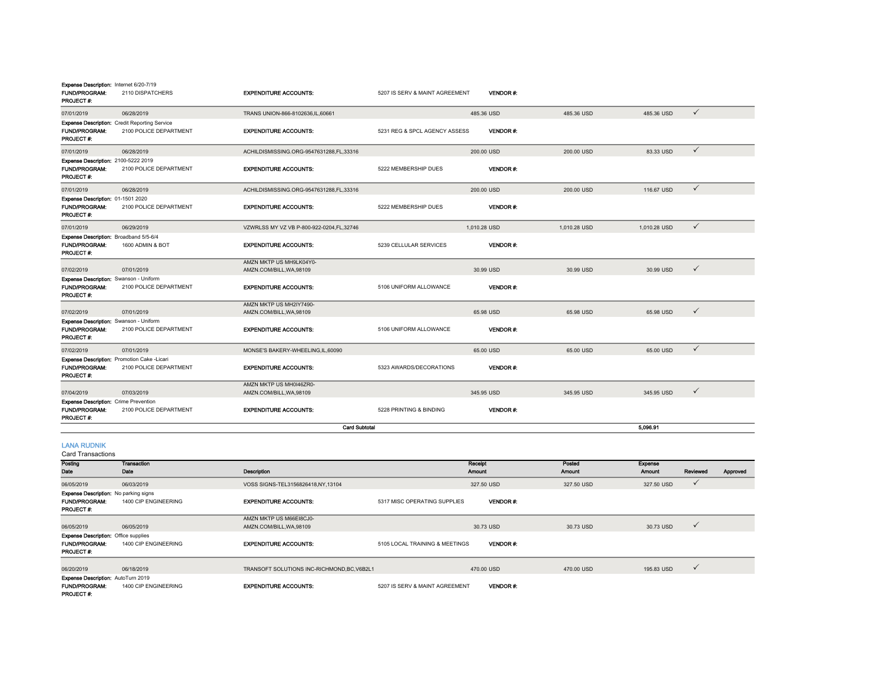| | | | | | | | | |
|---|---|---|---|---|---|---|---|---|
| **Expense Description:** Internet 6/20-7/19 | | | | | | | | |
| **FUND/PROGRAM:** | 2110 DISPATCHERS | **EXPENDITURE ACCOUNTS:** | 5207 IS SERV & MAINT AGREEMENT | **VENDOR #:** | | | | |
| **PROJECT #:** | | | | | | | | |
| 07/01/2019 | 06/28/2019 | TRANS UNION-866-8102636,IL,60661 | | 485.36 USD | 485.36 USD | 485.36 USD | ✓ | |
| **Expense Description:** Credit Reporting Service | | | | | | | | |
| **FUND/PROGRAM:** | 2100 POLICE DEPARTMENT | **EXPENDITURE ACCOUNTS:** | 5231 REG & SPCL AGENCY ASSESS | **VENDOR #:** | | | | |
| **PROJECT #:** | | | | | | | | |
| 07/01/2019 | 06/28/2019 | ACHILDISMISSING.ORG-9547631288,FL,33316 | | 200.00 USD | 200.00 USD | 83.33 USD | ✓ | |
| **Expense Description:** 2100-5222 2019 | | | | | | | | |
| **FUND/PROGRAM:** | 2100 POLICE DEPARTMENT | **EXPENDITURE ACCOUNTS:** | 5222 MEMBERSHIP DUES | **VENDOR #:** | | | | |
| **PROJECT #:** | | | | | | | | |
| 07/01/2019 | 06/28/2019 | ACHILDISMISSING.ORG-9547631288,FL,33316 | | 200.00 USD | 200.00 USD | 116.67 USD | ✓ | |
| **Expense Description:** 01-1501 2020 | | | | | | | | |
| **FUND/PROGRAM:** | 2100 POLICE DEPARTMENT | **EXPENDITURE ACCOUNTS:** | 5222 MEMBERSHIP DUES | **VENDOR #:** | | | | |
| **PROJECT #:** | | | | | | | | |
| 07/01/2019 | 06/29/2019 | VZWRLSS MY VZ VB P-800-922-0204,FL,32746 | | 1,010.28 USD | 1,010.28 USD | 1,010.28 USD | ✓ | |
| **Expense Description:** Broadband 5/5-6/4 | | | | | | | | |
| **FUND/PROGRAM:** | 1600 ADMIN & BOT | **EXPENDITURE ACCOUNTS:** | 5239 CELLULAR SERVICES | **VENDOR #:** | | | | |
| **PROJECT #:** | | | | | | | | |
| 07/02/2019 | 07/01/2019 | AMZN MKTP US MH9LK04Y0-AMZN.COM/BILL,WA,98109 | | 30.99 USD | 30.99 USD | 30.99 USD | ✓ | |
| **Expense Description:** Swanson - Uniform | | | | | | | | |
| **FUND/PROGRAM:** | 2100 POLICE DEPARTMENT | **EXPENDITURE ACCOUNTS:** | 5106 UNIFORM ALLOWANCE | **VENDOR #:** | | | | |
| **PROJECT #:** | | | | | | | | |
| 07/02/2019 | 07/01/2019 | AMZN MKTP US MH2IY7490-AMZN.COM/BILL,WA,98109 | | 65.98 USD | 65.98 USD | 65.98 USD | ✓ | |
| **Expense Description:** Swanson - Uniform | | | | | | | | |
| **FUND/PROGRAM:** | 2100 POLICE DEPARTMENT | **EXPENDITURE ACCOUNTS:** | 5106 UNIFORM ALLOWANCE | **VENDOR #:** | | | | |
| **PROJECT #:** | | | | | | | | |
| 07/02/2019 | 07/01/2019 | MONSE'S BAKERY-WHEELING,IL,60090 | | 65.00 USD | 65.00 USD | 65.00 USD | ✓ | |
| **Expense Description:** Promotion Cake -Licari | | | | | | | | |
| **FUND/PROGRAM:** | 2100 POLICE DEPARTMENT | **EXPENDITURE ACCOUNTS:** | 5323 AWARDS/DECORATIONS | **VENDOR #:** | | | | |
| **PROJECT #:** | | | | | | | | |
| 07/04/2019 | 07/03/2019 | AMZN MKTP US MH0I46ZR0-AMZN.COM/BILL,WA,98109 | | 345.95 USD | 345.95 USD | 345.95 USD | ✓ | |
| **Expense Description:** Crime Prevention | | | | | | | | |
| **FUND/PROGRAM:** | 2100 POLICE DEPARTMENT | **EXPENDITURE ACCOUNTS:** | 5228 PRINTING & BINDING | **VENDOR #:** | | | | |
| **PROJECT #:** | | | | | | | | |
| | | | **Card Subtotal** | | | **5,096.91** | | |

## LANA RUDNIK

Card Transactions

| Posting Date | Transaction Date | Description | | Receipt Amount | Posted Amount | Expense Amount | Reviewed | Approved |
|---|---|---|---|---|---|---|---|---|
| 06/05/2019 | 06/03/2019 | VOSS SIGNS-TEL3156826418,NY,13104 | | 327.50 USD | 327.50 USD | 327.50 USD | ✓ | |
| **Expense Description:** No parking signs | | | | | | | | |
| **FUND/PROGRAM:** | 1400 CIP ENGINEERING | **EXPENDITURE ACCOUNTS:** | 5317 MISC OPERATING SUPPLIES | **VENDOR #:** | | | | |
| **PROJECT #:** | | | | | | | | |
| 06/05/2019 | 06/05/2019 | AMZN MKTP US M66EI8CJ0-AMZN.COM/BILL,WA,98109 | | 30.73 USD | 30.73 USD | 30.73 USD | ✓ | |
| **Expense Description:** Office supplies | | | | | | | | |
| **FUND/PROGRAM:** | 1400 CIP ENGINEERING | **EXPENDITURE ACCOUNTS:** | 5105 LOCAL TRAINING & MEETINGS | **VENDOR #:** | | | | |
| **PROJECT #:** | | | | | | | | |
| 06/20/2019 | 06/18/2019 | TRANSOFT SOLUTIONS INC-RICHMOND,BC,V6B2L1 | | 470.00 USD | 470.00 USD | 195.83 USD | ✓ | |
| **Expense Description:** AutoTurn 2019 | | | | | | | | |
| **FUND/PROGRAM:** | 1400 CIP ENGINEERING | **EXPENDITURE ACCOUNTS:** | 5207 IS SERV & MAINT AGREEMENT | **VENDOR #:** | | | | |
| **PROJECT #:** | | | | | | | | |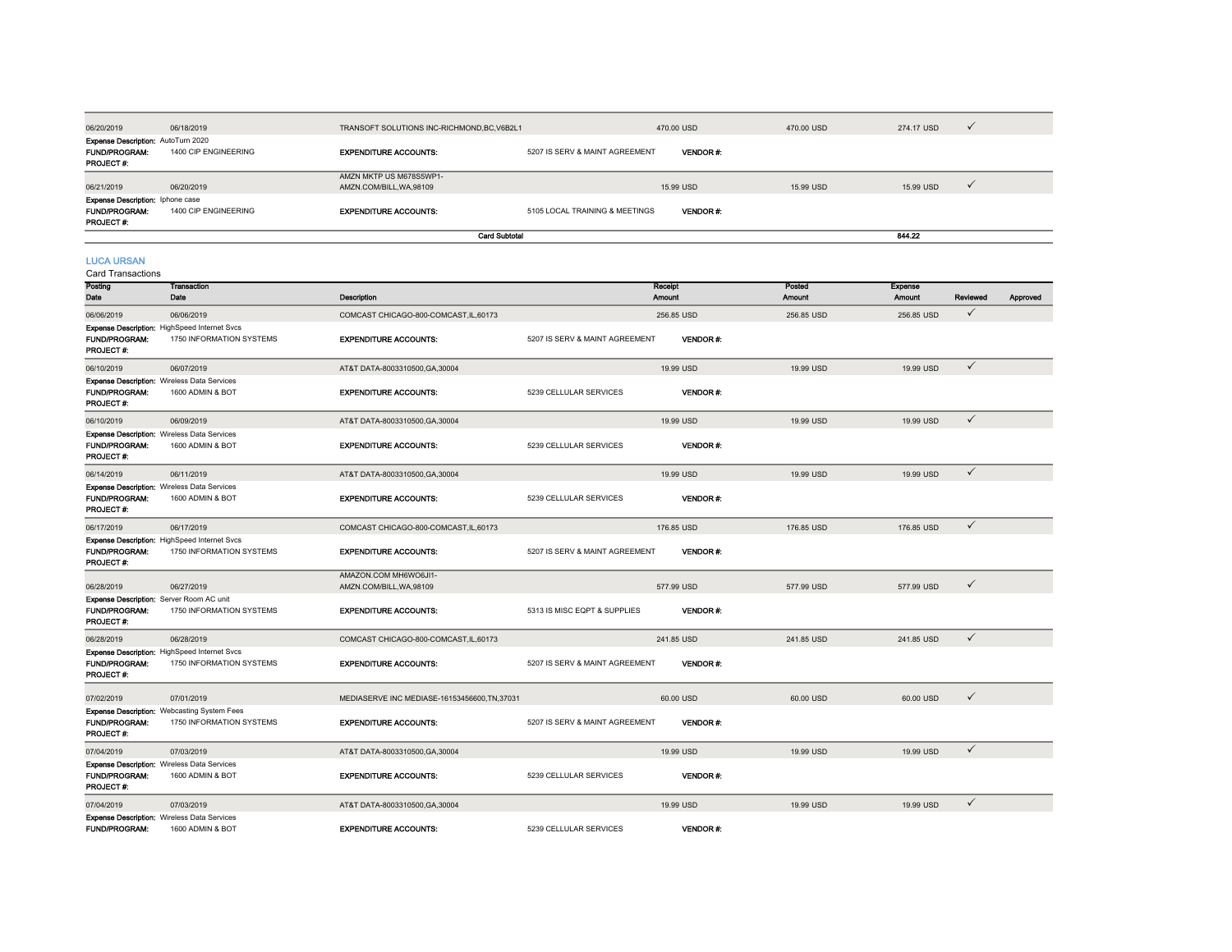| 06/20/2019 | 06/18/2019 | TRANSOFT SOLUTIONS INC-RICHMOND,BC,V6B2L1 | | 470.00 USD | 470.00 USD | 274.17 USD | ✓ | |
|---|---|---|---|---|---|---|---|---|
| **Expense Description:** AutoTurn 2020 | | | | | | | | |
| **FUND/PROGRAM:** | 1400 CIP ENGINEERING | **EXPENDITURE ACCOUNTS:** | 5207 IS SERV & MAINT AGREEMENT | **VENDOR #:** | | | | |
| **PROJECT #:** | | | | | | | | |
| 06/21/2019 | 06/20/2019 | AMZN MKTP US M678S5WP1-AMZN.COM/BILL,WA,98109 | | 15.99 USD | 15.99 USD | 15.99 USD | ✓ | |
| **Expense Description:** Iphone case | | | | | | | | |
| **FUND/PROGRAM:** | 1400 CIP ENGINEERING | **EXPENDITURE ACCOUNTS:** | 5105 LOCAL TRAINING & MEETINGS | **VENDOR #:** | | | | |
| **PROJECT #:** | | | | | | | | |
| | | **Card Subtotal** | | | | **844.22** | | |

## LUCA URSAN

Card Transactions

| Posting Date | Transaction Date | Description | | Receipt Amount | Posted Amount | Expense Amount | Reviewed | Approved |
|---|---|---|---|---|---|---|---|---|
| 06/06/2019 | 06/06/2019 | COMCAST CHICAGO-800-COMCAST,IL,60173 | | 256.85 USD | 256.85 USD | 256.85 USD | ✓ | |
| **Expense Description:** HighSpeed Internet Svcs | | | | | | | | |
| **FUND/PROGRAM:** | 1750 INFORMATION SYSTEMS | **EXPENDITURE ACCOUNTS:** | 5207 IS SERV & MAINT AGREEMENT | **VENDOR #:** | | | | |
| **PROJECT #:** | | | | | | | | |
| 06/10/2019 | 06/07/2019 | AT&T DATA-8003310500,GA,30004 | | 19.99 USD | 19.99 USD | 19.99 USD | ✓ | |
| **Expense Description:** Wireless Data Services | | | | | | | | |
| **FUND/PROGRAM:** | 1600 ADMIN & BOT | **EXPENDITURE ACCOUNTS:** | 5239 CELLULAR SERVICES | **VENDOR #:** | | | | |
| **PROJECT #:** | | | | | | | | |
| 06/10/2019 | 06/09/2019 | AT&T DATA-8003310500,GA,30004 | | 19.99 USD | 19.99 USD | 19.99 USD | ✓ | |
| **Expense Description:** Wireless Data Services | | | | | | | | |
| **FUND/PROGRAM:** | 1600 ADMIN & BOT | **EXPENDITURE ACCOUNTS:** | 5239 CELLULAR SERVICES | **VENDOR #:** | | | | |
| **PROJECT #:** | | | | | | | | |
| 06/14/2019 | 06/11/2019 | AT&T DATA-8003310500,GA,30004 | | 19.99 USD | 19.99 USD | 19.99 USD | ✓ | |
| **Expense Description:** Wireless Data Services | | | | | | | | |
| **FUND/PROGRAM:** | 1600 ADMIN & BOT | **EXPENDITURE ACCOUNTS:** | 5239 CELLULAR SERVICES | **VENDOR #:** | | | | |
| **PROJECT #:** | | | | | | | | |
| 06/17/2019 | 06/17/2019 | COMCAST CHICAGO-800-COMCAST,IL,60173 | | 176.85 USD | 176.85 USD | 176.85 USD | ✓ | |
| **Expense Description:** HighSpeed Internet Svcs | | | | | | | | |
| **FUND/PROGRAM:** | 1750 INFORMATION SYSTEMS | **EXPENDITURE ACCOUNTS:** | 5207 IS SERV & MAINT AGREEMENT | **VENDOR #:** | | | | |
| **PROJECT #:** | | | | | | | | |
| 06/28/2019 | 06/27/2019 | AMAZON.COM MH6WO6JI1-AMZN.COM/BILL,WA,98109 | | 577.99 USD | 577.99 USD | 577.99 USD | ✓ | |
| **Expense Description:** Server Room AC unit | | | | | | | | |
| **FUND/PROGRAM:** | 1750 INFORMATION SYSTEMS | **EXPENDITURE ACCOUNTS:** | 5313 IS MISC EQPT & SUPPLIES | **VENDOR #:** | | | | |
| **PROJECT #:** | | | | | | | | |
| 06/28/2019 | 06/28/2019 | COMCAST CHICAGO-800-COMCAST,IL,60173 | | 241.85 USD | 241.85 USD | 241.85 USD | ✓ | |
| **Expense Description:** HighSpeed Internet Svcs | | | | | | | | |
| **FUND/PROGRAM:** | 1750 INFORMATION SYSTEMS | **EXPENDITURE ACCOUNTS:** | 5207 IS SERV & MAINT AGREEMENT | **VENDOR #:** | | | | |
| **PROJECT #:** | | | | | | | | |
| 07/02/2019 | 07/01/2019 | MEDIASERVE INC MEDIASE-16153456600,TN,37031 | | 60.00 USD | 60.00 USD | 60.00 USD | ✓ | |
| **Expense Description:** Webcasting System Fees | | | | | | | | |
| **FUND/PROGRAM:** | 1750 INFORMATION SYSTEMS | **EXPENDITURE ACCOUNTS:** | 5207 IS SERV & MAINT AGREEMENT | **VENDOR #:** | | | | |
| **PROJECT #:** | | | | | | | | |
| 07/04/2019 | 07/03/2019 | AT&T DATA-8003310500,GA,30004 | | 19.99 USD | 19.99 USD | 19.99 USD | ✓ | |
| **Expense Description:** Wireless Data Services | | | | | | | | |
| **FUND/PROGRAM:** | 1600 ADMIN & BOT | **EXPENDITURE ACCOUNTS:** | 5239 CELLULAR SERVICES | **VENDOR #:** | | | | |
| **PROJECT #:** | | | | | | | | |
| 07/04/2019 | 07/03/2019 | AT&T DATA-8003310500,GA,30004 | | 19.99 USD | 19.99 USD | 19.99 USD | ✓ | |
| **Expense Description:** Wireless Data Services | | | | | | | | |
| **FUND/PROGRAM:** | 1600 ADMIN & BOT | **EXPENDITURE ACCOUNTS:** | 5239 CELLULAR SERVICES | **VENDOR #:** | | | | |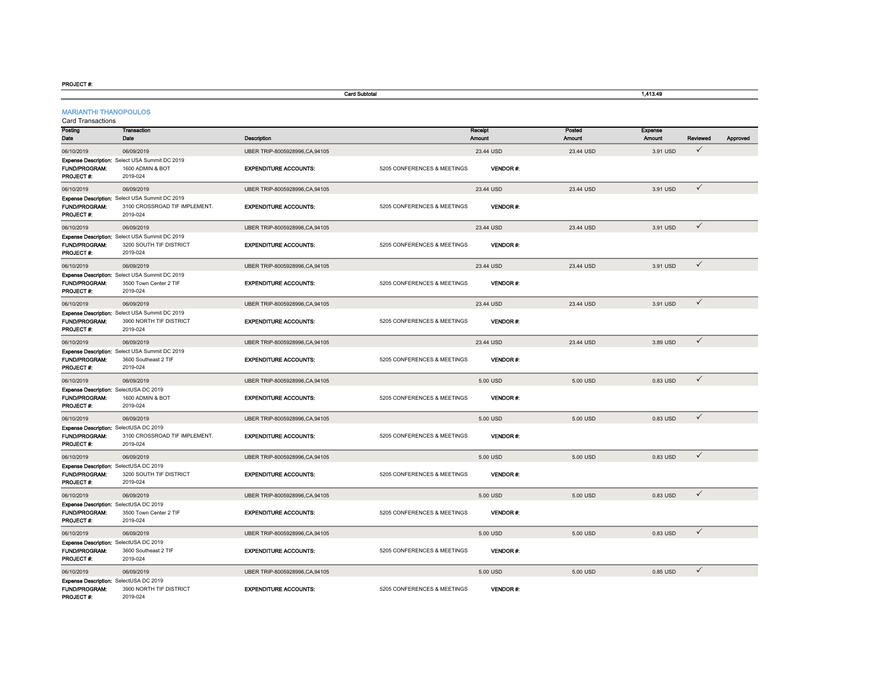PROJECT #:

| | Card Subtotal | 1,413.49 |
|---|---|---|

## MARIANTHI THANOPOULOS

Card Transactions

| Posting Date | Transaction Date | Description | | Receipt Amount | Posted Amount | Expense Amount | Reviewed | Approved |
|---|---|---|---|---|---|---|---|---|
| 06/10/2019 | 06/09/2019 | UBER TRIP-8005928996,CA,94105 | | 23.44 USD | 23.44 USD | 3.91 USD | ✓ | |
| Expense Description: Select USA Summit DC 2019 | | | | | | | | |
| FUND/PROGRAM: | 1600 ADMIN & BOT | EXPENDITURE ACCOUNTS: | 5205 CONFERENCES & MEETINGS | VENDOR #: | | | | |
| PROJECT #: | 2019-024 | | | | | | | |
| 06/10/2019 | 06/09/2019 | UBER TRIP-8005928996,CA,94105 | | 23.44 USD | 23.44 USD | 3.91 USD | ✓ | |
| Expense Description: Select USA Summit DC 2019 | | | | | | | | |
| FUND/PROGRAM: | 3100 CROSSROAD TIF IMPLEMENT. | EXPENDITURE ACCOUNTS: | 5205 CONFERENCES & MEETINGS | VENDOR #: | | | | |
| PROJECT #: | 2019-024 | | | | | | | |
| 06/10/2019 | 06/09/2019 | UBER TRIP-8005928996,CA,94105 | | 23.44 USD | 23.44 USD | 3.91 USD | ✓ | |
| Expense Description: Select USA Summit DC 2019 | | | | | | | | |
| FUND/PROGRAM: | 3200 SOUTH TIF DISTRICT | EXPENDITURE ACCOUNTS: | 5205 CONFERENCES & MEETINGS | VENDOR #: | | | | |
| PROJECT #: | 2019-024 | | | | | | | |
| 06/10/2019 | 06/09/2019 | UBER TRIP-8005928996,CA,94105 | | 23.44 USD | 23.44 USD | 3.91 USD | ✓ | |
| Expense Description: Select USA Summit DC 2019 | | | | | | | | |
| FUND/PROGRAM: | 3500 Town Center 2 TIF | EXPENDITURE ACCOUNTS: | 5205 CONFERENCES & MEETINGS | VENDOR #: | | | | |
| PROJECT #: | 2019-024 | | | | | | | |
| 06/10/2019 | 06/09/2019 | UBER TRIP-8005928996,CA,94105 | | 23.44 USD | 23.44 USD | 3.91 USD | ✓ | |
| Expense Description: Select USA Summit DC 2019 | | | | | | | | |
| FUND/PROGRAM: | 3900 NORTH TIF DISTRICT | EXPENDITURE ACCOUNTS: | 5205 CONFERENCES & MEETINGS | VENDOR #: | | | | |
| PROJECT #: | 2019-024 | | | | | | | |
| 06/10/2019 | 06/09/2019 | UBER TRIP-8005928996,CA,94105 | | 23.44 USD | 23.44 USD | 3.89 USD | ✓ | |
| Expense Description: Select USA Summit DC 2019 | | | | | | | | |
| FUND/PROGRAM: | 3600 Southeast 2 TIF | EXPENDITURE ACCOUNTS: | 5205 CONFERENCES & MEETINGS | VENDOR #: | | | | |
| PROJECT #: | 2019-024 | | | | | | | |
| 06/10/2019 | 06/09/2019 | UBER TRIP-8005928996,CA,94105 | | 5.00 USD | 5.00 USD | 0.83 USD | ✓ | |
| Expense Description: SelectUSA DC 2019 | | | | | | | | |
| FUND/PROGRAM: | 1600 ADMIN & BOT | EXPENDITURE ACCOUNTS: | 5205 CONFERENCES & MEETINGS | VENDOR #: | | | | |
| PROJECT #: | 2019-024 | | | | | | | |
| 06/10/2019 | 06/09/2019 | UBER TRIP-8005928996,CA,94105 | | 5.00 USD | 5.00 USD | 0.83 USD | ✓ | |
| Expense Description: SelectUSA DC 2019 | | | | | | | | |
| FUND/PROGRAM: | 3100 CROSSROAD TIF IMPLEMENT. | EXPENDITURE ACCOUNTS: | 5205 CONFERENCES & MEETINGS | VENDOR #: | | | | |
| PROJECT #: | 2019-024 | | | | | | | |
| 06/10/2019 | 06/09/2019 | UBER TRIP-8005928996,CA,94105 | | 5.00 USD | 5.00 USD | 0.83 USD | ✓ | |
| Expense Description: SelectUSA DC 2019 | | | | | | | | |
| FUND/PROGRAM: | 3200 SOUTH TIF DISTRICT | EXPENDITURE ACCOUNTS: | 5205 CONFERENCES & MEETINGS | VENDOR #: | | | | |
| PROJECT #: | 2019-024 | | | | | | | |
| 06/10/2019 | 06/09/2019 | UBER TRIP-8005928996,CA,94105 | | 5.00 USD | 5.00 USD | 0.83 USD | ✓ | |
| Expense Description: SelectUSA DC 2019 | | | | | | | | |
| FUND/PROGRAM: | 3500 Town Center 2 TIF | EXPENDITURE ACCOUNTS: | 5205 CONFERENCES & MEETINGS | VENDOR #: | | | | |
| PROJECT #: | 2019-024 | | | | | | | |
| 06/10/2019 | 06/09/2019 | UBER TRIP-8005928996,CA,94105 | | 5.00 USD | 5.00 USD | 0.83 USD | ✓ | |
| Expense Description: SelectUSA DC 2019 | | | | | | | | |
| FUND/PROGRAM: | 3600 Southeast 2 TIF | EXPENDITURE ACCOUNTS: | 5205 CONFERENCES & MEETINGS | VENDOR #: | | | | |
| PROJECT #: | 2019-024 | | | | | | | |
| 06/10/2019 | 06/09/2019 | UBER TRIP-8005928996,CA,94105 | | 5.00 USD | 5.00 USD | 0.85 USD | ✓ | |
| Expense Description: SelectUSA DC 2019 | | | | | | | | |
| FUND/PROGRAM: | 3900 NORTH TIF DISTRICT | EXPENDITURE ACCOUNTS: | 5205 CONFERENCES & MEETINGS | VENDOR #: | | | | |
| PROJECT #: | 2019-024 | | | | | | | |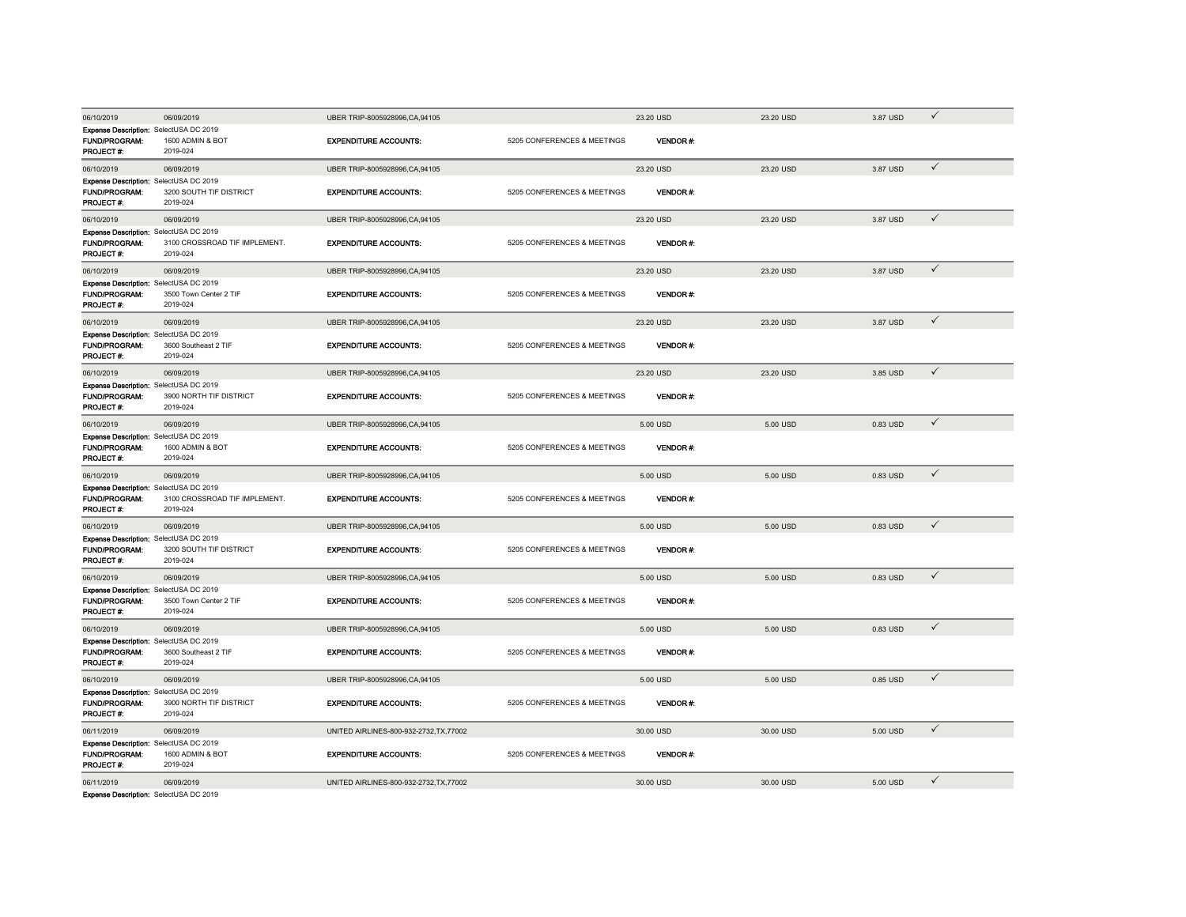| | | | | | | | |
|---|---|---|---|---|---|---|---|
| 06/10/2019 | 06/09/2019 | UBER TRIP-8005928996,CA,94105 | | 23.20 USD | 23.20 USD | 3.87 USD | ✓ |
| **Expense Description:** | SelectUSA DC 2019 | | | | | | |
| **FUND/PROGRAM:** | 1600 ADMIN & BOT | **EXPENDITURE ACCOUNTS:** | 5205 CONFERENCES & MEETINGS | **VENDOR #:** | | | |
| **PROJECT #:** | 2019-024 | | | | | | |
| 06/10/2019 | 06/09/2019 | UBER TRIP-8005928996,CA,94105 | | 23.20 USD | 23.20 USD | 3.87 USD | ✓ |
| **Expense Description:** | SelectUSA DC 2019 | | | | | | |
| **FUND/PROGRAM:** | 3200 SOUTH TIF DISTRICT | **EXPENDITURE ACCOUNTS:** | 5205 CONFERENCES & MEETINGS | **VENDOR #:** | | | |
| **PROJECT #:** | 2019-024 | | | | | | |
| 06/10/2019 | 06/09/2019 | UBER TRIP-8005928996,CA,94105 | | 23.20 USD | 23.20 USD | 3.87 USD | ✓ |
| **Expense Description:** | SelectUSA DC 2019 | | | | | | |
| **FUND/PROGRAM:** | 3100 CROSSROAD TIF IMPLEMENT. | **EXPENDITURE ACCOUNTS:** | 5205 CONFERENCES & MEETINGS | **VENDOR #:** | | | |
| **PROJECT #:** | 2019-024 | | | | | | |
| 06/10/2019 | 06/09/2019 | UBER TRIP-8005928996,CA,94105 | | 23.20 USD | 23.20 USD | 3.87 USD | ✓ |
| **Expense Description:** | SelectUSA DC 2019 | | | | | | |
| **FUND/PROGRAM:** | 3500 Town Center 2 TIF | **EXPENDITURE ACCOUNTS:** | 5205 CONFERENCES & MEETINGS | **VENDOR #:** | | | |
| **PROJECT #:** | 2019-024 | | | | | | |
| 06/10/2019 | 06/09/2019 | UBER TRIP-8005928996,CA,94105 | | 23.20 USD | 23.20 USD | 3.87 USD | ✓ |
| **Expense Description:** | SelectUSA DC 2019 | | | | | | |
| **FUND/PROGRAM:** | 3600 Southeast 2 TIF | **EXPENDITURE ACCOUNTS:** | 5205 CONFERENCES & MEETINGS | **VENDOR #:** | | | |
| **PROJECT #:** | 2019-024 | | | | | | |
| 06/10/2019 | 06/09/2019 | UBER TRIP-8005928996,CA,94105 | | 23.20 USD | 23.20 USD | 3.85 USD | ✓ |
| **Expense Description:** | SelectUSA DC 2019 | | | | | | |
| **FUND/PROGRAM:** | 3900 NORTH TIF DISTRICT | **EXPENDITURE ACCOUNTS:** | 5205 CONFERENCES & MEETINGS | **VENDOR #:** | | | |
| **PROJECT #:** | 2019-024 | | | | | | |
| 06/10/2019 | 06/09/2019 | UBER TRIP-8005928996,CA,94105 | | 5.00 USD | 5.00 USD | 0.83 USD | ✓ |
| **Expense Description:** | SelectUSA DC 2019 | | | | | | |
| **FUND/PROGRAM:** | 1600 ADMIN & BOT | **EXPENDITURE ACCOUNTS:** | 5205 CONFERENCES & MEETINGS | **VENDOR #:** | | | |
| **PROJECT #:** | 2019-024 | | | | | | |
| 06/10/2019 | 06/09/2019 | UBER TRIP-8005928996,CA,94105 | | 5.00 USD | 5.00 USD | 0.83 USD | ✓ |
| **Expense Description:** | SelectUSA DC 2019 | | | | | | |
| **FUND/PROGRAM:** | 3100 CROSSROAD TIF IMPLEMENT. | **EXPENDITURE ACCOUNTS:** | 5205 CONFERENCES & MEETINGS | **VENDOR #:** | | | |
| **PROJECT #:** | 2019-024 | | | | | | |
| 06/10/2019 | 06/09/2019 | UBER TRIP-8005928996,CA,94105 | | 5.00 USD | 5.00 USD | 0.83 USD | ✓ |
| **Expense Description:** | SelectUSA DC 2019 | | | | | | |
| **FUND/PROGRAM:** | 3200 SOUTH TIF DISTRICT | **EXPENDITURE ACCOUNTS:** | 5205 CONFERENCES & MEETINGS | **VENDOR #:** | | | |
| **PROJECT #:** | 2019-024 | | | | | | |
| 06/10/2019 | 06/09/2019 | UBER TRIP-8005928996,CA,94105 | | 5.00 USD | 5.00 USD | 0.83 USD | ✓ |
| **Expense Description:** | SelectUSA DC 2019 | | | | | | |
| **FUND/PROGRAM:** | 3500 Town Center 2 TIF | **EXPENDITURE ACCOUNTS:** | 5205 CONFERENCES & MEETINGS | **VENDOR #:** | | | |
| **PROJECT #:** | 2019-024 | | | | | | |
| 06/10/2019 | 06/09/2019 | UBER TRIP-8005928996,CA,94105 | | 5.00 USD | 5.00 USD | 0.83 USD | ✓ |
| **Expense Description:** | SelectUSA DC 2019 | | | | | | |
| **FUND/PROGRAM:** | 3600 Southeast 2 TIF | **EXPENDITURE ACCOUNTS:** | 5205 CONFERENCES & MEETINGS | **VENDOR #:** | | | |
| **PROJECT #:** | 2019-024 | | | | | | |
| 06/10/2019 | 06/09/2019 | UBER TRIP-8005928996,CA,94105 | | 5.00 USD | 5.00 USD | 0.85 USD | ✓ |
| **Expense Description:** | SelectUSA DC 2019 | | | | | | |
| **FUND/PROGRAM:** | 3900 NORTH TIF DISTRICT | **EXPENDITURE ACCOUNTS:** | 5205 CONFERENCES & MEETINGS | **VENDOR #:** | | | |
| **PROJECT #:** | 2019-024 | | | | | | |
| 06/11/2019 | 06/09/2019 | UNITED AIRLINES-800-932-2732,TX,77002 | | 30.00 USD | 30.00 USD | 5.00 USD | ✓ |
| **Expense Description:** | SelectUSA DC 2019 | | | | | | |
| **FUND/PROGRAM:** | 1600 ADMIN & BOT | **EXPENDITURE ACCOUNTS:** | 5205 CONFERENCES & MEETINGS | **VENDOR #:** | | | |
| **PROJECT #:** | 2019-024 | | | | | | |
| 06/11/2019 | 06/09/2019 | UNITED AIRLINES-800-932-2732,TX,77002 | | 30.00 USD | 30.00 USD | 5.00 USD | ✓ |
| **Expense Description:** | SelectUSA DC 2019 | | | | | | |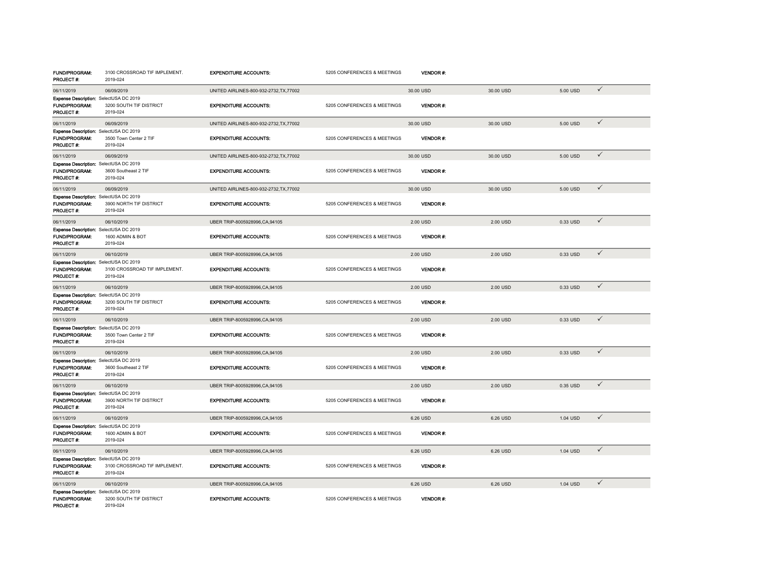| | | | | | | | | |
|---|---|---|---|---|---|---|---|---|
| **FUND/PROGRAM:** | 3100 CROSSROAD TIF IMPLEMENT. | **EXPENDITURE ACCOUNTS:** | 5205 CONFERENCES & MEETINGS | **VENDOR #:** | | | | |
| **PROJECT #:** | 2019-024 | | | | | | | |
| 06/11/2019 | 06/09/2019 | UNITED AIRLINES-800-932-2732,TX,77002 | | 30.00 USD | | 30.00 USD | 5.00 USD | ✓ |
| **Expense Description:** | SelectUSA DC 2019 | | | | | | | |
| **FUND/PROGRAM:** | 3200 SOUTH TIF DISTRICT | **EXPENDITURE ACCOUNTS:** | 5205 CONFERENCES & MEETINGS | **VENDOR #:** | | | | |
| **PROJECT #:** | 2019-024 | | | | | | | |
| 06/11/2019 | 06/09/2019 | UNITED AIRLINES-800-932-2732,TX,77002 | | 30.00 USD | | 30.00 USD | 5.00 USD | ✓ |
| **Expense Description:** | SelectUSA DC 2019 | | | | | | | |
| **FUND/PROGRAM:** | 3500 Town Center 2 TIF | **EXPENDITURE ACCOUNTS:** | 5205 CONFERENCES & MEETINGS | **VENDOR #:** | | | | |
| **PROJECT #:** | 2019-024 | | | | | | | |
| 06/11/2019 | 06/09/2019 | UNITED AIRLINES-800-932-2732,TX,77002 | | 30.00 USD | | 30.00 USD | 5.00 USD | ✓ |
| **Expense Description:** | SelectUSA DC 2019 | | | | | | | |
| **FUND/PROGRAM:** | 3600 Southeast 2 TIF | **EXPENDITURE ACCOUNTS:** | 5205 CONFERENCES & MEETINGS | **VENDOR #:** | | | | |
| **PROJECT #:** | 2019-024 | | | | | | | |
| 06/11/2019 | 06/09/2019 | UNITED AIRLINES-800-932-2732,TX,77002 | | 30.00 USD | | 30.00 USD | 5.00 USD | ✓ |
| **Expense Description:** | SelectUSA DC 2019 | | | | | | | |
| **FUND/PROGRAM:** | 3900 NORTH TIF DISTRICT | **EXPENDITURE ACCOUNTS:** | 5205 CONFERENCES & MEETINGS | **VENDOR #:** | | | | |
| **PROJECT #:** | 2019-024 | | | | | | | |
| 06/11/2019 | 06/10/2019 | UBER TRIP-8005928996,CA,94105 | | 2.00 USD | | 2.00 USD | 0.33 USD | ✓ |
| **Expense Description:** | SelectUSA DC 2019 | | | | | | | |
| **FUND/PROGRAM:** | 1600 ADMIN & BOT | **EXPENDITURE ACCOUNTS:** | 5205 CONFERENCES & MEETINGS | **VENDOR #:** | | | | |
| **PROJECT #:** | 2019-024 | | | | | | | |
| 06/11/2019 | 06/10/2019 | UBER TRIP-8005928996,CA,94105 | | 2.00 USD | | 2.00 USD | 0.33 USD | ✓ |
| **Expense Description:** | SelectUSA DC 2019 | | | | | | | |
| **FUND/PROGRAM:** | 3100 CROSSROAD TIF IMPLEMENT. | **EXPENDITURE ACCOUNTS:** | 5205 CONFERENCES & MEETINGS | **VENDOR #:** | | | | |
| **PROJECT #:** | 2019-024 | | | | | | | |
| 06/11/2019 | 06/10/2019 | UBER TRIP-8005928996,CA,94105 | | 2.00 USD | | 2.00 USD | 0.33 USD | ✓ |
| **Expense Description:** | SelectUSA DC 2019 | | | | | | | |
| **FUND/PROGRAM:** | 3200 SOUTH TIF DISTRICT | **EXPENDITURE ACCOUNTS:** | 5205 CONFERENCES & MEETINGS | **VENDOR #:** | | | | |
| **PROJECT #:** | 2019-024 | | | | | | | |
| 06/11/2019 | 06/10/2019 | UBER TRIP-8005928996,CA,94105 | | 2.00 USD | | 2.00 USD | 0.33 USD | ✓ |
| **Expense Description:** | SelectUSA DC 2019 | | | | | | | |
| **FUND/PROGRAM:** | 3500 Town Center 2 TIF | **EXPENDITURE ACCOUNTS:** | 5205 CONFERENCES & MEETINGS | **VENDOR #:** | | | | |
| **PROJECT #:** | 2019-024 | | | | | | | |
| 06/11/2019 | 06/10/2019 | UBER TRIP-8005928996,CA,94105 | | 2.00 USD | | 2.00 USD | 0.33 USD | ✓ |
| **Expense Description:** | SelectUSA DC 2019 | | | | | | | |
| **FUND/PROGRAM:** | 3600 Southeast 2 TIF | **EXPENDITURE ACCOUNTS:** | 5205 CONFERENCES & MEETINGS | **VENDOR #:** | | | | |
| **PROJECT #:** | 2019-024 | | | | | | | |
| 06/11/2019 | 06/10/2019 | UBER TRIP-8005928996,CA,94105 | | 2.00 USD | | 2.00 USD | 0.35 USD | ✓ |
| **Expense Description:** | SelectUSA DC 2019 | | | | | | | |
| **FUND/PROGRAM:** | 3900 NORTH TIF DISTRICT | **EXPENDITURE ACCOUNTS:** | 5205 CONFERENCES & MEETINGS | **VENDOR #:** | | | | |
| **PROJECT #:** | 2019-024 | | | | | | | |
| 06/11/2019 | 06/10/2019 | UBER TRIP-8005928996,CA,94105 | | 6.26 USD | | 6.26 USD | 1.04 USD | ✓ |
| **Expense Description:** | SelectUSA DC 2019 | | | | | | | |
| **FUND/PROGRAM:** | 1600 ADMIN & BOT | **EXPENDITURE ACCOUNTS:** | 5205 CONFERENCES & MEETINGS | **VENDOR #:** | | | | |
| **PROJECT #:** | 2019-024 | | | | | | | |
| 06/11/2019 | 06/10/2019 | UBER TRIP-8005928996,CA,94105 | | 6.26 USD | | 6.26 USD | 1.04 USD | ✓ |
| **Expense Description:** | SelectUSA DC 2019 | | | | | | | |
| **FUND/PROGRAM:** | 3100 CROSSROAD TIF IMPLEMENT. | **EXPENDITURE ACCOUNTS:** | 5205 CONFERENCES & MEETINGS | **VENDOR #:** | | | | |
| **PROJECT #:** | 2019-024 | | | | | | | |
| 06/11/2019 | 06/10/2019 | UBER TRIP-8005928996,CA,94105 | | 6.26 USD | | 6.26 USD | 1.04 USD | ✓ |
| **Expense Description:** | SelectUSA DC 2019 | | | | | | | |
| **FUND/PROGRAM:** | 3200 SOUTH TIF DISTRICT | **EXPENDITURE ACCOUNTS:** | 5205 CONFERENCES & MEETINGS | **VENDOR #:** | | | | |
| **PROJECT #:** | 2019-024 | | | | | | | |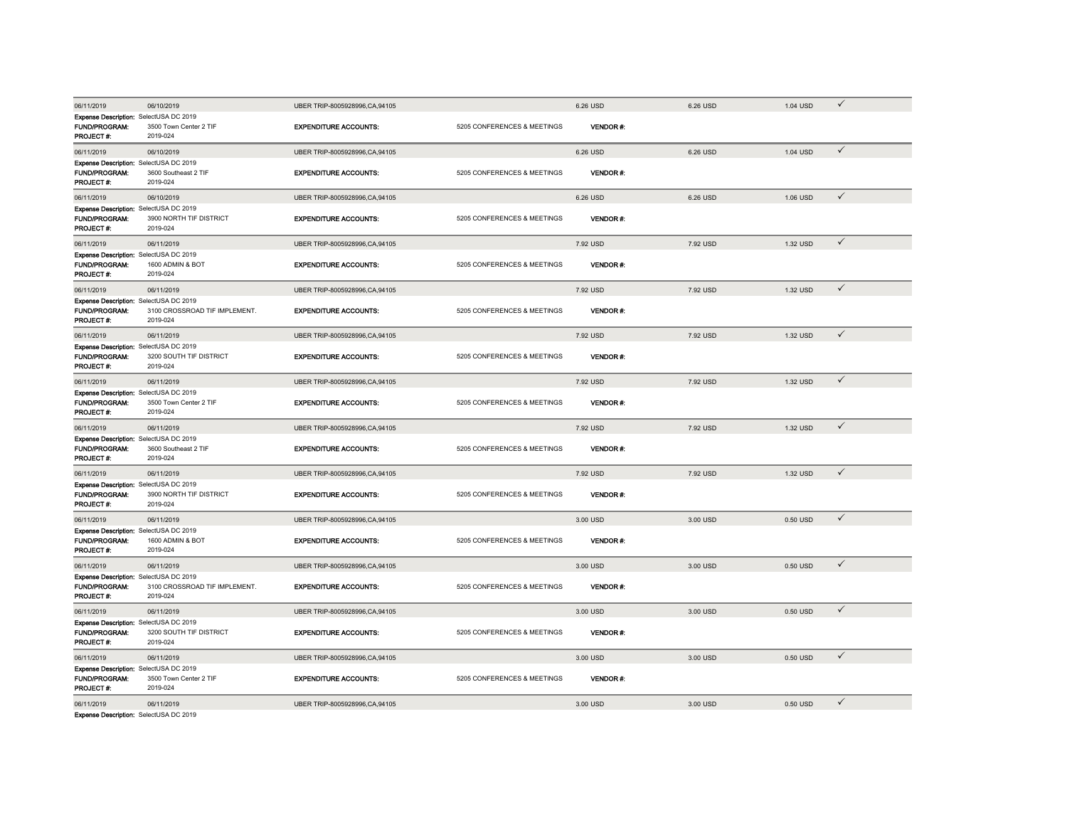| | | | | | | | |
|---|---|---|---|---|---|---|---|
| 06/11/2019 | 06/10/2019 | UBER TRIP-8005928996,CA,94105 | | 6.26 USD | 6.26 USD | 1.04 USD | ✓ |
| **Expense Description:** | SelectUSA DC 2019 | | | | | | |
| **FUND/PROGRAM:** | 3500 Town Center 2 TIF | **EXPENDITURE ACCOUNTS:** | 5205 CONFERENCES & MEETINGS | **VENDOR #:** | | | |
| **PROJECT #:** | 2019-024 | | | | | | |
| 06/11/2019 | 06/10/2019 | UBER TRIP-8005928996,CA,94105 | | 6.26 USD | 6.26 USD | 1.04 USD | ✓ |
| **Expense Description:** | SelectUSA DC 2019 | | | | | | |
| **FUND/PROGRAM:** | 3600 Southeast 2 TIF | **EXPENDITURE ACCOUNTS:** | 5205 CONFERENCES & MEETINGS | **VENDOR #:** | | | |
| **PROJECT #:** | 2019-024 | | | | | | |
| 06/11/2019 | 06/10/2019 | UBER TRIP-8005928996,CA,94105 | | 6.26 USD | 6.26 USD | 1.06 USD | ✓ |
| **Expense Description:** | SelectUSA DC 2019 | | | | | | |
| **FUND/PROGRAM:** | 3900 NORTH TIF DISTRICT | **EXPENDITURE ACCOUNTS:** | 5205 CONFERENCES & MEETINGS | **VENDOR #:** | | | |
| **PROJECT #:** | 2019-024 | | | | | | |
| 06/11/2019 | 06/11/2019 | UBER TRIP-8005928996,CA,94105 | | 7.92 USD | 7.92 USD | 1.32 USD | ✓ |
| **Expense Description:** | SelectUSA DC 2019 | | | | | | |
| **FUND/PROGRAM:** | 1600 ADMIN & BOT | **EXPENDITURE ACCOUNTS:** | 5205 CONFERENCES & MEETINGS | **VENDOR #:** | | | |
| **PROJECT #:** | 2019-024 | | | | | | |
| 06/11/2019 | 06/11/2019 | UBER TRIP-8005928996,CA,94105 | | 7.92 USD | 7.92 USD | 1.32 USD | ✓ |
| **Expense Description:** | SelectUSA DC 2019 | | | | | | |
| **FUND/PROGRAM:** | 3100 CROSSROAD TIF IMPLEMENT. | **EXPENDITURE ACCOUNTS:** | 5205 CONFERENCES & MEETINGS | **VENDOR #:** | | | |
| **PROJECT #:** | 2019-024 | | | | | | |
| 06/11/2019 | 06/11/2019 | UBER TRIP-8005928996,CA,94105 | | 7.92 USD | 7.92 USD | 1.32 USD | ✓ |
| **Expense Description:** | SelectUSA DC 2019 | | | | | | |
| **FUND/PROGRAM:** | 3200 SOUTH TIF DISTRICT | **EXPENDITURE ACCOUNTS:** | 5205 CONFERENCES & MEETINGS | **VENDOR #:** | | | |
| **PROJECT #:** | 2019-024 | | | | | | |
| 06/11/2019 | 06/11/2019 | UBER TRIP-8005928996,CA,94105 | | 7.92 USD | 7.92 USD | 1.32 USD | ✓ |
| **Expense Description:** | SelectUSA DC 2019 | | | | | | |
| **FUND/PROGRAM:** | 3500 Town Center 2 TIF | **EXPENDITURE ACCOUNTS:** | 5205 CONFERENCES & MEETINGS | **VENDOR #:** | | | |
| **PROJECT #:** | 2019-024 | | | | | | |
| 06/11/2019 | 06/11/2019 | UBER TRIP-8005928996,CA,94105 | | 7.92 USD | 7.92 USD | 1.32 USD | ✓ |
| **Expense Description:** | SelectUSA DC 2019 | | | | | | |
| **FUND/PROGRAM:** | 3600 Southeast 2 TIF | **EXPENDITURE ACCOUNTS:** | 5205 CONFERENCES & MEETINGS | **VENDOR #:** | | | |
| **PROJECT #:** | 2019-024 | | | | | | |
| 06/11/2019 | 06/11/2019 | UBER TRIP-8005928996,CA,94105 | | 7.92 USD | 7.92 USD | 1.32 USD | ✓ |
| **Expense Description:** | SelectUSA DC 2019 | | | | | | |
| **FUND/PROGRAM:** | 3900 NORTH TIF DISTRICT | **EXPENDITURE ACCOUNTS:** | 5205 CONFERENCES & MEETINGS | **VENDOR #:** | | | |
| **PROJECT #:** | 2019-024 | | | | | | |
| 06/11/2019 | 06/11/2019 | UBER TRIP-8005928996,CA,94105 | | 3.00 USD | 3.00 USD | 0.50 USD | ✓ |
| **Expense Description:** | SelectUSA DC 2019 | | | | | | |
| **FUND/PROGRAM:** | 1600 ADMIN & BOT | **EXPENDITURE ACCOUNTS:** | 5205 CONFERENCES & MEETINGS | **VENDOR #:** | | | |
| **PROJECT #:** | 2019-024 | | | | | | |
| 06/11/2019 | 06/11/2019 | UBER TRIP-8005928996,CA,94105 | | 3.00 USD | 3.00 USD | 0.50 USD | ✓ |
| **Expense Description:** | SelectUSA DC 2019 | | | | | | |
| **FUND/PROGRAM:** | 3100 CROSSROAD TIF IMPLEMENT. | **EXPENDITURE ACCOUNTS:** | 5205 CONFERENCES & MEETINGS | **VENDOR #:** | | | |
| **PROJECT #:** | 2019-024 | | | | | | |
| 06/11/2019 | 06/11/2019 | UBER TRIP-8005928996,CA,94105 | | 3.00 USD | 3.00 USD | 0.50 USD | ✓ |
| **Expense Description:** | SelectUSA DC 2019 | | | | | | |
| **FUND/PROGRAM:** | 3200 SOUTH TIF DISTRICT | **EXPENDITURE ACCOUNTS:** | 5205 CONFERENCES & MEETINGS | **VENDOR #:** | | | |
| **PROJECT #:** | 2019-024 | | | | | | |
| 06/11/2019 | 06/11/2019 | UBER TRIP-8005928996,CA,94105 | | 3.00 USD | 3.00 USD | 0.50 USD | ✓ |
| **Expense Description:** | SelectUSA DC 2019 | | | | | | |
| **FUND/PROGRAM:** | 3500 Town Center 2 TIF | **EXPENDITURE ACCOUNTS:** | 5205 CONFERENCES & MEETINGS | **VENDOR #:** | | | |
| **PROJECT #:** | 2019-024 | | | | | | |
| 06/11/2019 | 06/11/2019 | UBER TRIP-8005928996,CA,94105 | | 3.00 USD | 3.00 USD | 0.50 USD | ✓ |
| **Expense Description:** | SelectUSA DC 2019 | | | | | | |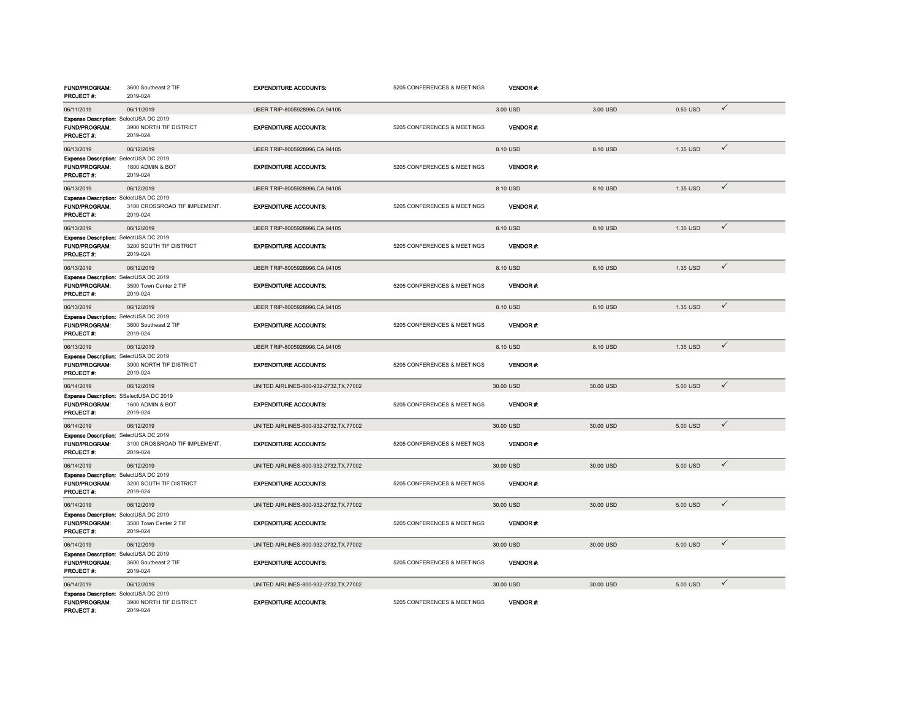| | | | | | | | | |
|---|---|---|---|---|---|---|---|---|
| **FUND/PROGRAM:** | 3600 Southeast 2 TIF | **EXPENDITURE ACCOUNTS:** | 5205 CONFERENCES & MEETINGS | **VENDOR #:** | | | | |
| **PROJECT #:** | 2019-024 | | | | | | | |
| 06/11/2019 | 06/11/2019 | UBER TRIP-8005928996,CA,94105 | | 3.00 USD | | 3.00 USD | 0.50 USD | ✓ |
| **Expense Description:** | SelectUSA DC 2019 | | | | | | | |
| **FUND/PROGRAM:** | 3900 NORTH TIF DISTRICT | **EXPENDITURE ACCOUNTS:** | 5205 CONFERENCES & MEETINGS | **VENDOR #:** | | | | |
| **PROJECT #:** | 2019-024 | | | | | | | |
| 06/13/2019 | 06/12/2019 | UBER TRIP-8005928996,CA,94105 | | 8.10 USD | | 8.10 USD | 1.35 USD | ✓ |
| **Expense Description:** | SelectUSA DC 2019 | | | | | | | |
| **FUND/PROGRAM:** | 1600 ADMIN & BOT | **EXPENDITURE ACCOUNTS:** | 5205 CONFERENCES & MEETINGS | **VENDOR #:** | | | | |
| **PROJECT #:** | 2019-024 | | | | | | | |
| 06/13/2019 | 06/12/2019 | UBER TRIP-8005928996,CA,94105 | | 8.10 USD | | 8.10 USD | 1.35 USD | ✓ |
| **Expense Description:** | SelectUSA DC 2019 | | | | | | | |
| **FUND/PROGRAM:** | 3100 CROSSROAD TIF IMPLEMENT. | **EXPENDITURE ACCOUNTS:** | 5205 CONFERENCES & MEETINGS | **VENDOR #:** | | | | |
| **PROJECT #:** | 2019-024 | | | | | | | |
| 06/13/2019 | 06/12/2019 | UBER TRIP-8005928996,CA,94105 | | 8.10 USD | | 8.10 USD | 1.35 USD | ✓ |
| **Expense Description:** | SelectUSA DC 2019 | | | | | | | |
| **FUND/PROGRAM:** | 3200 SOUTH TIF DISTRICT | **EXPENDITURE ACCOUNTS:** | 5205 CONFERENCES & MEETINGS | **VENDOR #:** | | | | |
| **PROJECT #:** | 2019-024 | | | | | | | |
| 06/13/2019 | 06/12/2019 | UBER TRIP-8005928996,CA,94105 | | 8.10 USD | | 8.10 USD | 1.35 USD | ✓ |
| **Expense Description:** | SelectUSA DC 2019 | | | | | | | |
| **FUND/PROGRAM:** | 3500 Town Center 2 TIF | **EXPENDITURE ACCOUNTS:** | 5205 CONFERENCES & MEETINGS | **VENDOR #:** | | | | |
| **PROJECT #:** | 2019-024 | | | | | | | |
| 06/13/2019 | 06/12/2019 | UBER TRIP-8005928996,CA,94105 | | 8.10 USD | | 8.10 USD | 1.35 USD | ✓ |
| **Expense Description:** | SelectUSA DC 2019 | | | | | | | |
| **FUND/PROGRAM:** | 3600 Southeast 2 TIF | **EXPENDITURE ACCOUNTS:** | 5205 CONFERENCES & MEETINGS | **VENDOR #:** | | | | |
| **PROJECT #:** | 2019-024 | | | | | | | |
| 06/13/2019 | 06/12/2019 | UBER TRIP-8005928996,CA,94105 | | 8.10 USD | | 8.10 USD | 1.35 USD | ✓ |
| **Expense Description:** | SelectUSA DC 2019 | | | | | | | |
| **FUND/PROGRAM:** | 3900 NORTH TIF DISTRICT | **EXPENDITURE ACCOUNTS:** | 5205 CONFERENCES & MEETINGS | **VENDOR #:** | | | | |
| **PROJECT #:** | 2019-024 | | | | | | | |
| 06/14/2019 | 06/12/2019 | UNITED AIRLINES-800-932-2732,TX,77002 | | 30.00 USD | | 30.00 USD | 5.00 USD | ✓ |
| **Expense Description:** | SSelectUSA DC 2019 | | | | | | | |
| **FUND/PROGRAM:** | 1600 ADMIN & BOT | **EXPENDITURE ACCOUNTS:** | 5205 CONFERENCES & MEETINGS | **VENDOR #:** | | | | |
| **PROJECT #:** | 2019-024 | | | | | | | |
| 06/14/2019 | 06/12/2019 | UNITED AIRLINES-800-932-2732,TX,77002 | | 30.00 USD | | 30.00 USD | 5.00 USD | ✓ |
| **Expense Description:** | SelectUSA DC 2019 | | | | | | | |
| **FUND/PROGRAM:** | 3100 CROSSROAD TIF IMPLEMENT. | **EXPENDITURE ACCOUNTS:** | 5205 CONFERENCES & MEETINGS | **VENDOR #:** | | | | |
| **PROJECT #:** | 2019-024 | | | | | | | |
| 06/14/2019 | 06/12/2019 | UNITED AIRLINES-800-932-2732,TX,77002 | | 30.00 USD | | 30.00 USD | 5.00 USD | ✓ |
| **Expense Description:** | SelectUSA DC 2019 | | | | | | | |
| **FUND/PROGRAM:** | 3200 SOUTH TIF DISTRICT | **EXPENDITURE ACCOUNTS:** | 5205 CONFERENCES & MEETINGS | **VENDOR #:** | | | | |
| **PROJECT #:** | 2019-024 | | | | | | | |
| 06/14/2019 | 06/12/2019 | UNITED AIRLINES-800-932-2732,TX,77002 | | 30.00 USD | | 30.00 USD | 5.00 USD | ✓ |
| **Expense Description:** | SelectUSA DC 2019 | | | | | | | |
| **FUND/PROGRAM:** | 3500 Town Center 2 TIF | **EXPENDITURE ACCOUNTS:** | 5205 CONFERENCES & MEETINGS | **VENDOR #:** | | | | |
| **PROJECT #:** | 2019-024 | | | | | | | |
| 06/14/2019 | 06/12/2019 | UNITED AIRLINES-800-932-2732,TX,77002 | | 30.00 USD | | 30.00 USD | 5.00 USD | ✓ |
| **Expense Description:** | SelectUSA DC 2019 | | | | | | | |
| **FUND/PROGRAM:** | 3600 Southeast 2 TIF | **EXPENDITURE ACCOUNTS:** | 5205 CONFERENCES & MEETINGS | **VENDOR #:** | | | | |
| **PROJECT #:** | 2019-024 | | | | | | | |
| 06/14/2019 | 06/12/2019 | UNITED AIRLINES-800-932-2732,TX,77002 | | 30.00 USD | | 30.00 USD | 5.00 USD | ✓ |
| **Expense Description:** | SelectUSA DC 2019 | | | | | | | |
| **FUND/PROGRAM:** | 3900 NORTH TIF DISTRICT | **EXPENDITURE ACCOUNTS:** | 5205 CONFERENCES & MEETINGS | **VENDOR #:** | | | | |
| **PROJECT #:** | 2019-024 | | | | | | | |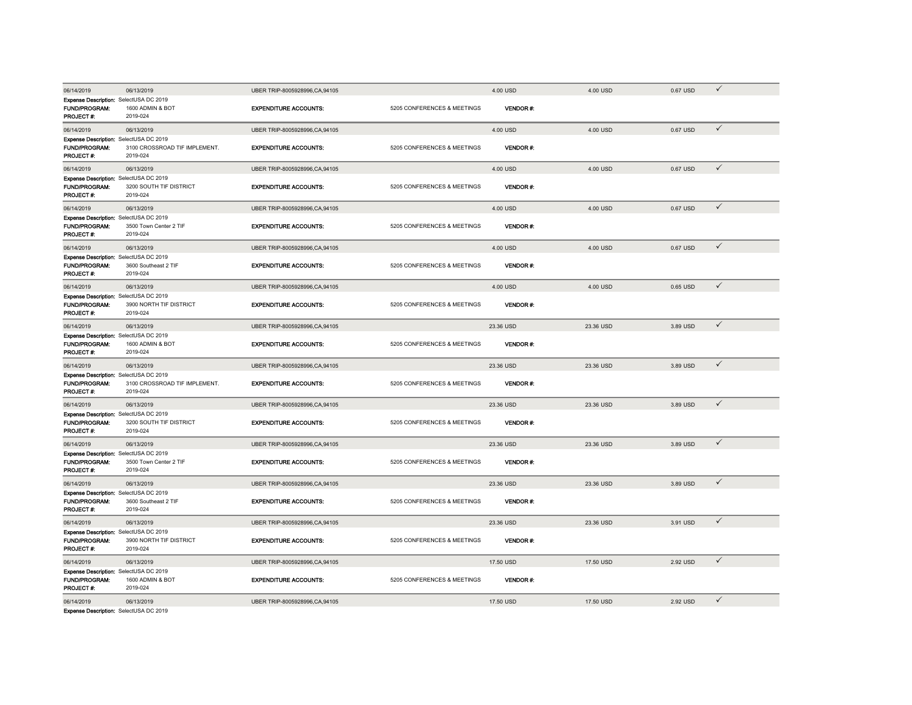| 06/14/2019 | 06/13/2019 | UBER TRIP-8005928996,CA,94105 | | 4.00 USD | 4.00 USD | 0.67 USD | ✓ |
|---|---|---|---|---|---|---|---|
| **Expense Description:** | SelectUSA DC 2019 | | | | | | |
| **FUND/PROGRAM:** | 1600 ADMIN & BOT | **EXPENDITURE ACCOUNTS:** | 5205 CONFERENCES & MEETINGS | **VENDOR #:** | | | |
| **PROJECT #:** | 2019-024 | | | | | | |
| 06/14/2019 | 06/13/2019 | UBER TRIP-8005928996,CA,94105 | | 4.00 USD | 4.00 USD | 0.67 USD | ✓ |
| **Expense Description:** | SelectUSA DC 2019 | | | | | | |
| **FUND/PROGRAM:** | 3100 CROSSROAD TIF IMPLEMENT. | **EXPENDITURE ACCOUNTS:** | 5205 CONFERENCES & MEETINGS | **VENDOR #:** | | | |
| **PROJECT #:** | 2019-024 | | | | | | |
| 06/14/2019 | 06/13/2019 | UBER TRIP-8005928996,CA,94105 | | 4.00 USD | 4.00 USD | 0.67 USD | ✓ |
| **Expense Description:** | SelectUSA DC 2019 | | | | | | |
| **FUND/PROGRAM:** | 3200 SOUTH TIF DISTRICT | **EXPENDITURE ACCOUNTS:** | 5205 CONFERENCES & MEETINGS | **VENDOR #:** | | | |
| **PROJECT #:** | 2019-024 | | | | | | |
| 06/14/2019 | 06/13/2019 | UBER TRIP-8005928996,CA,94105 | | 4.00 USD | 4.00 USD | 0.67 USD | ✓ |
| **Expense Description:** | SelectUSA DC 2019 | | | | | | |
| **FUND/PROGRAM:** | 3500 Town Center 2 TIF | **EXPENDITURE ACCOUNTS:** | 5205 CONFERENCES & MEETINGS | **VENDOR #:** | | | |
| **PROJECT #:** | 2019-024 | | | | | | |
| 06/14/2019 | 06/13/2019 | UBER TRIP-8005928996,CA,94105 | | 4.00 USD | 4.00 USD | 0.67 USD | ✓ |
| **Expense Description:** | SelectUSA DC 2019 | | | | | | |
| **FUND/PROGRAM:** | 3600 Southeast 2 TIF | **EXPENDITURE ACCOUNTS:** | 5205 CONFERENCES & MEETINGS | **VENDOR #:** | | | |
| **PROJECT #:** | 2019-024 | | | | | | |
| 06/14/2019 | 06/13/2019 | UBER TRIP-8005928996,CA,94105 | | 4.00 USD | 4.00 USD | 0.65 USD | ✓ |
| **Expense Description:** | SelectUSA DC 2019 | | | | | | |
| **FUND/PROGRAM:** | 3900 NORTH TIF DISTRICT | **EXPENDITURE ACCOUNTS:** | 5205 CONFERENCES & MEETINGS | **VENDOR #:** | | | |
| **PROJECT #:** | 2019-024 | | | | | | |
| 06/14/2019 | 06/13/2019 | UBER TRIP-8005928996,CA,94105 | | 23.36 USD | 23.36 USD | 3.89 USD | ✓ |
| **Expense Description:** | SelectUSA DC 2019 | | | | | | |
| **FUND/PROGRAM:** | 1600 ADMIN & BOT | **EXPENDITURE ACCOUNTS:** | 5205 CONFERENCES & MEETINGS | **VENDOR #:** | | | |
| **PROJECT #:** | 2019-024 | | | | | | |
| 06/14/2019 | 06/13/2019 | UBER TRIP-8005928996,CA,94105 | | 23.36 USD | 23.36 USD | 3.89 USD | ✓ |
| **Expense Description:** | SelectUSA DC 2019 | | | | | | |
| **FUND/PROGRAM:** | 3100 CROSSROAD TIF IMPLEMENT. | **EXPENDITURE ACCOUNTS:** | 5205 CONFERENCES & MEETINGS | **VENDOR #:** | | | |
| **PROJECT #:** | 2019-024 | | | | | | |
| 06/14/2019 | 06/13/2019 | UBER TRIP-8005928996,CA,94105 | | 23.36 USD | 23.36 USD | 3.89 USD | ✓ |
| **Expense Description:** | SelectUSA DC 2019 | | | | | | |
| **FUND/PROGRAM:** | 3200 SOUTH TIF DISTRICT | **EXPENDITURE ACCOUNTS:** | 5205 CONFERENCES & MEETINGS | **VENDOR #:** | | | |
| **PROJECT #:** | 2019-024 | | | | | | |
| 06/14/2019 | 06/13/2019 | UBER TRIP-8005928996,CA,94105 | | 23.36 USD | 23.36 USD | 3.89 USD | ✓ |
| **Expense Description:** | SelectUSA DC 2019 | | | | | | |
| **FUND/PROGRAM:** | 3500 Town Center 2 TIF | **EXPENDITURE ACCOUNTS:** | 5205 CONFERENCES & MEETINGS | **VENDOR #:** | | | |
| **PROJECT #:** | 2019-024 | | | | | | |
| 06/14/2019 | 06/13/2019 | UBER TRIP-8005928996,CA,94105 | | 23.36 USD | 23.36 USD | 3.89 USD | ✓ |
| **Expense Description:** | SelectUSA DC 2019 | | | | | | |
| **FUND/PROGRAM:** | 3600 Southeast 2 TIF | **EXPENDITURE ACCOUNTS:** | 5205 CONFERENCES & MEETINGS | **VENDOR #:** | | | |
| **PROJECT #:** | 2019-024 | | | | | | |
| 06/14/2019 | 06/13/2019 | UBER TRIP-8005928996,CA,94105 | | 23.36 USD | 23.36 USD | 3.91 USD | ✓ |
| **Expense Description:** | SelectUSA DC 2019 | | | | | | |
| **FUND/PROGRAM:** | 3900 NORTH TIF DISTRICT | **EXPENDITURE ACCOUNTS:** | 5205 CONFERENCES & MEETINGS | **VENDOR #:** | | | |
| **PROJECT #:** | 2019-024 | | | | | | |
| 06/14/2019 | 06/13/2019 | UBER TRIP-8005928996,CA,94105 | | 17.50 USD | 17.50 USD | 2.92 USD | ✓ |
| **Expense Description:** | SelectUSA DC 2019 | | | | | | |
| **FUND/PROGRAM:** | 1600 ADMIN & BOT | **EXPENDITURE ACCOUNTS:** | 5205 CONFERENCES & MEETINGS | **VENDOR #:** | | | |
| **PROJECT #:** | 2019-024 | | | | | | |
| 06/14/2019 | 06/13/2019 | UBER TRIP-8005928996,CA,94105 | | 17.50 USD | 17.50 USD | 2.92 USD | ✓ |
| **Expense Description:** | SelectUSA DC 2019 | | | | | | |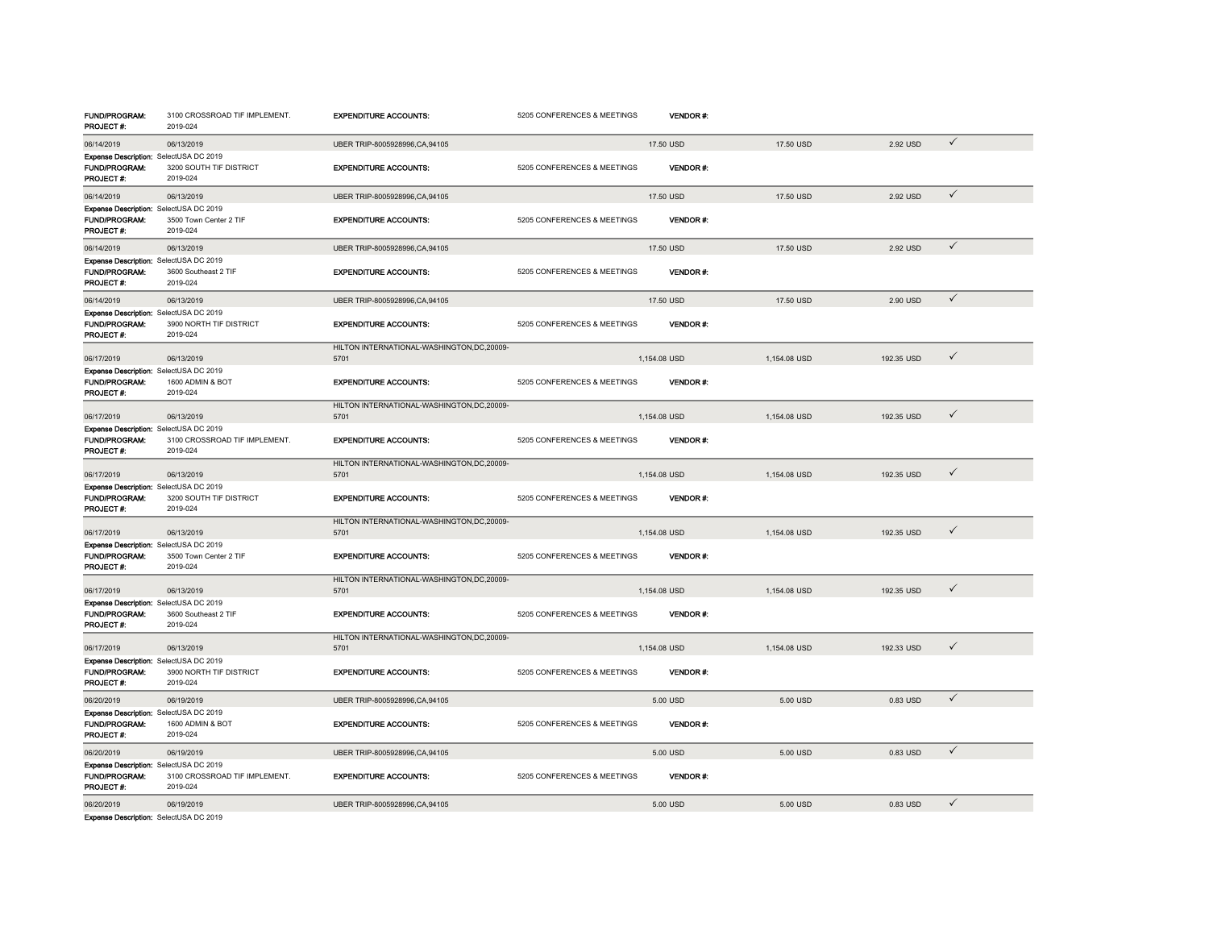| | | | | | | | |
|---|---|---|---|---|---|---|---|
| **FUND/PROGRAM:** | 3100 CROSSROAD TIF IMPLEMENT. | **EXPENDITURE ACCOUNTS:** | 5205 CONFERENCES & MEETINGS | **VENDOR #:** | | | |
| **PROJECT #:** | 2019-024 | | | | | | |
| 06/14/2019 | 06/13/2019 | UBER TRIP-8005928996,CA,94105 | | 17.50 USD | 17.50 USD | 2.92 USD | ✓ |
| **Expense Description:** | SelectUSA DC 2019 | | | | | | |
| **FUND/PROGRAM:** | 3200 SOUTH TIF DISTRICT | **EXPENDITURE ACCOUNTS:** | 5205 CONFERENCES & MEETINGS | **VENDOR #:** | | | |
| **PROJECT #:** | 2019-024 | | | | | | |
| 06/14/2019 | 06/13/2019 | UBER TRIP-8005928996,CA,94105 | | 17.50 USD | 17.50 USD | 2.92 USD | ✓ |
| **Expense Description:** | SelectUSA DC 2019 | | | | | | |
| **FUND/PROGRAM:** | 3500 Town Center 2 TIF | **EXPENDITURE ACCOUNTS:** | 5205 CONFERENCES & MEETINGS | **VENDOR #:** | | | |
| **PROJECT #:** | 2019-024 | | | | | | |
| 06/14/2019 | 06/13/2019 | UBER TRIP-8005928996,CA,94105 | | 17.50 USD | 17.50 USD | 2.92 USD | ✓ |
| **Expense Description:** | SelectUSA DC 2019 | | | | | | |
| **FUND/PROGRAM:** | 3600 Southeast 2 TIF | **EXPENDITURE ACCOUNTS:** | 5205 CONFERENCES & MEETINGS | **VENDOR #:** | | | |
| **PROJECT #:** | 2019-024 | | | | | | |
| 06/14/2019 | 06/13/2019 | UBER TRIP-8005928996,CA,94105 | | 17.50 USD | 17.50 USD | 2.90 USD | ✓ |
| **Expense Description:** | SelectUSA DC 2019 | | | | | | |
| **FUND/PROGRAM:** | 3900 NORTH TIF DISTRICT | **EXPENDITURE ACCOUNTS:** | 5205 CONFERENCES & MEETINGS | **VENDOR #:** | | | |
| **PROJECT #:** | 2019-024 | | | | | | |
| 06/17/2019 | 06/13/2019 | HILTON INTERNATIONAL-WASHINGTON,DC,20009-5701 | | 1,154.08 USD | 1,154.08 USD | 192.35 USD | ✓ |
| **Expense Description:** | SelectUSA DC 2019 | | | | | | |
| **FUND/PROGRAM:** | 1600 ADMIN & BOT | **EXPENDITURE ACCOUNTS:** | 5205 CONFERENCES & MEETINGS | **VENDOR #:** | | | |
| **PROJECT #:** | 2019-024 | | | | | | |
| 06/17/2019 | 06/13/2019 | HILTON INTERNATIONAL-WASHINGTON,DC,20009-5701 | | 1,154.08 USD | 1,154.08 USD | 192.35 USD | ✓ |
| **Expense Description:** | SelectUSA DC 2019 | | | | | | |
| **FUND/PROGRAM:** | 3100 CROSSROAD TIF IMPLEMENT. | **EXPENDITURE ACCOUNTS:** | 5205 CONFERENCES & MEETINGS | **VENDOR #:** | | | |
| **PROJECT #:** | 2019-024 | | | | | | |
| 06/17/2019 | 06/13/2019 | HILTON INTERNATIONAL-WASHINGTON,DC,20009-5701 | | 1,154.08 USD | 1,154.08 USD | 192.35 USD | ✓ |
| **Expense Description:** | SelectUSA DC 2019 | | | | | | |
| **FUND/PROGRAM:** | 3200 SOUTH TIF DISTRICT | **EXPENDITURE ACCOUNTS:** | 5205 CONFERENCES & MEETINGS | **VENDOR #:** | | | |
| **PROJECT #:** | 2019-024 | | | | | | |
| 06/17/2019 | 06/13/2019 | HILTON INTERNATIONAL-WASHINGTON,DC,20009-5701 | | 1,154.08 USD | 1,154.08 USD | 192.35 USD | ✓ |
| **Expense Description:** | SelectUSA DC 2019 | | | | | | |
| **FUND/PROGRAM:** | 3500 Town Center 2 TIF | **EXPENDITURE ACCOUNTS:** | 5205 CONFERENCES & MEETINGS | **VENDOR #:** | | | |
| **PROJECT #:** | 2019-024 | | | | | | |
| 06/17/2019 | 06/13/2019 | HILTON INTERNATIONAL-WASHINGTON,DC,20009-5701 | | 1,154.08 USD | 1,154.08 USD | 192.35 USD | ✓ |
| **Expense Description:** | SelectUSA DC 2019 | | | | | | |
| **FUND/PROGRAM:** | 3600 Southeast 2 TIF | **EXPENDITURE ACCOUNTS:** | 5205 CONFERENCES & MEETINGS | **VENDOR #:** | | | |
| **PROJECT #:** | 2019-024 | | | | | | |
| 06/17/2019 | 06/13/2019 | HILTON INTERNATIONAL-WASHINGTON,DC,20009-5701 | | 1,154.08 USD | 1,154.08 USD | 192.33 USD | ✓ |
| **Expense Description:** | SelectUSA DC 2019 | | | | | | |
| **FUND/PROGRAM:** | 3900 NORTH TIF DISTRICT | **EXPENDITURE ACCOUNTS:** | 5205 CONFERENCES & MEETINGS | **VENDOR #:** | | | |
| **PROJECT #:** | 2019-024 | | | | | | |
| 06/20/2019 | 06/19/2019 | UBER TRIP-8005928996,CA,94105 | | 5.00 USD | 5.00 USD | 0.83 USD | ✓ |
| **Expense Description:** | SelectUSA DC 2019 | | | | | | |
| **FUND/PROGRAM:** | 1600 ADMIN & BOT | **EXPENDITURE ACCOUNTS:** | 5205 CONFERENCES & MEETINGS | **VENDOR #:** | | | |
| **PROJECT #:** | 2019-024 | | | | | | |
| 06/20/2019 | 06/19/2019 | UBER TRIP-8005928996,CA,94105 | | 5.00 USD | 5.00 USD | 0.83 USD | ✓ |
| **Expense Description:** | SelectUSA DC 2019 | | | | | | |
| **FUND/PROGRAM:** | 3100 CROSSROAD TIF IMPLEMENT. | **EXPENDITURE ACCOUNTS:** | 5205 CONFERENCES & MEETINGS | **VENDOR #:** | | | |
| **PROJECT #:** | 2019-024 | | | | | | |
| 06/20/2019 | 06/19/2019 | UBER TRIP-8005928996,CA,94105 | | 5.00 USD | 5.00 USD | 0.83 USD | ✓ |
| **Expense Description:** | SelectUSA DC 2019 | | | | | | |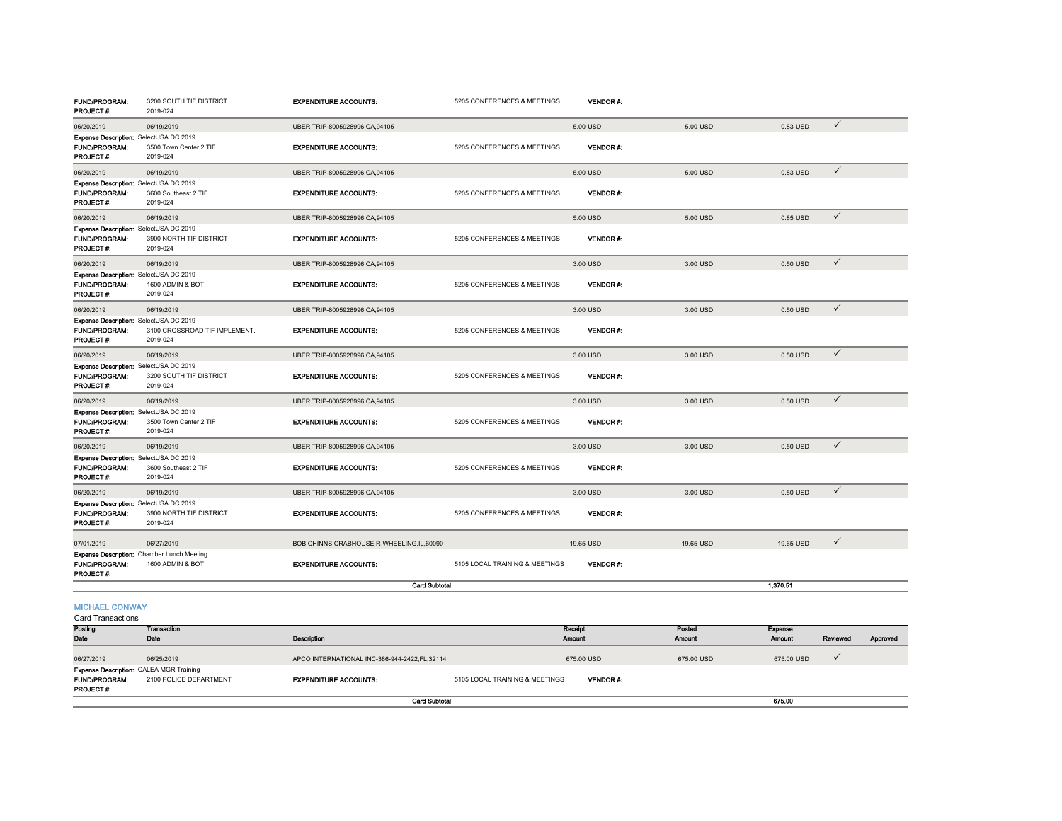| | | | | | | | | | |
|---|---|---|---|---|---|---|---|---|---|
| **FUND/PROGRAM:** | 3200 SOUTH TIF DISTRICT | **EXPENDITURE ACCOUNTS:** | 5205 CONFERENCES & MEETINGS | **VENDOR #:** | | | | | |
| **PROJECT #:** | 2019-024 | | | | | | | | |
| 06/20/2019 | 06/19/2019 | UBER TRIP-8005928996,CA,94105 | | 5.00 USD | 5.00 USD | 0.83 USD | ✓ | | |
| **Expense Description:** | SelectUSA DC 2019 | | | | | | | | |
| **FUND/PROGRAM:** | 3500 Town Center 2 TIF | **EXPENDITURE ACCOUNTS:** | 5205 CONFERENCES & MEETINGS | **VENDOR #:** | | | | | |
| **PROJECT #:** | 2019-024 | | | | | | | | |
| 06/20/2019 | 06/19/2019 | UBER TRIP-8005928996,CA,94105 | | 5.00 USD | 5.00 USD | 0.83 USD | ✓ | | |
| **Expense Description:** | SelectUSA DC 2019 | | | | | | | | |
| **FUND/PROGRAM:** | 3600 Southeast 2 TIF | **EXPENDITURE ACCOUNTS:** | 5205 CONFERENCES & MEETINGS | **VENDOR #:** | | | | | |
| **PROJECT #:** | 2019-024 | | | | | | | | |
| 06/20/2019 | 06/19/2019 | UBER TRIP-8005928996,CA,94105 | | 5.00 USD | 5.00 USD | 0.85 USD | ✓ | | |
| **Expense Description:** | SelectUSA DC 2019 | | | | | | | | |
| **FUND/PROGRAM:** | 3900 NORTH TIF DISTRICT | **EXPENDITURE ACCOUNTS:** | 5205 CONFERENCES & MEETINGS | **VENDOR #:** | | | | | |
| **PROJECT #:** | 2019-024 | | | | | | | | |
| 06/20/2019 | 06/19/2019 | UBER TRIP-8005928996,CA,94105 | | 3.00 USD | 3.00 USD | 0.50 USD | ✓ | | |
| **Expense Description:** | SelectUSA DC 2019 | | | | | | | | |
| **FUND/PROGRAM:** | 1600 ADMIN & BOT | **EXPENDITURE ACCOUNTS:** | 5205 CONFERENCES & MEETINGS | **VENDOR #:** | | | | | |
| **PROJECT #:** | 2019-024 | | | | | | | | |
| 06/20/2019 | 06/19/2019 | UBER TRIP-8005928996,CA,94105 | | 3.00 USD | 3.00 USD | 0.50 USD | ✓ | | |
| **Expense Description:** | SelectUSA DC 2019 | | | | | | | | |
| **FUND/PROGRAM:** | 3100 CROSSROAD TIF IMPLEMENT. | **EXPENDITURE ACCOUNTS:** | 5205 CONFERENCES & MEETINGS | **VENDOR #:** | | | | | |
| **PROJECT #:** | 2019-024 | | | | | | | | |
| 06/20/2019 | 06/19/2019 | UBER TRIP-8005928996,CA,94105 | | 3.00 USD | 3.00 USD | 0.50 USD | ✓ | | |
| **Expense Description:** | SelectUSA DC 2019 | | | | | | | | |
| **FUND/PROGRAM:** | 3200 SOUTH TIF DISTRICT | **EXPENDITURE ACCOUNTS:** | 5205 CONFERENCES & MEETINGS | **VENDOR #:** | | | | | |
| **PROJECT #:** | 2019-024 | | | | | | | | |
| 06/20/2019 | 06/19/2019 | UBER TRIP-8005928996,CA,94105 | | 3.00 USD | 3.00 USD | 0.50 USD | ✓ | | |
| **Expense Description:** | SelectUSA DC 2019 | | | | | | | | |
| **FUND/PROGRAM:** | 3500 Town Center 2 TIF | **EXPENDITURE ACCOUNTS:** | 5205 CONFERENCES & MEETINGS | **VENDOR #:** | | | | | |
| **PROJECT #:** | 2019-024 | | | | | | | | |
| 06/20/2019 | 06/19/2019 | UBER TRIP-8005928996,CA,94105 | | 3.00 USD | 3.00 USD | 0.50 USD | ✓ | | |
| **Expense Description:** | SelectUSA DC 2019 | | | | | | | | |
| **FUND/PROGRAM:** | 3600 Southeast 2 TIF | **EXPENDITURE ACCOUNTS:** | 5205 CONFERENCES & MEETINGS | **VENDOR #:** | | | | | |
| **PROJECT #:** | 2019-024 | | | | | | | | |
| 06/20/2019 | 06/19/2019 | UBER TRIP-8005928996,CA,94105 | | 3.00 USD | 3.00 USD | 0.50 USD | ✓ | | |
| **Expense Description:** | SelectUSA DC 2019 | | | | | | | | |
| **FUND/PROGRAM:** | 3900 NORTH TIF DISTRICT | **EXPENDITURE ACCOUNTS:** | 5205 CONFERENCES & MEETINGS | **VENDOR #:** | | | | | |
| **PROJECT #:** | 2019-024 | | | | | | | | |
| 07/01/2019 | 06/27/2019 | BOB CHINNS CRABHOUSE R-WHEELING,IL,60090 | | 19.65 USD | 19.65 USD | 19.65 USD | ✓ | | |
| **Expense Description:** | Chamber Lunch Meeting | | | | | | | | |
| **FUND/PROGRAM:** | 1600 ADMIN & BOT | **EXPENDITURE ACCOUNTS:** | 5105 LOCAL TRAINING & MEETINGS | **VENDOR #:** | | | | | |
| **PROJECT #:** | | | | | | | | | |
| | | | **Card Subtotal** | | | 1,370.51 | | | |

## MICHAEL CONWAY

Card Transactions

| Posting Date | Transaction Date | Description | | Receipt Amount | Posted Amount | Expense Amount | Reviewed | Approved |
|---|---|---|---|---|---|---|---|---|
| 06/27/2019 | 06/25/2019 | APCO INTERNATIONAL INC-386-944-2422,FL,32114 | | 675.00 USD | 675.00 USD | 675.00 USD | ✓ | |
| **Expense Description:** | CALEA MGR Training | | | | | | | |
| **FUND/PROGRAM:** | 2100 POLICE DEPARTMENT | **EXPENDITURE ACCOUNTS:** | 5105 LOCAL TRAINING & MEETINGS | **VENDOR #:** | | | | |
| **PROJECT #:** | | | | | | | | |
| | | | **Card Subtotal** | | | 675.00 | | |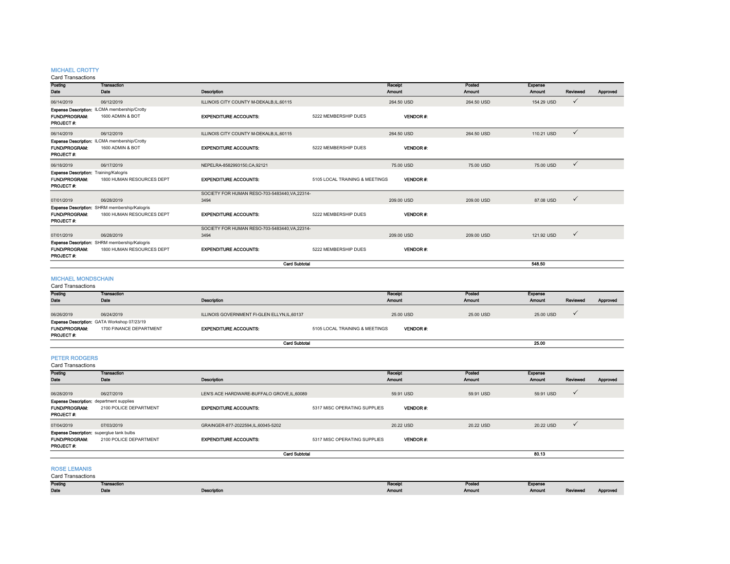## MICHAEL CROTTY

Card Transactions

| Posting Date | Transaction Date | Description | | Receipt Amount | Posted Amount | Expense Amount | Reviewed | Approved |
|---|---|---|---|---|---|---|---|---|
| 06/14/2019 | 06/12/2019 | ILLINOIS CITY COUNTY M-DEKALB,IL,60115 | | 264.50 USD | 264.50 USD | 154.29 USD | ✓ | |
| **Expense Description:** | ILCMA membership/Crotty | | | | | | | |
| **FUND/PROGRAM:** | 1600 ADMIN & BOT | **EXPENDITURE ACCOUNTS:** | 5222 MEMBERSHIP DUES | **VENDOR #:** | | | | |
| **PROJECT #:** | | | | | | | | |
| 06/14/2019 | 06/12/2019 | ILLINOIS CITY COUNTY M-DEKALB,IL,60115 | | 264.50 USD | 264.50 USD | 110.21 USD | ✓ | |
| **Expense Description:** | ILCMA membership/Crotty | | | | | | | |
| **FUND/PROGRAM:** | 1600 ADMIN & BOT | **EXPENDITURE ACCOUNTS:** | 5222 MEMBERSHIP DUES | **VENDOR #:** | | | | |
| **PROJECT #:** | | | | | | | | |
| 06/18/2019 | 06/17/2019 | NEPELRA-8582993150,CA,92121 | | 75.00 USD | 75.00 USD | 75.00 USD | ✓ | |
| **Expense Description:** | Training/Kalogris | | | | | | | |
| **FUND/PROGRAM:** | 1800 HUMAN RESOURCES DEPT | **EXPENDITURE ACCOUNTS:** | 5105 LOCAL TRAINING & MEETINGS | **VENDOR #:** | | | | |
| **PROJECT #:** | | | | | | | | |
| 07/01/2019 | 06/28/2019 | SOCIETY FOR HUMAN RESO-703-5483440,VA,22314-3494 | | 209.00 USD | 209.00 USD | 87.08 USD | ✓ | |
| **Expense Description:** | SHRM membership/Kalogris | | | | | | | |
| **FUND/PROGRAM:** | 1800 HUMAN RESOURCES DEPT | **EXPENDITURE ACCOUNTS:** | 5222 MEMBERSHIP DUES | **VENDOR #:** | | | | |
| **PROJECT #:** | | | | | | | | |
| 07/01/2019 | 06/28/2019 | SOCIETY FOR HUMAN RESO-703-5483440,VA,22314-3494 | | 209.00 USD | 209.00 USD | 121.92 USD | ✓ | |
| **Expense Description:** | SHRM membership/Kalogris | | | | | | | |
| **FUND/PROGRAM:** | 1800 HUMAN RESOURCES DEPT | **EXPENDITURE ACCOUNTS:** | 5222 MEMBERSHIP DUES | **VENDOR #:** | | | | |
| **PROJECT #:** | | | | | | | | |
| | | | **Card Subtotal** | | | **548.50** | | |

## MICHAEL MONDSCHAIN

Card Transactions

| Posting Date | Transaction Date | Description | | Receipt Amount | Posted Amount | Expense Amount | Reviewed | Approved |
|---|---|---|---|---|---|---|---|---|
| 06/26/2019 | 06/24/2019 | ILLINOIS GOVERNMENT FI-GLEN ELLYN,IL,60137 | | 25.00 USD | 25.00 USD | 25.00 USD | ✓ | |
| **Expense Description:** | GATA Workshop 07/23/19 | | | | | | | |
| **FUND/PROGRAM:** | 1700 FINANCE DEPARTMENT | **EXPENDITURE ACCOUNTS:** | 5105 LOCAL TRAINING & MEETINGS | **VENDOR #:** | | | | |
| **PROJECT #:** | | | | | | | | |
| | | | **Card Subtotal** | | | **25.00** | | |

## PETER RODGERS

Card Transactions

| Posting Date | Transaction Date | Description | | Receipt Amount | Posted Amount | Expense Amount | Reviewed | Approved |
|---|---|---|---|---|---|---|---|---|
| 06/28/2019 | 06/27/2019 | LEN'S ACE HARDWARE-BUFFALO GROVE,IL,60089 | | 59.91 USD | 59.91 USD | 59.91 USD | ✓ | |
| **Expense Description:** | department supplies | | | | | | | |
| **FUND/PROGRAM:** | 2100 POLICE DEPARTMENT | **EXPENDITURE ACCOUNTS:** | 5317 MISC OPERATING SUPPLIES | **VENDOR #:** | | | | |
| **PROJECT #:** | | | | | | | | |
| 07/04/2019 | 07/03/2019 | GRAINGER-877-2022594,IL,60045-5202 | | 20.22 USD | 20.22 USD | 20.22 USD | ✓ | |
| **Expense Description:** | superglue tank bulbs | | | | | | | |
| **FUND/PROGRAM:** | 2100 POLICE DEPARTMENT | **EXPENDITURE ACCOUNTS:** | 5317 MISC OPERATING SUPPLIES | **VENDOR #:** | | | | |
| **PROJECT #:** | | | | | | | | |
| | | | **Card Subtotal** | | | **80.13** | | |

## ROSE LEMANIS

Card Transactions

| Posting Date | Transaction Date | Description | | Receipt Amount | Posted Amount | Expense Amount | Reviewed | Approved |
|---|---|---|---|---|---|---|---|---|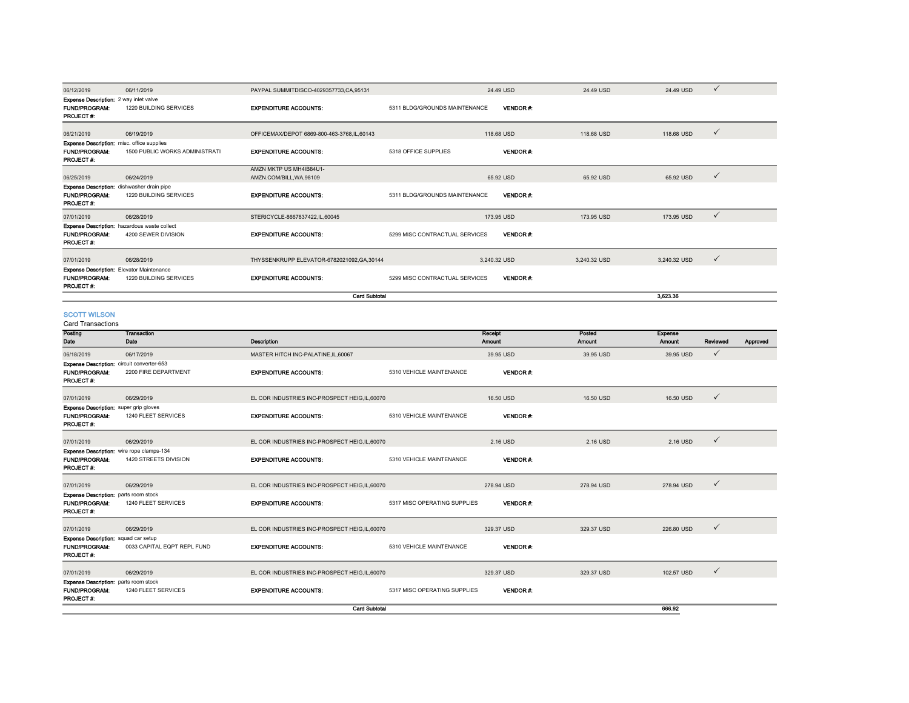| Posting Date | Transaction Date | Description | Receipt Amount | Posted Amount | Expense Amount | Reviewed | Approved |
|---|---|---|---|---|---|---|---|
| 06/12/2019 | 06/11/2019 | PAYPAL SUMMITDISCO-4029357733,CA,95131 | 24.49 USD | 24.49 USD | 24.49 USD | ✓ | |

**Expense Description:** 2 way inlet valve
**FUND/PROGRAM:** 1220 BUILDING SERVICES **EXPENDITURE ACCOUNTS:** 5311 BLDG/GROUNDS MAINTENANCE **VENDOR #:**
**PROJECT #:**

| Posting Date | Transaction Date | Description | Receipt Amount | Posted Amount | Expense Amount | Reviewed | Approved |
|---|---|---|---|---|---|---|---|
| 06/21/2019 | 06/19/2019 | OFFICEMAX/DEPOT 6869-800-463-3768,IL,60143 | 118.68 USD | 118.68 USD | 118.68 USD | ✓ | |

**Expense Description:** misc. office supplies
**FUND/PROGRAM:** 1500 PUBLIC WORKS ADMINISTRATI **EXPENDITURE ACCOUNTS:** 5318 OFFICE SUPPLIES **VENDOR #:**
**PROJECT #:**

| Posting Date | Transaction Date | Description | Receipt Amount | Posted Amount | Expense Amount | Reviewed | Approved |
|---|---|---|---|---|---|---|---|
| 06/25/2019 | 06/24/2019 | AMZN MKTP US MH4IB84U1-AMZN.COM/BILL,WA,98109 | 65.92 USD | 65.92 USD | 65.92 USD | ✓ | |

**Expense Description:** dishwasher drain pipe
**FUND/PROGRAM:** 1220 BUILDING SERVICES **EXPENDITURE ACCOUNTS:** 5311 BLDG/GROUNDS MAINTENANCE **VENDOR #:**
**PROJECT #:**

| Posting Date | Transaction Date | Description | Receipt Amount | Posted Amount | Expense Amount | Reviewed | Approved |
|---|---|---|---|---|---|---|---|
| 07/01/2019 | 06/28/2019 | STERICYCLE-8667837422,IL,60045 | 173.95 USD | 173.95 USD | 173.95 USD | ✓ | |

**Expense Description:** hazardous waste collect
**FUND/PROGRAM:** 4200 SEWER DIVISION **EXPENDITURE ACCOUNTS:** 5299 MISC CONTRACTUAL SERVICES **VENDOR #:**
**PROJECT #:**

| Posting Date | Transaction Date | Description | Receipt Amount | Posted Amount | Expense Amount | Reviewed | Approved |
|---|---|---|---|---|---|---|---|
| 07/01/2019 | 06/28/2019 | THYSSENKRUPP ELEVATOR-6782021092,GA,30144 | 3,240.32 USD | 3,240.32 USD | 3,240.32 USD | ✓ | |

**Expense Description:** Elevator Maintenance
**FUND/PROGRAM:** 1220 BUILDING SERVICES **EXPENDITURE ACCOUNTS:** 5299 MISC CONTRACTUAL SERVICES **VENDOR #:**
**PROJECT #:**

**Card Subtotal** 3,623.36

## SCOTT WILSON

Card Transactions

| Posting Date | Transaction Date | Description | Receipt Amount | Posted Amount | Expense Amount | Reviewed | Approved |
|---|---|---|---|---|---|---|---|
| 06/18/2019 | 06/17/2019 | MASTER HITCH INC-PALATINE,IL,60067 | 39.95 USD | 39.95 USD | 39.95 USD | ✓ | |

**Expense Description:** circuit converter-653
**FUND/PROGRAM:** 2200 FIRE DEPARTMENT **EXPENDITURE ACCOUNTS:** 5310 VEHICLE MAINTENANCE **VENDOR #:**
**PROJECT #:**

| Posting Date | Transaction Date | Description | Receipt Amount | Posted Amount | Expense Amount | Reviewed | Approved |
|---|---|---|---|---|---|---|---|
| 07/01/2019 | 06/29/2019 | EL COR INDUSTRIES INC-PROSPECT HEIG,IL,60070 | 16.50 USD | 16.50 USD | 16.50 USD | ✓ | |

**Expense Description:** super grip gloves
**FUND/PROGRAM:** 1240 FLEET SERVICES **EXPENDITURE ACCOUNTS:** 5310 VEHICLE MAINTENANCE **VENDOR #:**
**PROJECT #:**

| Posting Date | Transaction Date | Description | Receipt Amount | Posted Amount | Expense Amount | Reviewed | Approved |
|---|---|---|---|---|---|---|---|
| 07/01/2019 | 06/29/2019 | EL COR INDUSTRIES INC-PROSPECT HEIG,IL,60070 | 2.16 USD | 2.16 USD | 2.16 USD | ✓ | |

**Expense Description:** wire rope clamps-134
**FUND/PROGRAM:** 1420 STREETS DIVISION **EXPENDITURE ACCOUNTS:** 5310 VEHICLE MAINTENANCE **VENDOR #:**
**PROJECT #:**

| Posting Date | Transaction Date | Description | Receipt Amount | Posted Amount | Expense Amount | Reviewed | Approved |
|---|---|---|---|---|---|---|---|
| 07/01/2019 | 06/29/2019 | EL COR INDUSTRIES INC-PROSPECT HEIG,IL,60070 | 278.94 USD | 278.94 USD | 278.94 USD | ✓ | |

**Expense Description:** parts room stock
**FUND/PROGRAM:** 1240 FLEET SERVICES **EXPENDITURE ACCOUNTS:** 5317 MISC OPERATING SUPPLIES **VENDOR #:**
**PROJECT #:**

| Posting Date | Transaction Date | Description | Receipt Amount | Posted Amount | Expense Amount | Reviewed | Approved |
|---|---|---|---|---|---|---|---|
| 07/01/2019 | 06/29/2019 | EL COR INDUSTRIES INC-PROSPECT HEIG,IL,60070 | 329.37 USD | 329.37 USD | 226.80 USD | ✓ | |

**Expense Description:** squad car setup
**FUND/PROGRAM:** 0033 CAPITAL EQPT REPL FUND **EXPENDITURE ACCOUNTS:** 5310 VEHICLE MAINTENANCE **VENDOR #:**
**PROJECT #:**

| Posting Date | Transaction Date | Description | Receipt Amount | Posted Amount | Expense Amount | Reviewed | Approved |
|---|---|---|---|---|---|---|---|
| 07/01/2019 | 06/29/2019 | EL COR INDUSTRIES INC-PROSPECT HEIG,IL,60070 | 329.37 USD | 329.37 USD | 102.57 USD | ✓ | |

**Expense Description:** parts room stock
**FUND/PROGRAM:** 1240 FLEET SERVICES **EXPENDITURE ACCOUNTS:** 5317 MISC OPERATING SUPPLIES **VENDOR #:**
**PROJECT #:**

**Card Subtotal** 666.92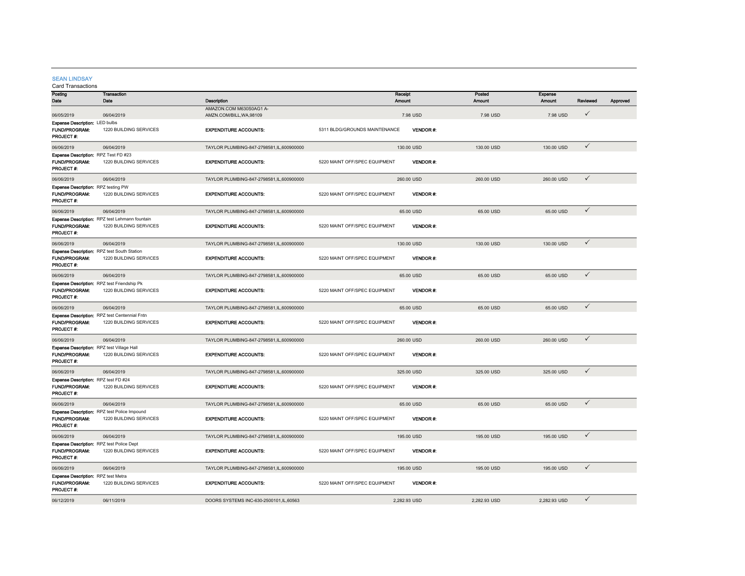**SEAN LINDSAY**

Card Transactions

| Posting Date | Transaction Date | Description | Receipt Amount | Posted Amount | Expense Amount | Reviewed | Approved |
|---|---|---|---|---|---|---|---|
| 06/05/2019 | 06/04/2019 | AMAZON.COM M630S0AG1 A-AMZN.COM/BILL,WA,98109 | 7.98 USD | 7.98 USD | 7.98 USD | ✓ | |
| **Expense Description:** LED bulbs | | | | | | | |
| **FUND/PROGRAM:** | 1220 BUILDING SERVICES | **EXPENDITURE ACCOUNTS:** | 5311 BLDG/GROUNDS MAINTENANCE | **VENDOR #:** | | | |
| **PROJECT #:** | | | | | | | |
| 06/06/2019 | 06/04/2019 | TAYLOR PLUMBING-847-2798581,IL,600900000 | 130.00 USD | 130.00 USD | 130.00 USD | ✓ | |
| **Expense Description:** RPZ Test FD #23 | | | | | | | |
| **FUND/PROGRAM:** | 1220 BUILDING SERVICES | **EXPENDITURE ACCOUNTS:** | 5220 MAINT OFF/SPEC EQUIPMENT | **VENDOR #:** | | | |
| **PROJECT #:** | | | | | | | |
| 06/06/2019 | 06/04/2019 | TAYLOR PLUMBING-847-2798581,IL,600900000 | 260.00 USD | 260.00 USD | 260.00 USD | ✓ | |
| **Expense Description:** RPZ testing PW | | | | | | | |
| **FUND/PROGRAM:** | 1220 BUILDING SERVICES | **EXPENDITURE ACCOUNTS:** | 5220 MAINT OFF/SPEC EQUIPMENT | **VENDOR #:** | | | |
| **PROJECT #:** | | | | | | | |
| 06/06/2019 | 06/04/2019 | TAYLOR PLUMBING-847-2798581,IL,600900000 | 65.00 USD | 65.00 USD | 65.00 USD | ✓ | |
| **Expense Description:** RPZ test Lehmann fountain | | | | | | | |
| **FUND/PROGRAM:** | 1220 BUILDING SERVICES | **EXPENDITURE ACCOUNTS:** | 5220 MAINT OFF/SPEC EQUIPMENT | **VENDOR #:** | | | |
| **PROJECT #:** | | | | | | | |
| 06/06/2019 | 06/04/2019 | TAYLOR PLUMBING-847-2798581,IL,600900000 | 130.00 USD | 130.00 USD | 130.00 USD | ✓ | |
| **Expense Description:** RPZ test South Station | | | | | | | |
| **FUND/PROGRAM:** | 1220 BUILDING SERVICES | **EXPENDITURE ACCOUNTS:** | 5220 MAINT OFF/SPEC EQUIPMENT | **VENDOR #:** | | | |
| **PROJECT #:** | | | | | | | |
| 06/06/2019 | 06/04/2019 | TAYLOR PLUMBING-847-2798581,IL,600900000 | 65.00 USD | 65.00 USD | 65.00 USD | ✓ | |
| **Expense Description:** RPZ test Friendship Pk | | | | | | | |
| **FUND/PROGRAM:** | 1220 BUILDING SERVICES | **EXPENDITURE ACCOUNTS:** | 5220 MAINT OFF/SPEC EQUIPMENT | **VENDOR #:** | | | |
| **PROJECT #:** | | | | | | | |
| 06/06/2019 | 06/04/2019 | TAYLOR PLUMBING-847-2798581,IL,600900000 | 65.00 USD | 65.00 USD | 65.00 USD | ✓ | |
| **Expense Description:** RPZ test Centennial Fntn | | | | | | | |
| **FUND/PROGRAM:** | 1220 BUILDING SERVICES | **EXPENDITURE ACCOUNTS:** | 5220 MAINT OFF/SPEC EQUIPMENT | **VENDOR #:** | | | |
| **PROJECT #:** | | | | | | | |
| 06/06/2019 | 06/04/2019 | TAYLOR PLUMBING-847-2798581,IL,600900000 | 260.00 USD | 260.00 USD | 260.00 USD | ✓ | |
| **Expense Description:** RPZ test Village Hall | | | | | | | |
| **FUND/PROGRAM:** | 1220 BUILDING SERVICES | **EXPENDITURE ACCOUNTS:** | 5220 MAINT OFF/SPEC EQUIPMENT | **VENDOR #:** | | | |
| **PROJECT #:** | | | | | | | |
| 06/06/2019 | 06/04/2019 | TAYLOR PLUMBING-847-2798581,IL,600900000 | 325.00 USD | 325.00 USD | 325.00 USD | ✓ | |
| **Expense Description:** RPZ test FD #24 | | | | | | | |
| **FUND/PROGRAM:** | 1220 BUILDING SERVICES | **EXPENDITURE ACCOUNTS:** | 5220 MAINT OFF/SPEC EQUIPMENT | **VENDOR #:** | | | |
| **PROJECT #:** | | | | | | | |
| 06/06/2019 | 06/04/2019 | TAYLOR PLUMBING-847-2798581,IL,600900000 | 65.00 USD | 65.00 USD | 65.00 USD | ✓ | |
| **Expense Description:** RPZ test Police Impound | | | | | | | |
| **FUND/PROGRAM:** | 1220 BUILDING SERVICES | **EXPENDITURE ACCOUNTS:** | 5220 MAINT OFF/SPEC EQUIPMENT | **VENDOR #:** | | | |
| **PROJECT #:** | | | | | | | |
| 06/06/2019 | 06/04/2019 | TAYLOR PLUMBING-847-2798581,IL,600900000 | 195.00 USD | 195.00 USD | 195.00 USD | ✓ | |
| **Expense Description:** RPZ test Police Dept | | | | | | | |
| **FUND/PROGRAM:** | 1220 BUILDING SERVICES | **EXPENDITURE ACCOUNTS:** | 5220 MAINT OFF/SPEC EQUIPMENT | **VENDOR #:** | | | |
| **PROJECT #:** | | | | | | | |
| 06/06/2019 | 06/04/2019 | TAYLOR PLUMBING-847-2798581,IL,600900000 | 195.00 USD | 195.00 USD | 195.00 USD | ✓ | |
| **Expense Description:** RPZ test Metra | | | | | | | |
| **FUND/PROGRAM:** | 1220 BUILDING SERVICES | **EXPENDITURE ACCOUNTS:** | 5220 MAINT OFF/SPEC EQUIPMENT | **VENDOR #:** | | | |
| **PROJECT #:** | | | | | | | |
| 06/12/2019 | 06/11/2019 | DOORS SYSTEMS INC-630-2500101,IL,60563 | 2,282.93 USD | 2,282.93 USD | 2,282.93 USD | ✓ | |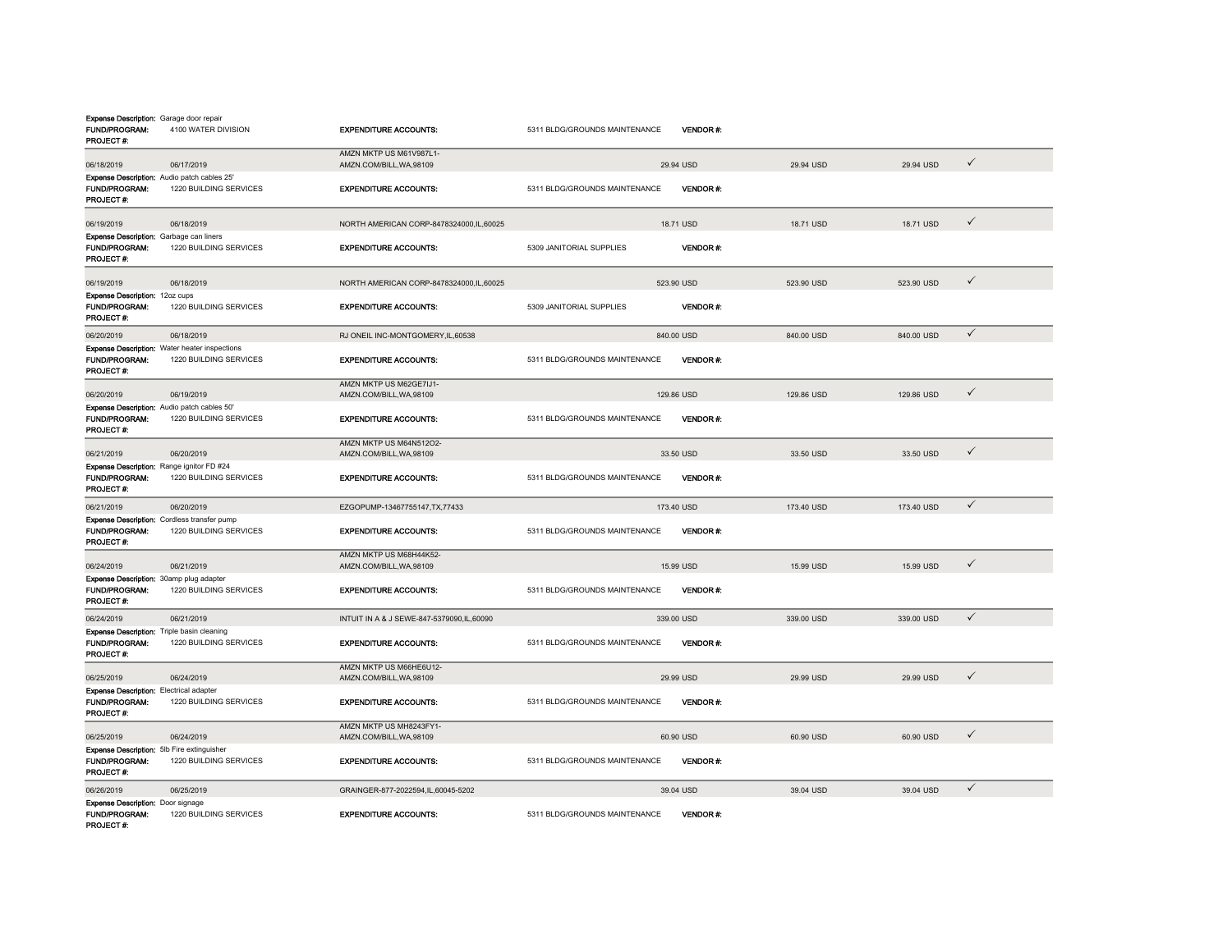**Expense Description:** Garage door repair
**FUND/PROGRAM:** 4100 WATER DIVISION **EXPENDITURE ACCOUNTS:** 5311 BLDG/GROUNDS MAINTENANCE **VENDOR #:**
**PROJECT #:**

| 06/18/2019 | 06/17/2019 | AMZN MKTP US M61V987L1-AMZN.COM/BILL,WA,98109 | 29.94 USD | 29.94 USD | 29.94 USD | ✓ |
|---|---|---|---|---|---|---|

**Expense Description:** Audio patch cables 25'
**FUND/PROGRAM:** 1220 BUILDING SERVICES **EXPENDITURE ACCOUNTS:** 5311 BLDG/GROUNDS MAINTENANCE **VENDOR #:**
**PROJECT #:**

| 06/19/2019 | 06/18/2019 | NORTH AMERICAN CORP-8478324000,IL,60025 | 18.71 USD | 18.71 USD | 18.71 USD | ✓ |
|---|---|---|---|---|---|---|

**Expense Description:** Garbage can liners
**FUND/PROGRAM:** 1220 BUILDING SERVICES **EXPENDITURE ACCOUNTS:** 5309 JANITORIAL SUPPLIES **VENDOR #:**
**PROJECT #:**

| 06/19/2019 | 06/18/2019 | NORTH AMERICAN CORP-8478324000,IL,60025 | 523.90 USD | 523.90 USD | 523.90 USD | ✓ |
|---|---|---|---|---|---|---|

**Expense Description:** 12oz cups
**FUND/PROGRAM:** 1220 BUILDING SERVICES **EXPENDITURE ACCOUNTS:** 5309 JANITORIAL SUPPLIES **VENDOR #:**
**PROJECT #:**

| 06/20/2019 | 06/18/2019 | RJ ONEIL INC-MONTGOMERY,IL,60538 | 840.00 USD | 840.00 USD | 840.00 USD | ✓ |
|---|---|---|---|---|---|---|

**Expense Description:** Water heater inspections
**FUND/PROGRAM:** 1220 BUILDING SERVICES **EXPENDITURE ACCOUNTS:** 5311 BLDG/GROUNDS MAINTENANCE **VENDOR #:**
**PROJECT #:**

| 06/20/2019 | 06/19/2019 | AMZN MKTP US M62GE7IJ1-AMZN.COM/BILL,WA,98109 | 129.86 USD | 129.86 USD | 129.86 USD | ✓ |
|---|---|---|---|---|---|---|

**Expense Description:** Audio patch cables 50'
**FUND/PROGRAM:** 1220 BUILDING SERVICES **EXPENDITURE ACCOUNTS:** 5311 BLDG/GROUNDS MAINTENANCE **VENDOR #:**
**PROJECT #:**

| 06/21/2019 | 06/20/2019 | AMZN MKTP US M64N512O2-AMZN.COM/BILL,WA,98109 | 33.50 USD | 33.50 USD | 33.50 USD | ✓ |
|---|---|---|---|---|---|---|

**Expense Description:** Range ignitor FD #24
**FUND/PROGRAM:** 1220 BUILDING SERVICES **EXPENDITURE ACCOUNTS:** 5311 BLDG/GROUNDS MAINTENANCE **VENDOR #:**
**PROJECT #:**

| 06/21/2019 | 06/20/2019 | EZGOPUMP-13467755147,TX,77433 | 173.40 USD | 173.40 USD | 173.40 USD | ✓ |
|---|---|---|---|---|---|---|

**Expense Description:** Cordless transfer pump
**FUND/PROGRAM:** 1220 BUILDING SERVICES **EXPENDITURE ACCOUNTS:** 5311 BLDG/GROUNDS MAINTENANCE **VENDOR #:**
**PROJECT #:**

| 06/24/2019 | 06/21/2019 | AMZN MKTP US M68H44K52-AMZN.COM/BILL,WA,98109 | 15.99 USD | 15.99 USD | 15.99 USD | ✓ |
|---|---|---|---|---|---|---|

**Expense Description:** 30amp plug adapter
**FUND/PROGRAM:** 1220 BUILDING SERVICES **EXPENDITURE ACCOUNTS:** 5311 BLDG/GROUNDS MAINTENANCE **VENDOR #:**
**PROJECT #:**

| 06/24/2019 | 06/21/2019 | INTUIT IN A & J SEWE-847-5379090,IL,60090 | 339.00 USD | 339.00 USD | 339.00 USD | ✓ |
|---|---|---|---|---|---|---|

**Expense Description:** Triple basin cleaning
**FUND/PROGRAM:** 1220 BUILDING SERVICES **EXPENDITURE ACCOUNTS:** 5311 BLDG/GROUNDS MAINTENANCE **VENDOR #:**
**PROJECT #:**

| 06/25/2019 | 06/24/2019 | AMZN MKTP US M66HE6U12-AMZN.COM/BILL,WA,98109 | 29.99 USD | 29.99 USD | 29.99 USD | ✓ |
|---|---|---|---|---|---|---|

**Expense Description:** Electrical adapter
**FUND/PROGRAM:** 1220 BUILDING SERVICES **EXPENDITURE ACCOUNTS:** 5311 BLDG/GROUNDS MAINTENANCE **VENDOR #:**
**PROJECT #:**

| 06/25/2019 | 06/24/2019 | AMZN MKTP US MH8243FY1-AMZN.COM/BILL,WA,98109 | 60.90 USD | 60.90 USD | 60.90 USD | ✓ |
|---|---|---|---|---|---|---|

**Expense Description:** 5lb Fire extinguisher
**FUND/PROGRAM:** 1220 BUILDING SERVICES **EXPENDITURE ACCOUNTS:** 5311 BLDG/GROUNDS MAINTENANCE **VENDOR #:**
**PROJECT #:**

| 06/26/2019 | 06/25/2019 | GRAINGER-877-2022594,IL,60045-5202 | 39.04 USD | 39.04 USD | 39.04 USD | ✓ |
|---|---|---|---|---|---|---|

**Expense Description:** Door signage
**FUND/PROGRAM:** 1220 BUILDING SERVICES **EXPENDITURE ACCOUNTS:** 5311 BLDG/GROUNDS MAINTENANCE **VENDOR #:**
**PROJECT #:**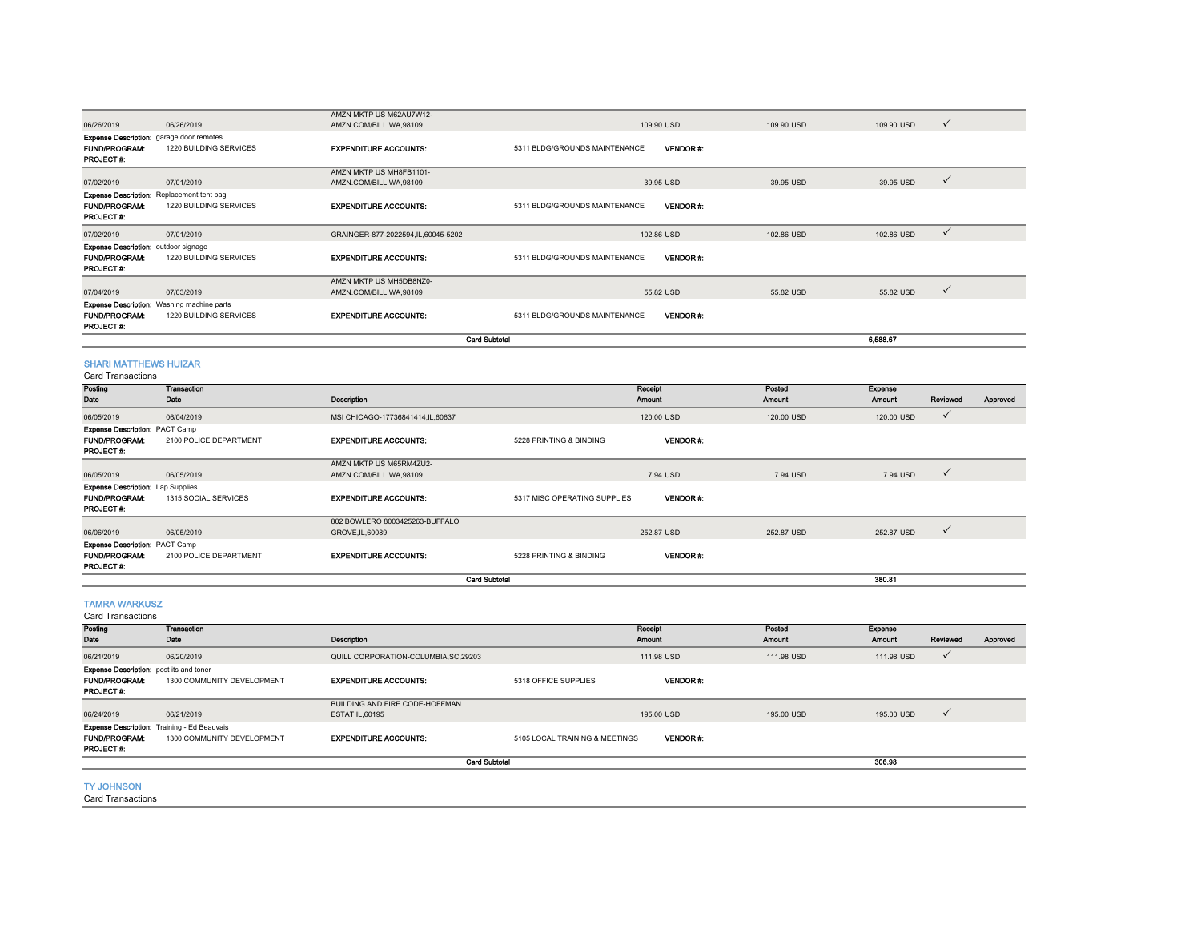| Posting Date | Transaction Date | Description | Receipt Amount | Posted Amount | Expense Amount | Reviewed | Approved |
|---|---|---|---|---|---|---|---|
| 06/26/2019 | 06/26/2019 | AMZN MKTP US M62AU7W12-AMZN.COM/BILL,WA,98109 | 109.90 USD | 109.90 USD | 109.90 USD | ✓ | |

**Expense Description:** garage door remotes
**FUND/PROGRAM:** 1220 BUILDING SERVICES **EXPENDITURE ACCOUNTS:** 5311 BLDG/GROUNDS MAINTENANCE **VENDOR #:**
**PROJECT #:**

| Posting Date | Transaction Date | Description | Receipt Amount | Posted Amount | Expense Amount | Reviewed | Approved |
|---|---|---|---|---|---|---|---|
| 07/02/2019 | 07/01/2019 | AMZN MKTP US MH8FB1101-AMZN.COM/BILL,WA,98109 | 39.95 USD | 39.95 USD | 39.95 USD | ✓ | |

**Expense Description:** Replacement tent bag
**FUND/PROGRAM:** 1220 BUILDING SERVICES **EXPENDITURE ACCOUNTS:** 5311 BLDG/GROUNDS MAINTENANCE **VENDOR #:**
**PROJECT #:**

| Posting Date | Transaction Date | Description | Receipt Amount | Posted Amount | Expense Amount | Reviewed | Approved |
|---|---|---|---|---|---|---|---|
| 07/02/2019 | 07/01/2019 | GRAINGER-877-2022594,IL,60045-5202 | 102.86 USD | 102.86 USD | 102.86 USD | ✓ | |

**Expense Description:** outdoor signage
**FUND/PROGRAM:** 1220 BUILDING SERVICES **EXPENDITURE ACCOUNTS:** 5311 BLDG/GROUNDS MAINTENANCE **VENDOR #:**
**PROJECT #:**

| Posting Date | Transaction Date | Description | Receipt Amount | Posted Amount | Expense Amount | Reviewed | Approved |
|---|---|---|---|---|---|---|---|
| 07/04/2019 | 07/03/2019 | AMZN MKTP US MH5DB8NZ0-AMZN.COM/BILL,WA,98109 | 55.82 USD | 55.82 USD | 55.82 USD | ✓ | |

**Expense Description:** Washing machine parts
**FUND/PROGRAM:** 1220 BUILDING SERVICES **EXPENDITURE ACCOUNTS:** 5311 BLDG/GROUNDS MAINTENANCE **VENDOR #:**
**PROJECT #:**

**Card Subtotal** 6,588.67

## SHARI MATTHEWS HUIZAR

Card Transactions

| Posting Date | Transaction Date | Description | Receipt Amount | Posted Amount | Expense Amount | Reviewed | Approved |
|---|---|---|---|---|---|---|---|
| 06/05/2019 | 06/04/2019 | MSI CHICAGO-17736841414,IL,60637 | 120.00 USD | 120.00 USD | 120.00 USD | ✓ | |

**Expense Description:** PACT Camp
**FUND/PROGRAM:** 2100 POLICE DEPARTMENT **EXPENDITURE ACCOUNTS:** 5228 PRINTING & BINDING **VENDOR #:**
**PROJECT #:**

| Posting Date | Transaction Date | Description | Receipt Amount | Posted Amount | Expense Amount | Reviewed | Approved |
|---|---|---|---|---|---|---|---|
| 06/05/2019 | 06/05/2019 | AMZN MKTP US M65RM4ZU2-AMZN.COM/BILL,WA,98109 | 7.94 USD | 7.94 USD | 7.94 USD | ✓ | |

**Expense Description:** Lap Supplies
**FUND/PROGRAM:** 1315 SOCIAL SERVICES **EXPENDITURE ACCOUNTS:** 5317 MISC OPERATING SUPPLIES **VENDOR #:**
**PROJECT #:**

| Posting Date | Transaction Date | Description | Receipt Amount | Posted Amount | Expense Amount | Reviewed | Approved |
|---|---|---|---|---|---|---|---|
| 06/06/2019 | 06/05/2019 | 802 BOWLERO 8003425263-BUFFALO GROVE,IL,60089 | 252.87 USD | 252.87 USD | 252.87 USD | ✓ | |

**Expense Description:** PACT Camp
**FUND/PROGRAM:** 2100 POLICE DEPARTMENT **EXPENDITURE ACCOUNTS:** 5228 PRINTING & BINDING **VENDOR #:**
**PROJECT #:**

**Card Subtotal** 380.81

## TAMRA WARKUSZ

Card Transactions

| Posting Date | Transaction Date | Description | Receipt Amount | Posted Amount | Expense Amount | Reviewed | Approved |
|---|---|---|---|---|---|---|---|
| 06/21/2019 | 06/20/2019 | QUILL CORPORATION-COLUMBIA,SC,29203 | 111.98 USD | 111.98 USD | 111.98 USD | ✓ | |

**Expense Description:** post its and toner
**FUND/PROGRAM:** 1300 COMMUNITY DEVELOPMENT **EXPENDITURE ACCOUNTS:** 5318 OFFICE SUPPLIES **VENDOR #:**
**PROJECT #:**

| Posting Date | Transaction Date | Description | Receipt Amount | Posted Amount | Expense Amount | Reviewed | Approved |
|---|---|---|---|---|---|---|---|
| 06/24/2019 | 06/21/2019 | BUILDING AND FIRE CODE-HOFFMAN ESTAT,IL,60195 | 195.00 USD | 195.00 USD | 195.00 USD | ✓ | |

**Expense Description:** Training - Ed Beauvais
**FUND/PROGRAM:** 1300 COMMUNITY DEVELOPMENT **EXPENDITURE ACCOUNTS:** 5105 LOCAL TRAINING & MEETINGS **VENDOR #:**
**PROJECT #:**

**Card Subtotal** 306.98

## TY JOHNSON

Card Transactions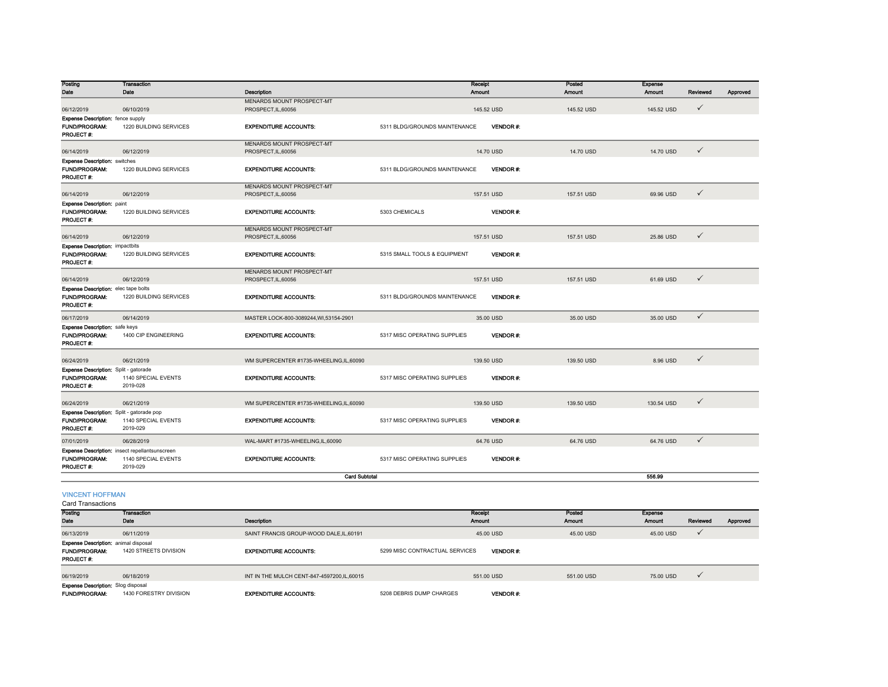| Posting Date | Transaction Date | Description | Receipt Amount | Posted Amount | Expense Amount | Reviewed | Approved |
|---|---|---|---|---|---|---|---|
| 06/12/2019 | 06/10/2019 | MENARDS MOUNT PROSPECT-MT PROSPECT,IL,60056 | 145.52 USD | 145.52 USD | 145.52 USD | ✓ | |
| **Expense Description:** fence supply | | | | | | | |
| **FUND/PROGRAM:** | 1220 BUILDING SERVICES | **EXPENDITURE ACCOUNTS:** | 5311 BLDG/GROUNDS MAINTENANCE | **VENDOR #:** | | | |
| **PROJECT #:** | | | | | | | |
| 06/14/2019 | 06/12/2019 | MENARDS MOUNT PROSPECT-MT PROSPECT,IL,60056 | 14.70 USD | 14.70 USD | 14.70 USD | ✓ | |
| **Expense Description:** switches | | | | | | | |
| **FUND/PROGRAM:** | 1220 BUILDING SERVICES | **EXPENDITURE ACCOUNTS:** | 5311 BLDG/GROUNDS MAINTENANCE | **VENDOR #:** | | | |
| **PROJECT #:** | | | | | | | |
| 06/14/2019 | 06/12/2019 | MENARDS MOUNT PROSPECT-MT PROSPECT,IL,60056 | 157.51 USD | 157.51 USD | 69.96 USD | ✓ | |
| **Expense Description:** paint | | | | | | | |
| **FUND/PROGRAM:** | 1220 BUILDING SERVICES | **EXPENDITURE ACCOUNTS:** | 5303 CHEMICALS | **VENDOR #:** | | | |
| **PROJECT #:** | | | | | | | |
| 06/14/2019 | 06/12/2019 | MENARDS MOUNT PROSPECT-MT PROSPECT,IL,60056 | 157.51 USD | 157.51 USD | 25.86 USD | ✓ | |
| **Expense Description:** impactbits | | | | | | | |
| **FUND/PROGRAM:** | 1220 BUILDING SERVICES | **EXPENDITURE ACCOUNTS:** | 5315 SMALL TOOLS & EQUIPMENT | **VENDOR #:** | | | |
| **PROJECT #:** | | | | | | | |
| 06/14/2019 | 06/12/2019 | MENARDS MOUNT PROSPECT-MT PROSPECT,IL,60056 | 157.51 USD | 157.51 USD | 61.69 USD | ✓ | |
| **Expense Description:** elec tape bolts | | | | | | | |
| **FUND/PROGRAM:** | 1220 BUILDING SERVICES | **EXPENDITURE ACCOUNTS:** | 5311 BLDG/GROUNDS MAINTENANCE | **VENDOR #:** | | | |
| **PROJECT #:** | | | | | | | |
| 06/17/2019 | 06/14/2019 | MASTER LOCK-800-3089244,WI,53154-2901 | 35.00 USD | 35.00 USD | 35.00 USD | ✓ | |
| **Expense Description:** safe keys | | | | | | | |
| **FUND/PROGRAM:** | 1400 CIP ENGINEERING | **EXPENDITURE ACCOUNTS:** | 5317 MISC OPERATING SUPPLIES | **VENDOR #:** | | | |
| **PROJECT #:** | | | | | | | |
| 06/24/2019 | 06/21/2019 | WM SUPERCENTER #1735-WHEELING,IL,60090 | 139.50 USD | 139.50 USD | 8.96 USD | ✓ | |
| **Expense Description:** Split - gatorade | | | | | | | |
| **FUND/PROGRAM:** | 1140 SPECIAL EVENTS | **EXPENDITURE ACCOUNTS:** | 5317 MISC OPERATING SUPPLIES | **VENDOR #:** | | | |
| **PROJECT #:** | 2019-028 | | | | | | |
| 06/24/2019 | 06/21/2019 | WM SUPERCENTER #1735-WHEELING,IL,60090 | 139.50 USD | 139.50 USD | 130.54 USD | ✓ | |
| **Expense Description:** Split - gatorade pop | | | | | | | |
| **FUND/PROGRAM:** | 1140 SPECIAL EVENTS | **EXPENDITURE ACCOUNTS:** | 5317 MISC OPERATING SUPPLIES | **VENDOR #:** | | | |
| **PROJECT #:** | 2019-029 | | | | | | |
| 07/01/2019 | 06/28/2019 | WAL-MART #1735-WHEELING,IL,60090 | 64.76 USD | 64.76 USD | 64.76 USD | ✓ | |
| **Expense Description:** insect repellantsunscreen | | | | | | | |
| **FUND/PROGRAM:** | 1140 SPECIAL EVENTS | **EXPENDITURE ACCOUNTS:** | 5317 MISC OPERATING SUPPLIES | **VENDOR #:** | | | |
| **PROJECT #:** | 2019-029 | | | | | | |
| | | | **Card Subtotal** | | **556.99** | | |

## VINCENT HOFFMAN

Card Transactions

| Posting Date | Transaction Date | Description | Receipt Amount | Posted Amount | Expense Amount | Reviewed | Approved |
|---|---|---|---|---|---|---|---|
| 06/13/2019 | 06/11/2019 | SAINT FRANCIS GROUP-WOOD DALE,IL,60191 | 45.00 USD | 45.00 USD | 45.00 USD | ✓ | |
| **Expense Description:** animal disposal | | | | | | | |
| **FUND/PROGRAM:** | 1420 STREETS DIVISION | **EXPENDITURE ACCOUNTS:** | 5299 MISC CONTRACTUAL SERVICES | **VENDOR #:** | | | |
| **PROJECT #:** | | | | | | | |
| 06/19/2019 | 06/18/2019 | INT IN THE MULCH CENT-847-4597200,IL,60015 | 551.00 USD | 551.00 USD | 75.00 USD | ✓ | |
| **Expense Description:** Slog disposal | | | | | | | |
| **FUND/PROGRAM:** | 1430 FORESTRY DIVISION | **EXPENDITURE ACCOUNTS:** | 5208 DEBRIS DUMP CHARGES | **VENDOR #:** | | | |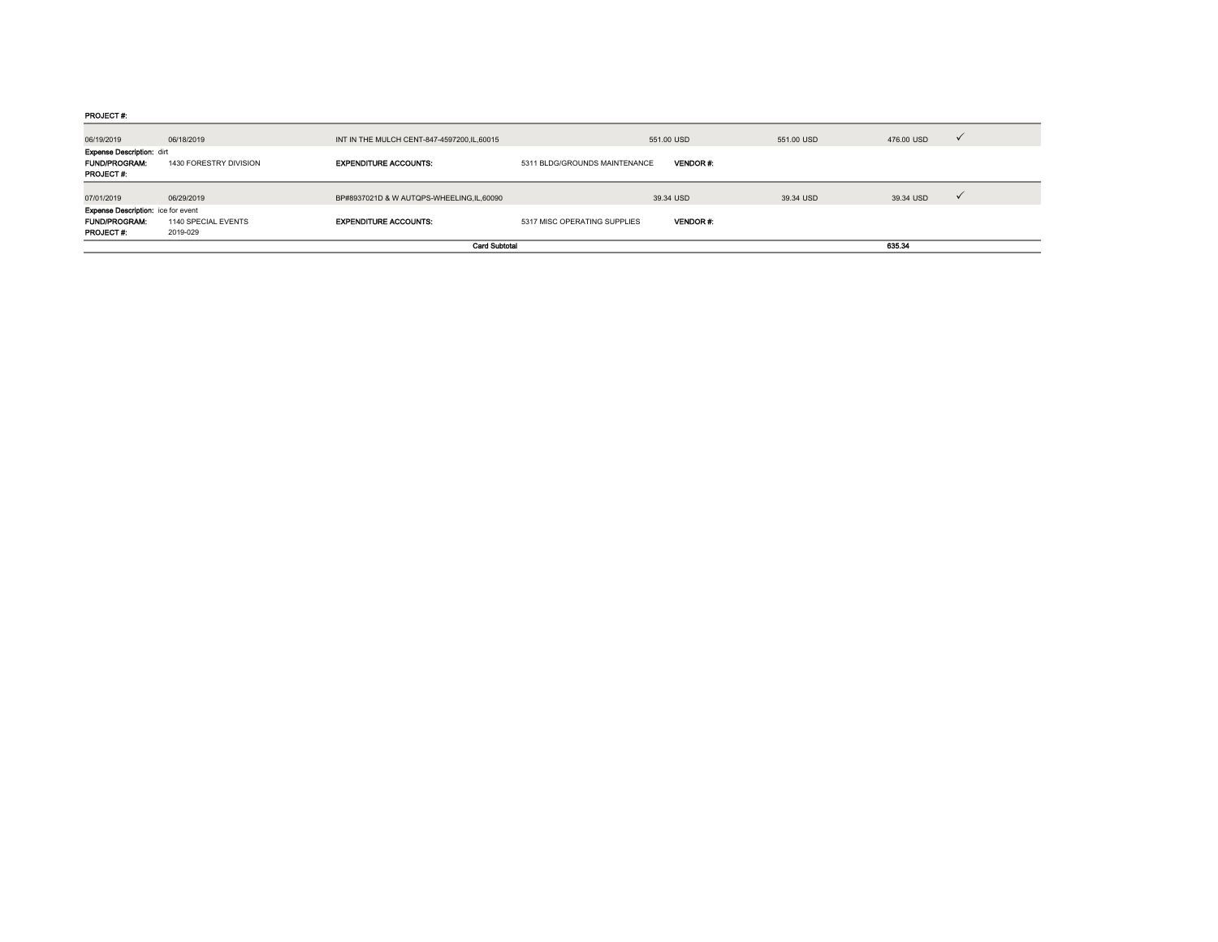**PROJECT #:**

| | | | | | | |
|---|---|---|---|---|---|---|
| 06/19/2019 | 06/18/2019 | INT IN THE MULCH CENT-847-4597200,IL,60015 | 551.00 USD | 551.00 USD | 476.00 USD | ✓ |

**Expense Description:** dirt
**FUND/PROGRAM:** 1430 FORESTRY DIVISION **EXPENDITURE ACCOUNTS:** 5311 BLDG/GROUNDS MAINTENANCE **VENDOR #:**
**PROJECT #:**

| | | | | | | |
|---|---|---|---|---|---|---|
| 07/01/2019 | 06/29/2019 | BP#8937021D & W AUTQPS-WHEELING,IL,60090 | 39.34 USD | 39.34 USD | 39.34 USD | ✓ |

**Expense Description:** ice for event
**FUND/PROGRAM:** 1140 SPECIAL EVENTS **EXPENDITURE ACCOUNTS:** 5317 MISC OPERATING SUPPLIES **VENDOR #:**
**PROJECT #:** 2019-029

**Card Subtotal** **635.34**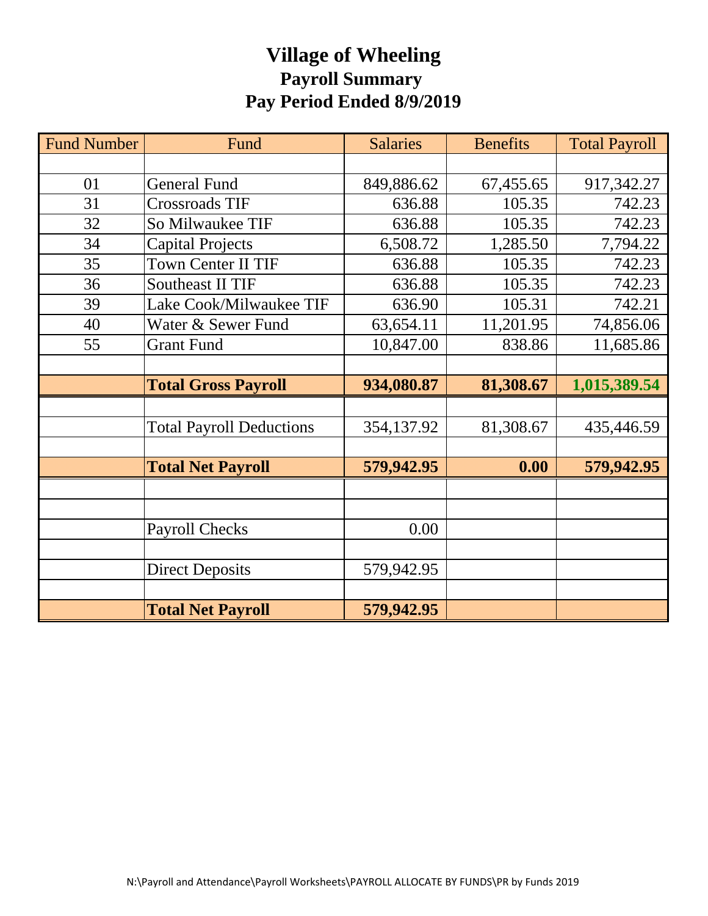# Village of Wheeling

## Payroll Summary

## Pay Period Ended 8/9/2019

| Fund Number | Fund | Salaries | Benefits | Total Payroll |
|---|---|---|---|---|
| | | | | |
| 01 | General Fund | 849,886.62 | 67,455.65 | 917,342.27 |
| 31 | Crossroads TIF | 636.88 | 105.35 | 742.23 |
| 32 | So Milwaukee TIF | 636.88 | 105.35 | 742.23 |
| 34 | Capital Projects | 6,508.72 | 1,285.50 | 7,794.22 |
| 35 | Town Center II TIF | 636.88 | 105.35 | 742.23 |
| 36 | Southeast II TIF | 636.88 | 105.35 | 742.23 |
| 39 | Lake Cook/Milwaukee TIF | 636.90 | 105.31 | 742.21 |
| 40 | Water & Sewer Fund | 63,654.11 | 11,201.95 | 74,856.06 |
| 55 | Grant Fund | 10,847.00 | 838.86 | 11,685.86 |
| | | | | |
| | **Total Gross Payroll** | **934,080.87** | **81,308.67** | **1,015,389.54** |
| | | | | |
| | Total Payroll Deductions | 354,137.92 | 81,308.67 | 435,446.59 |
| | | | | |
| | **Total Net Payroll** | **579,942.95** | **0.00** | **579,942.95** |
| | | | | |
| | | | | |
| | Payroll Checks | 0.00 | | |
| | | | | |
| | Direct Deposits | 579,942.95 | | |
| | | | | |
| | **Total Net Payroll** | **579,942.95** | | |

N:\Payroll and Attendance\Payroll Worksheets\PAYROLL ALLOCATE BY FUNDS\PR by Funds 2019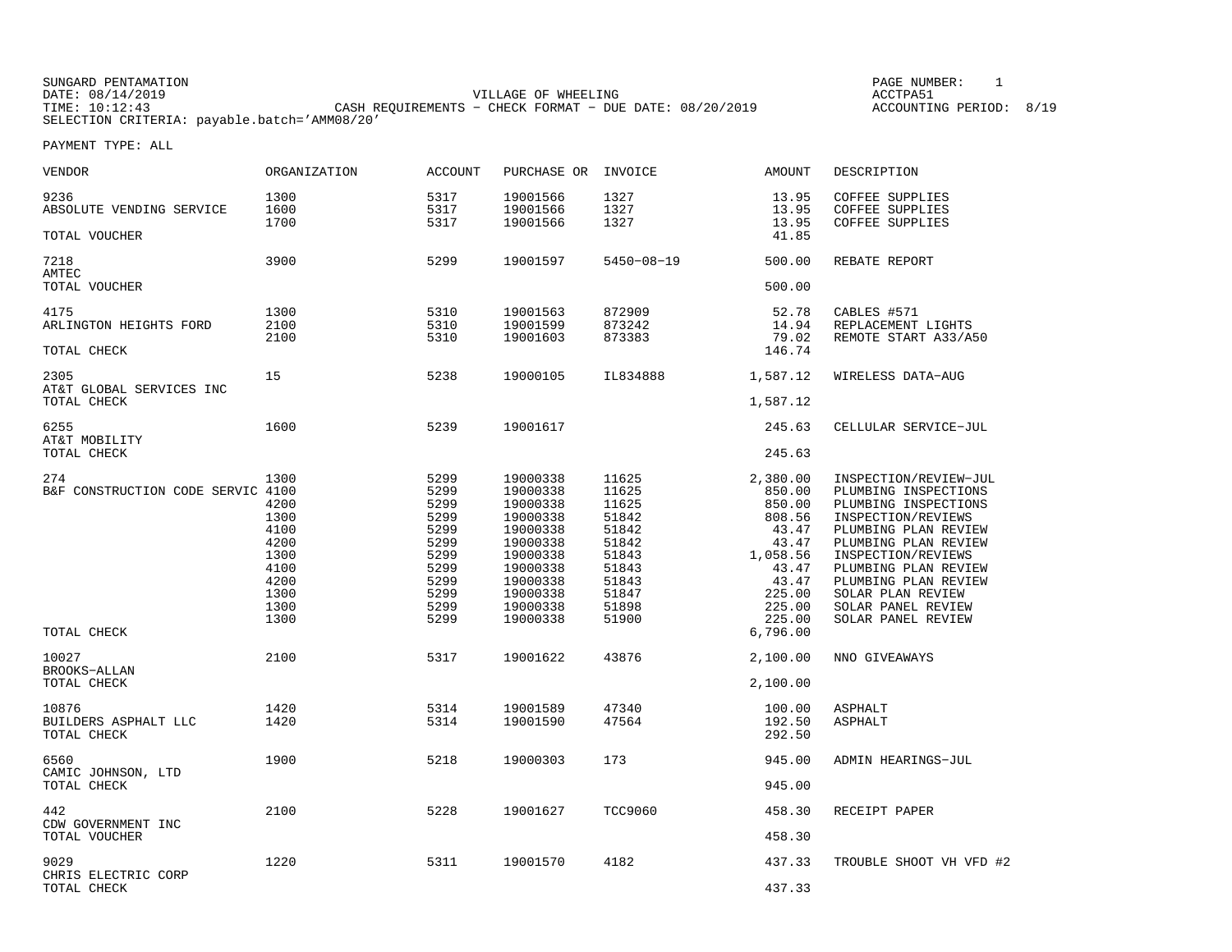SUNGARD PENTAMATION
DATE: 08/14/2019
TIME: 10:12:43
SELECTION CRITERIA: payable.batch='AMM08/20'

VILLAGE OF WHEELING
CASH REQUIREMENTS - CHECK FORMAT - DUE DATE: 08/20/2019

PAGE NUMBER: 1
ACCTPA51
ACCOUNTING PERIOD: 8/19

PAYMENT TYPE: ALL

| VENDOR | ORGANIZATION | ACCOUNT | PURCHASE OR | INVOICE | AMOUNT | DESCRIPTION |
|---|---|---|---|---|---|---|
| 9236 | 1300 | 5317 | 19001566 | 1327 | 13.95 | COFFEE SUPPLIES |
| ABSOLUTE VENDING SERVICE | 1600 | 5317 | 19001566 | 1327 | 13.95 | COFFEE SUPPLIES |
| | 1700 | 5317 | 19001566 | 1327 | 13.95 | COFFEE SUPPLIES |
| TOTAL VOUCHER | | | | | 41.85 | |
| 7218 | 3900 | 5299 | 19001597 | 5450-08-19 | 500.00 | REBATE REPORT |
| AMTEC | | | | | | |
| TOTAL VOUCHER | | | | | 500.00 | |
| 4175 | 1300 | 5310 | 19001563 | 872909 | 52.78 | CABLES #571 |
| ARLINGTON HEIGHTS FORD | 2100 | 5310 | 19001599 | 873242 | 14.94 | REPLACEMENT LIGHTS |
| | 2100 | 5310 | 19001603 | 873383 | 79.02 | REMOTE START A33/A50 |
| TOTAL CHECK | | | | | 146.74 | |
| 2305 | 15 | 5238 | 19000105 | IL834888 | 1,587.12 | WIRELESS DATA-AUG |
| AT&T GLOBAL SERVICES INC | | | | | | |
| TOTAL CHECK | | | | | 1,587.12 | |
| 6255 | 1600 | 5239 | 19001617 | | 245.63 | CELLULAR SERVICE-JUL |
| AT&T MOBILITY | | | | | | |
| TOTAL CHECK | | | | | 245.63 | |
| 274 | 1300 | 5299 | 19000338 | 11625 | 2,380.00 | INSPECTION/REVIEW-JUL |
| B&F CONSTRUCTION CODE SERVIC | 4100 | 5299 | 19000338 | 11625 | 850.00 | PLUMBING INSPECTIONS |
| | 4200 | 5299 | 19000338 | 11625 | 850.00 | PLUMBING INSPECTIONS |
| | 1300 | 5299 | 19000338 | 51842 | 808.56 | INSPECTION/REVIEWS |
| | 4100 | 5299 | 19000338 | 51842 | 43.47 | PLUMBING PLAN REVIEW |
| | 4200 | 5299 | 19000338 | 51842 | 43.47 | PLUMBING PLAN REVIEW |
| | 1300 | 5299 | 19000338 | 51843 | 1,058.56 | INSPECTION/REVIEWS |
| | 4100 | 5299 | 19000338 | 51843 | 43.47 | PLUMBING PLAN REVIEW |
| | 4200 | 5299 | 19000338 | 51843 | 43.47 | PLUMBING PLAN REVIEW |
| | 1300 | 5299 | 19000338 | 51847 | 225.00 | SOLAR PLAN REVIEW |
| | 1300 | 5299 | 19000338 | 51898 | 225.00 | SOLAR PANEL REVIEW |
| | 1300 | 5299 | 19000338 | 51900 | 225.00 | SOLAR PANEL REVIEW |
| TOTAL CHECK | | | | | 6,796.00 | |
| 10027 | 2100 | 5317 | 19001622 | 43876 | 2,100.00 | NNO GIVEAWAYS |
| BROOKS-ALLAN | | | | | | |
| TOTAL CHECK | | | | | 2,100.00 | |
| 10876 | 1420 | 5314 | 19001589 | 47340 | 100.00 | ASPHALT |
| BUILDERS ASPHALT LLC | 1420 | 5314 | 19001590 | 47564 | 192.50 | ASPHALT |
| TOTAL CHECK | | | | | 292.50 | |
| 6560 | 1900 | 5218 | 19000303 | 173 | 945.00 | ADMIN HEARINGS-JUL |
| CAMIC JOHNSON, LTD | | | | | | |
| TOTAL CHECK | | | | | 945.00 | |
| 442 | 2100 | 5228 | 19001627 | TCC9060 | 458.30 | RECEIPT PAPER |
| CDW GOVERNMENT INC | | | | | | |
| TOTAL VOUCHER | | | | | 458.30 | |
| 9029 | 1220 | 5311 | 19001570 | 4182 | 437.33 | TROUBLE SHOOT VH VFD #2 |
| CHRIS ELECTRIC CORP | | | | | | |
| TOTAL CHECK | | | | | 437.33 | |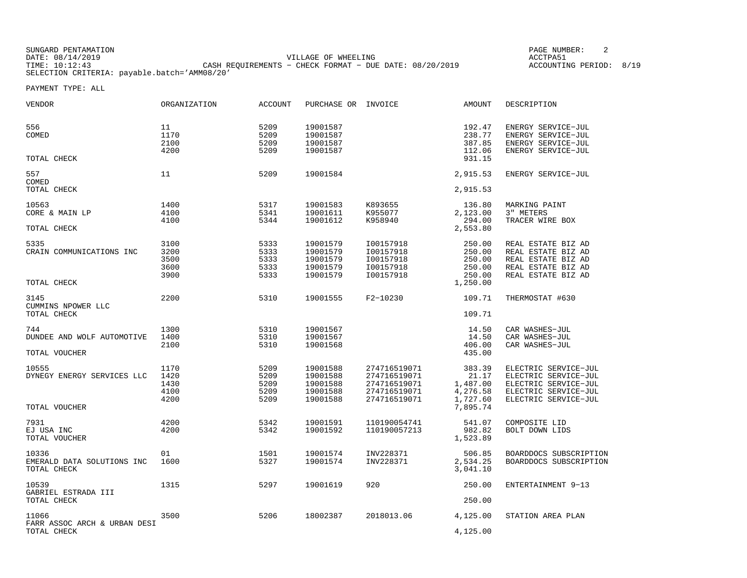SUNGARD PENTAMATION
DATE: 08/14/2019
TIME: 10:12:43
SELECTION CRITERIA: payable.batch='AMM08/20'

VILLAGE OF WHEELING
CASH REQUIREMENTS - CHECK FORMAT - DUE DATE: 08/20/2019

PAGE NUMBER: 2
ACCTPA51
ACCOUNTING PERIOD: 8/19

PAYMENT TYPE: ALL

| VENDOR | ORGANIZATION | ACCOUNT | PURCHASE OR | INVOICE | AMOUNT | DESCRIPTION |
|---|---|---|---|---|---|---|
| 556 | 11 | 5209 | 19001587 | | 192.47 | ENERGY SERVICE-JUL |
| COMED | 1170 | 5209 | 19001587 | | 238.77 | ENERGY SERVICE-JUL |
| | 2100 | 5209 | 19001587 | | 387.85 | ENERGY SERVICE-JUL |
| | 4200 | 5209 | 19001587 | | 112.06 | ENERGY SERVICE-JUL |
| TOTAL CHECK | | | | | 931.15 | |
| 557 | 11 | 5209 | 19001584 | | 2,915.53 | ENERGY SERVICE-JUL |
| COMED | | | | | | |
| TOTAL CHECK | | | | | 2,915.53 | |
| 10563 | 1400 | 5317 | 19001583 | K893655 | 136.80 | MARKING PAINT |
| CORE & MAIN LP | 4100 | 5341 | 19001611 | K955077 | 2,123.00 | 3" METERS |
| | 4100 | 5344 | 19001612 | K958940 | 294.00 | TRACER WIRE BOX |
| TOTAL CHECK | | | | | 2,553.80 | |
| 5335 | 3100 | 5333 | 19001579 | I00157918 | 250.00 | REAL ESTATE BIZ AD |
| CRAIN COMMUNICATIONS INC | 3200 | 5333 | 19001579 | I00157918 | 250.00 | REAL ESTATE BIZ AD |
| | 3500 | 5333 | 19001579 | I00157918 | 250.00 | REAL ESTATE BIZ AD |
| | 3600 | 5333 | 19001579 | I00157918 | 250.00 | REAL ESTATE BIZ AD |
| | 3900 | 5333 | 19001579 | I00157918 | 250.00 | REAL ESTATE BIZ AD |
| TOTAL CHECK | | | | | 1,250.00 | |
| 3145 | 2200 | 5310 | 19001555 | F2-10230 | 109.71 | THERMOSTAT #630 |
| CUMMINS NPOWER LLC | | | | | | |
| TOTAL CHECK | | | | | 109.71 | |
| 744 | 1300 | 5310 | 19001567 | | 14.50 | CAR WASHES-JUL |
| DUNDEE AND WOLF AUTOMOTIVE | 1400 | 5310 | 19001567 | | 14.50 | CAR WASHES-JUL |
| | 2100 | 5310 | 19001568 | | 406.00 | CAR WASHES-JUL |
| TOTAL VOUCHER | | | | | 435.00 | |
| 10555 | 1170 | 5209 | 19001588 | 274716519071 | 383.39 | ELECTRIC SERVICE-JUL |
| DYNEGY ENERGY SERVICES LLC | 1420 | 5209 | 19001588 | 274716519071 | 21.17 | ELECTRIC SERVICE-JUL |
| | 1430 | 5209 | 19001588 | 274716519071 | 1,487.00 | ELECTRIC SERVICE-JUL |
| | 4100 | 5209 | 19001588 | 274716519071 | 4,276.58 | ELECTRIC SERVICE-JUL |
| | 4200 | 5209 | 19001588 | 274716519071 | 1,727.60 | ELECTRIC SERVICE-JUL |
| TOTAL VOUCHER | | | | | 7,895.74 | |
| 7931 | 4200 | 5342 | 19001591 | 110190054741 | 541.07 | COMPOSITE LID |
| EJ USA INC | 4200 | 5342 | 19001592 | 110190057213 | 982.82 | BOLT DOWN LIDS |
| TOTAL VOUCHER | | | | | 1,523.89 | |
| 10336 | 01 | 1501 | 19001574 | INV228371 | 506.85 | BOARDDOCS SUBSCRIPTION |
| EMERALD DATA SOLUTIONS INC | 1600 | 5327 | 19001574 | INV228371 | 2,534.25 | BOARDDOCS SUBSCRIPTION |
| TOTAL CHECK | | | | | 3,041.10 | |
| 10539 | 1315 | 5297 | 19001619 | 920 | 250.00 | ENTERTAINMENT 9-13 |
| GABRIEL ESTRADA III | | | | | | |
| TOTAL CHECK | | | | | 250.00 | |
| 11066 | 3500 | 5206 | 18002387 | 2018013.06 | 4,125.00 | STATION AREA PLAN |
| FARR ASSOC ARCH & URBAN DESI | | | | | | |
| TOTAL CHECK | | | | | 4,125.00 | |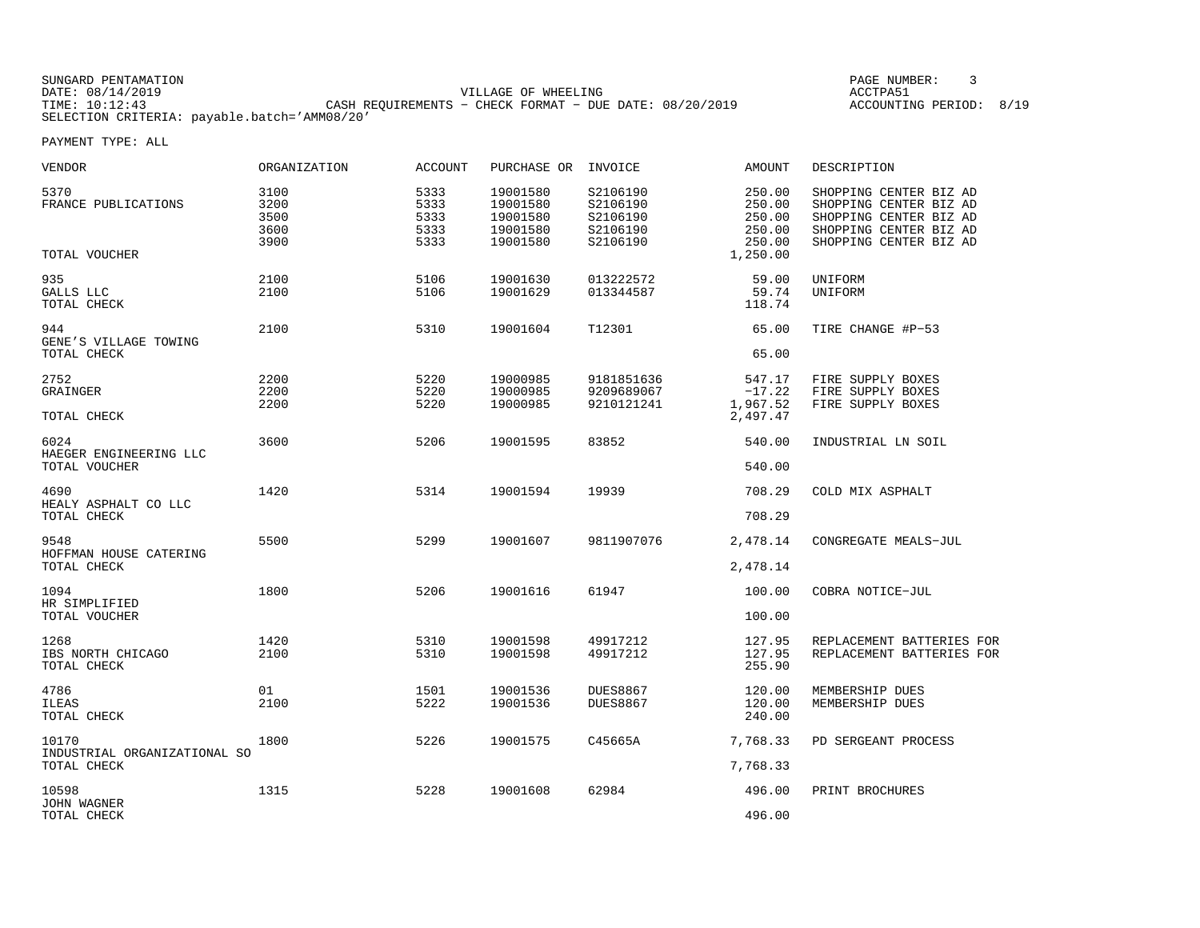SUNGARD PENTAMATION
DATE: 08/14/2019
TIME: 10:12:43
SELECTION CRITERIA: payable.batch='AMM08/20'

VILLAGE OF WHEELING
CASH REQUIREMENTS - CHECK FORMAT - DUE DATE: 08/20/2019

PAGE NUMBER: 3
ACCTPA51
ACCOUNTING PERIOD: 8/19

PAYMENT TYPE: ALL

| VENDOR | ORGANIZATION | ACCOUNT | PURCHASE OR | INVOICE | AMOUNT | DESCRIPTION |
|---|---|---|---|---|---|---|
| 5370 | 3100 | 5333 | 19001580 | S2106190 | 250.00 | SHOPPING CENTER BIZ AD |
| FRANCE PUBLICATIONS | 3200 | 5333 | 19001580 | S2106190 | 250.00 | SHOPPING CENTER BIZ AD |
| | 3500 | 5333 | 19001580 | S2106190 | 250.00 | SHOPPING CENTER BIZ AD |
| | 3600 | 5333 | 19001580 | S2106190 | 250.00 | SHOPPING CENTER BIZ AD |
| | 3900 | 5333 | 19001580 | S2106190 | 250.00 | SHOPPING CENTER BIZ AD |
| TOTAL VOUCHER | | | | | 1,250.00 | |
| 935 | 2100 | 5106 | 19001630 | 013222572 | 59.00 | UNIFORM |
| GALLS LLC | 2100 | 5106 | 19001629 | 013344587 | 59.74 | UNIFORM |
| TOTAL CHECK | | | | | 118.74 | |
| 944 | 2100 | 5310 | 19001604 | T12301 | 65.00 | TIRE CHANGE #P-53 |
| GENE'S VILLAGE TOWING | | | | | | |
| TOTAL CHECK | | | | | 65.00 | |
| 2752 | 2200 | 5220 | 19000985 | 9181851636 | 547.17 | FIRE SUPPLY BOXES |
| GRAINGER | 2200 | 5220 | 19000985 | 9209689067 | -17.22 | FIRE SUPPLY BOXES |
| | 2200 | 5220 | 19000985 | 9210121241 | 1,967.52 | FIRE SUPPLY BOXES |
| TOTAL CHECK | | | | | 2,497.47 | |
| 6024 | 3600 | 5206 | 19001595 | 83852 | 540.00 | INDUSTRIAL LN SOIL |
| HAEGER ENGINEERING LLC | | | | | | |
| TOTAL VOUCHER | | | | | 540.00 | |
| 4690 | 1420 | 5314 | 19001594 | 19939 | 708.29 | COLD MIX ASPHALT |
| HEALY ASPHALT CO LLC | | | | | | |
| TOTAL CHECK | | | | | 708.29 | |
| 9548 | 5500 | 5299 | 19001607 | 9811907076 | 2,478.14 | CONGREGATE MEALS-JUL |
| HOFFMAN HOUSE CATERING | | | | | | |
| TOTAL CHECK | | | | | 2,478.14 | |
| 1094 | 1800 | 5206 | 19001616 | 61947 | 100.00 | COBRA NOTICE-JUL |
| HR SIMPLIFIED | | | | | | |
| TOTAL VOUCHER | | | | | 100.00 | |
| 1268 | 1420 | 5310 | 19001598 | 49917212 | 127.95 | REPLACEMENT BATTERIES FOR |
| IBS NORTH CHICAGO | 2100 | 5310 | 19001598 | 49917212 | 127.95 | REPLACEMENT BATTERIES FOR |
| TOTAL CHECK | | | | | 255.90 | |
| 4786 | 01 | 1501 | 19001536 | DUES8867 | 120.00 | MEMBERSHIP DUES |
| ILEAS | 2100 | 5222 | 19001536 | DUES8867 | 120.00 | MEMBERSHIP DUES |
| TOTAL CHECK | | | | | 240.00 | |
| 10170 | 1800 | 5226 | 19001575 | C45665A | 7,768.33 | PD SERGEANT PROCESS |
| INDUSTRIAL ORGANIZATIONAL SO | | | | | | |
| TOTAL CHECK | | | | | 7,768.33 | |
| 10598 | 1315 | 5228 | 19001608 | 62984 | 496.00 | PRINT BROCHURES |
| JOHN WAGNER | | | | | | |
| TOTAL CHECK | | | | | 496.00 | |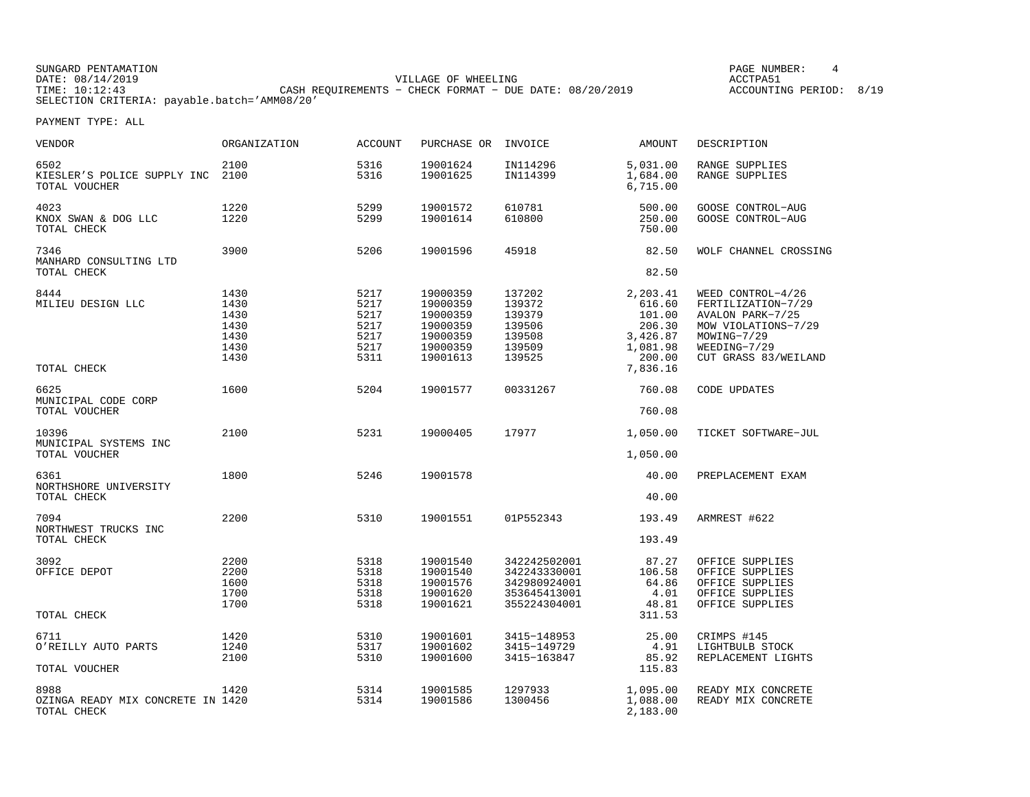SUNGARD PENTAMATION
DATE: 08/14/2019
TIME: 10:12:43
SELECTION CRITERIA: payable.batch='AMM08/20'

VILLAGE OF WHEELING
CASH REQUIREMENTS - CHECK FORMAT - DUE DATE: 08/20/2019

PAGE NUMBER: 4
ACCTPA51
ACCOUNTING PERIOD: 8/19

PAYMENT TYPE: ALL

| VENDOR | ORGANIZATION | ACCOUNT | PURCHASE OR | INVOICE | AMOUNT | DESCRIPTION |
|---|---|---|---|---|---|---|
| 6502 | 2100 | 5316 | 19001624 | IN114296 | 5,031.00 | RANGE SUPPLIES |
| KIESLER'S POLICE SUPPLY INC | 2100 | 5316 | 19001625 | IN114399 | 1,684.00 | RANGE SUPPLIES |
| TOTAL VOUCHER | | | | | 6,715.00 | |
| 4023 | 1220 | 5299 | 19001572 | 610781 | 500.00 | GOOSE CONTROL-AUG |
| KNOX SWAN & DOG LLC | 1220 | 5299 | 19001614 | 610800 | 250.00 | GOOSE CONTROL-AUG |
| TOTAL CHECK | | | | | 750.00 | |
| 7346 | 3900 | 5206 | 19001596 | 45918 | 82.50 | WOLF CHANNEL CROSSING |
| MANHARD CONSULTING LTD | | | | | | |
| TOTAL CHECK | | | | | 82.50 | |
| 8444 | 1430 | 5217 | 19000359 | 137202 | 2,203.41 | WEED CONTROL-4/26 |
| MILIEU DESIGN LLC | 1430 | 5217 | 19000359 | 139372 | 616.60 | FERTILIZATION-7/29 |
| | 1430 | 5217 | 19000359 | 139379 | 101.00 | AVALON PARK-7/25 |
| | 1430 | 5217 | 19000359 | 139506 | 206.30 | MOW VIOLATIONS-7/29 |
| | 1430 | 5217 | 19000359 | 139508 | 3,426.87 | MOWING-7/29 |
| | 1430 | 5217 | 19000359 | 139509 | 1,081.98 | WEEDING-7/29 |
| | 1430 | 5311 | 19001613 | 139525 | 200.00 | CUT GRASS 83/WEILAND |
| TOTAL CHECK | | | | | 7,836.16 | |
| 6625 | 1600 | 5204 | 19001577 | 00331267 | 760.08 | CODE UPDATES |
| MUNICIPAL CODE CORP | | | | | | |
| TOTAL VOUCHER | | | | | 760.08 | |
| 10396 | 2100 | 5231 | 19000405 | 17977 | 1,050.00 | TICKET SOFTWARE-JUL |
| MUNICIPAL SYSTEMS INC | | | | | | |
| TOTAL VOUCHER | | | | | 1,050.00 | |
| 6361 | 1800 | 5246 | 19001578 | | 40.00 | PREPLACEMENT EXAM |
| NORTHSHORE UNIVERSITY | | | | | | |
| TOTAL CHECK | | | | | 40.00 | |
| 7094 | 2200 | 5310 | 19001551 | 01P552343 | 193.49 | ARMREST #622 |
| NORTHWEST TRUCKS INC | | | | | | |
| TOTAL CHECK | | | | | 193.49 | |
| 3092 | 2200 | 5318 | 19001540 | 342242502001 | 87.27 | OFFICE SUPPLIES |
| OFFICE DEPOT | 2200 | 5318 | 19001540 | 342243330001 | 106.58 | OFFICE SUPPLIES |
| | 1600 | 5318 | 19001576 | 342980924001 | 64.86 | OFFICE SUPPLIES |
| | 1700 | 5318 | 19001620 | 353645413001 | 4.01 | OFFICE SUPPLIES |
| | 1700 | 5318 | 19001621 | 355224304001 | 48.81 | OFFICE SUPPLIES |
| TOTAL CHECK | | | | | 311.53 | |
| 6711 | 1420 | 5310 | 19001601 | 3415-148953 | 25.00 | CRIMPS #145 |
| O'REILLY AUTO PARTS | 1240 | 5317 | 19001602 | 3415-149729 | 4.91 | LIGHTBULB STOCK |
| | 2100 | 5310 | 19001600 | 3415-163847 | 85.92 | REPLACEMENT LIGHTS |
| TOTAL VOUCHER | | | | | 115.83 | |
| 8988 | 1420 | 5314 | 19001585 | 1297933 | 1,095.00 | READY MIX CONCRETE |
| OZINGA READY MIX CONCRETE IN | 1420 | 5314 | 19001586 | 1300456 | 1,088.00 | READY MIX CONCRETE |
| TOTAL CHECK | | | | | 2,183.00 | |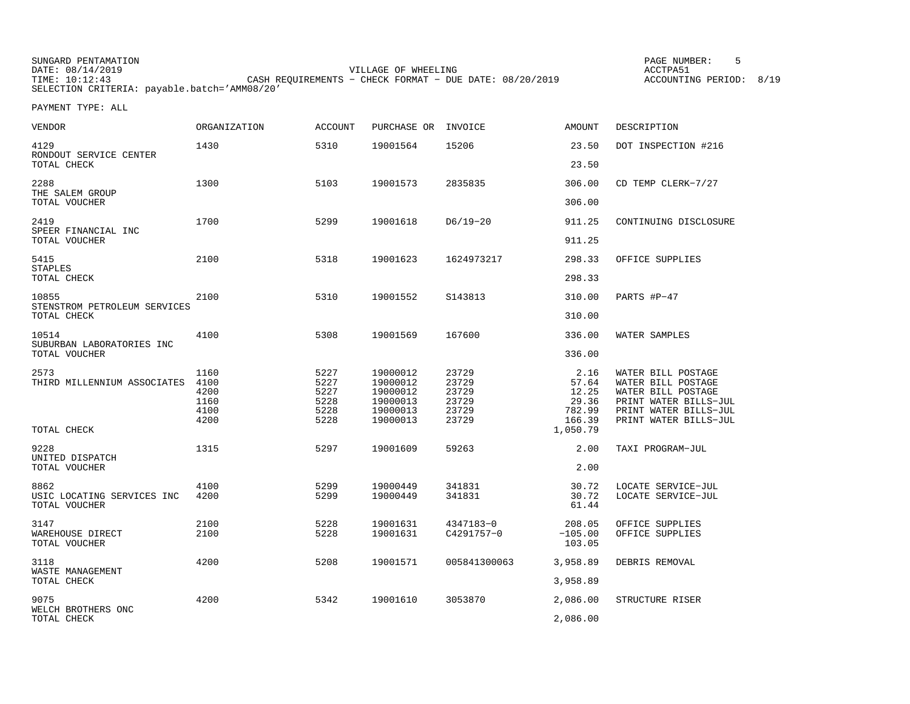SUNGARD PENTAMATION
DATE: 08/14/2019
TIME: 10:12:43
SELECTION CRITERIA: payable.batch='AMM08/20'

VILLAGE OF WHEELING
CASH REQUIREMENTS - CHECK FORMAT - DUE DATE: 08/20/2019

ACCTPA51
ACCOUNTING PERIOD: 8/19

PAYMENT TYPE: ALL

| VENDOR | ORGANIZATION | ACCOUNT | PURCHASE OR | INVOICE | AMOUNT | DESCRIPTION |
|---|---|---|---|---|---|---|
| 4129 RONDOUT SERVICE CENTER | 1430 | 5310 | 19001564 | 15206 | 23.50 | DOT INSPECTION #216 |
| TOTAL CHECK | | | | | 23.50 | |
| 2288 THE SALEM GROUP | 1300 | 5103 | 19001573 | 2835835 | 306.00 | CD TEMP CLERK-7/27 |
| TOTAL VOUCHER | | | | | 306.00 | |
| 2419 SPEER FINANCIAL INC | 1700 | 5299 | 19001618 | D6/19-20 | 911.25 | CONTINUING DISCLOSURE |
| TOTAL VOUCHER | | | | | 911.25 | |
| 5415 STAPLES | 2100 | 5318 | 19001623 | 1624973217 | 298.33 | OFFICE SUPPLIES |
| TOTAL CHECK | | | | | 298.33 | |
| 10855 STENSTROM PETROLEUM SERVICES | 2100 | 5310 | 19001552 | S143813 | 310.00 | PARTS #P-47 |
| TOTAL CHECK | | | | | 310.00 | |
| 10514 SUBURBAN LABORATORIES INC | 4100 | 5308 | 19001569 | 167600 | 336.00 | WATER SAMPLES |
| TOTAL VOUCHER | | | | | 336.00 | |
| 2573 | 1160 | 5227 | 19000012 | 23729 | 2.16 | WATER BILL POSTAGE |
| THIRD MILLENNIUM ASSOCIATES | 4100 | 5227 | 19000012 | 23729 | 57.64 | WATER BILL POSTAGE |
| | 4200 | 5227 | 19000012 | 23729 | 12.25 | WATER BILL POSTAGE |
| | 1160 | 5228 | 19000013 | 23729 | 29.36 | PRINT WATER BILLS-JUL |
| | 4100 | 5228 | 19000013 | 23729 | 782.99 | PRINT WATER BILLS-JUL |
| | 4200 | 5228 | 19000013 | 23729 | 166.39 | PRINT WATER BILLS-JUL |
| TOTAL CHECK | | | | | 1,050.79 | |
| 9228 UNITED DISPATCH | 1315 | 5297 | 19001609 | 59263 | 2.00 | TAXI PROGRAM-JUL |
| TOTAL VOUCHER | | | | | 2.00 | |
| 8862 | 4100 | 5299 | 19000449 | 341831 | 30.72 | LOCATE SERVICE-JUL |
| USIC LOCATING SERVICES INC | 4200 | 5299 | 19000449 | 341831 | 30.72 | LOCATE SERVICE-JUL |
| TOTAL VOUCHER | | | | | 61.44 | |
| 3147 | 2100 | 5228 | 19001631 | 4347183-0 | 208.05 | OFFICE SUPPLIES |
| WAREHOUSE DIRECT | 2100 | 5228 | 19001631 | C4291757-0 | -105.00 | OFFICE SUPPLIES |
| TOTAL VOUCHER | | | | | 103.05 | |
| 3118 WASTE MANAGEMENT | 4200 | 5208 | 19001571 | 005841300063 | 3,958.89 | DEBRIS REMOVAL |
| TOTAL CHECK | | | | | 3,958.89 | |
| 9075 WELCH BROTHERS ONC | 4200 | 5342 | 19001610 | 3053870 | 2,086.00 | STRUCTURE RISER |
| TOTAL CHECK | | | | | 2,086.00 | |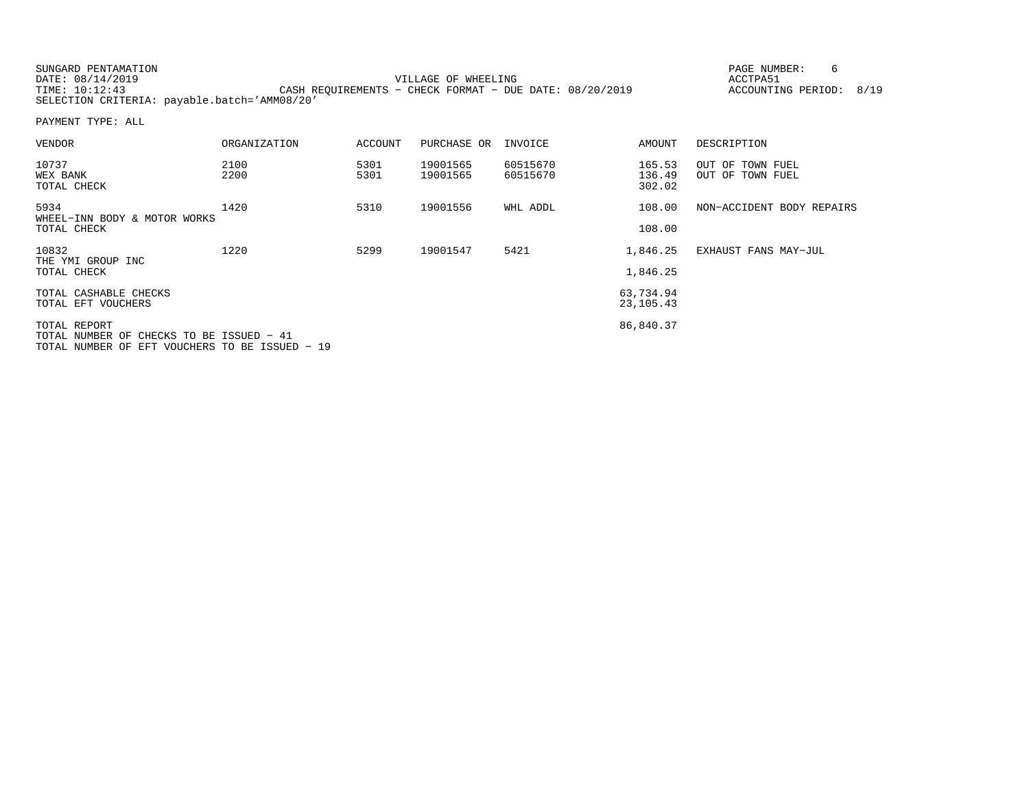SUNGARD PENTAMATION
DATE: 08/14/2019
TIME: 10:12:43
SELECTION CRITERIA: payable.batch='AMM08/20'

VILLAGE OF WHEELING
CASH REQUIREMENTS - CHECK FORMAT - DUE DATE: 08/20/2019

PAGE NUMBER: 6
ACCTPA51
ACCOUNTING PERIOD: 8/19

PAYMENT TYPE: ALL

| VENDOR | ORGANIZATION | ACCOUNT | PURCHASE OR | INVOICE | AMOUNT | DESCRIPTION |
|---|---|---|---|---|---|---|
| 10737 | 2100 | 5301 | 19001565 | 60515670 | 165.53 | OUT OF TOWN FUEL |
| WEX BANK | 2200 | 5301 | 19001565 | 60515670 | 136.49 | OUT OF TOWN FUEL |
| TOTAL CHECK | | | | | 302.02 | |
| 5934 | 1420 | 5310 | 19001556 | WHL ADDL | 108.00 | NON-ACCIDENT BODY REPAIRS |
| WHEEL-INN BODY & MOTOR WORKS | | | | | | |
| TOTAL CHECK | | | | | 108.00 | |
| 10832 | 1220 | 5299 | 19001547 | 5421 | 1,846.25 | EXHAUST FANS MAY-JUL |
| THE YMI GROUP INC | | | | | | |
| TOTAL CHECK | | | | | 1,846.25 | |
| TOTAL CASHABLE CHECKS | | | | | 63,734.94 | |
| TOTAL EFT VOUCHERS | | | | | 23,105.43 | |
| TOTAL REPORT | | | | | 86,840.37 | |

TOTAL NUMBER OF CHECKS TO BE ISSUED - 41
TOTAL NUMBER OF EFT VOUCHERS TO BE ISSUED - 19